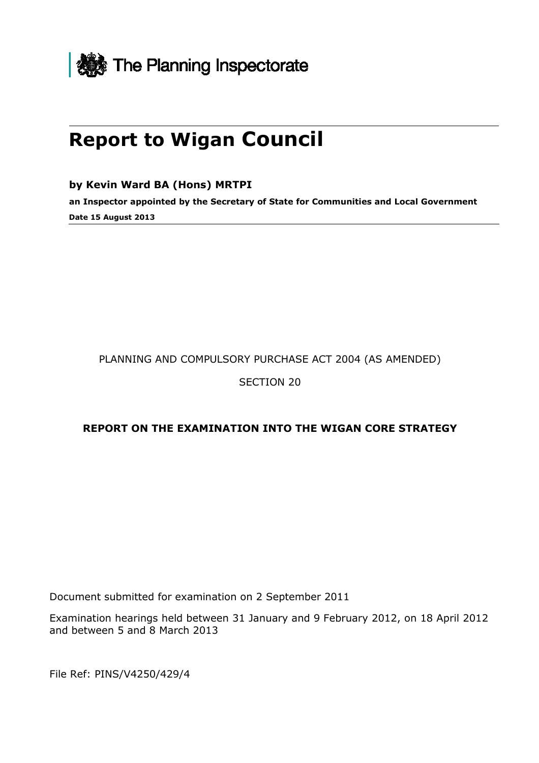The Planning Inspectorate

# Report to Wigan Council

**by Kevin Ward BA (Hons) MRTPI**

**an Inspector appointed by the Secretary of State for Communities and Local Government**

**Date 15 August 2013**

PLANNING AND COMPULSORY PURCHASE ACT 2004 (AS AMENDED)

SECTION 20

**REPORT ON THE EXAMINATION INTO THE WIGAN CORE STRATEGY**

Document submitted for examination on 2 September 2011

Examination hearings held between 31 January and 9 February 2012, on 18 April 2012 and between 5 and 8 March 2013

File Ref: PINS/V4250/429/4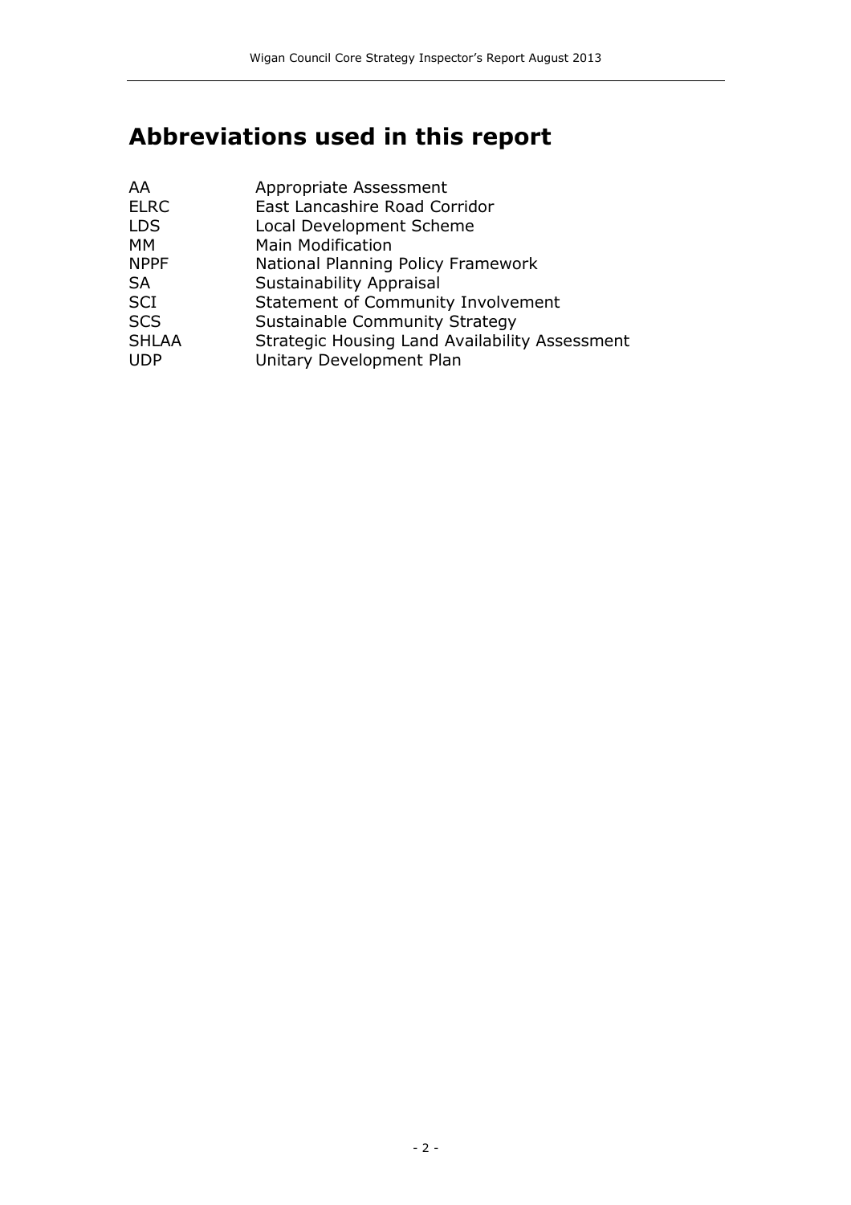# Abbreviations used in this report

| | |
|---|---|
| AA | Appropriate Assessment |
| ELRC | East Lancashire Road Corridor |
| LDS | Local Development Scheme |
| MM | Main Modification |
| NPPF | National Planning Policy Framework |
| SA | Sustainability Appraisal |
| SCI | Statement of Community Involvement |
| SCS | Sustainable Community Strategy |
| SHLAA | Strategic Housing Land Availability Assessment |
| UDP | Unitary Development Plan |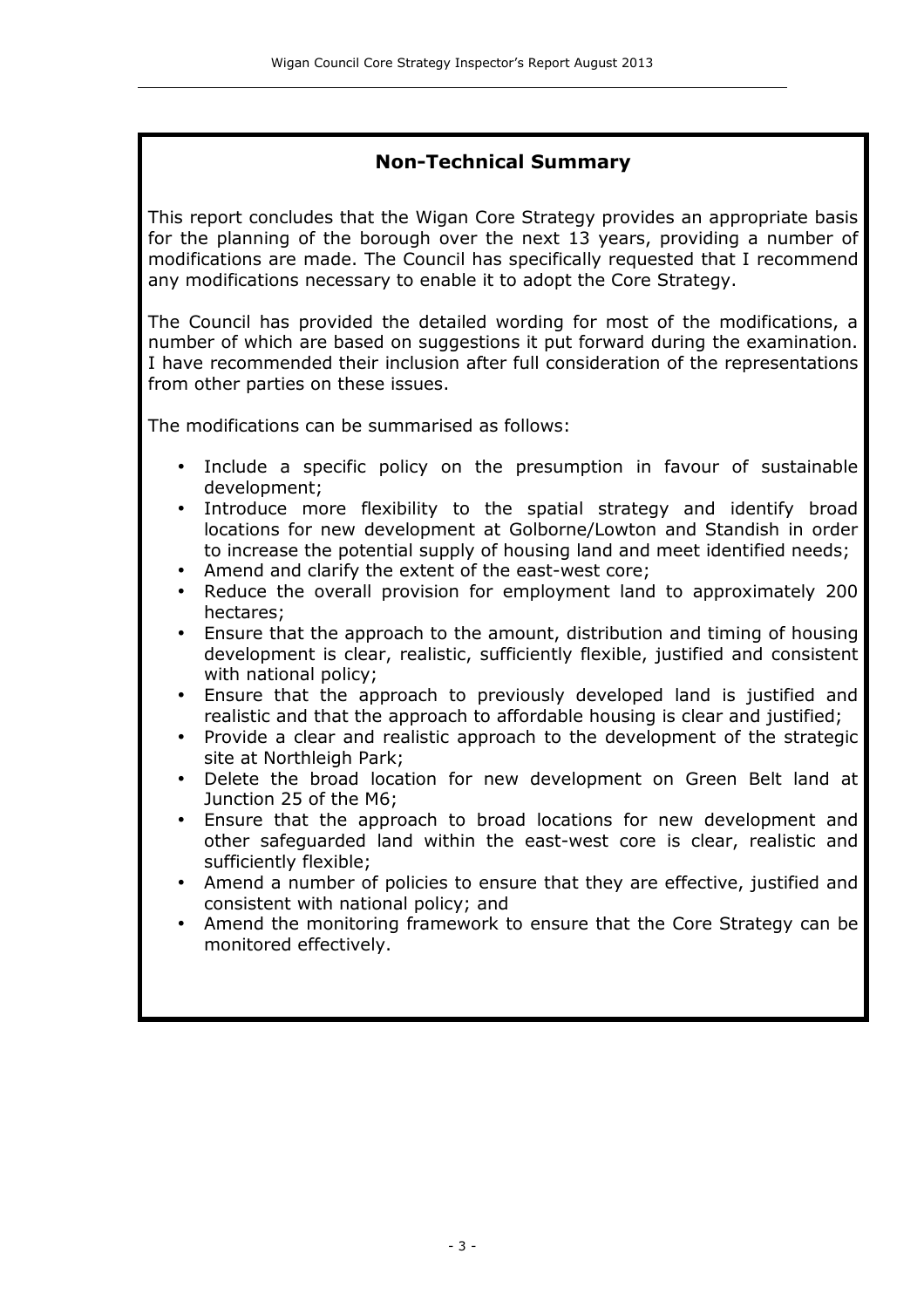## Non-Technical Summary

This report concludes that the Wigan Core Strategy provides an appropriate basis for the planning of the borough over the next 13 years, providing a number of modifications are made. The Council has specifically requested that I recommend any modifications necessary to enable it to adopt the Core Strategy.

The Council has provided the detailed wording for most of the modifications, a number of which are based on suggestions it put forward during the examination. I have recommended their inclusion after full consideration of the representations from other parties on these issues.

The modifications can be summarised as follows:

- Include a specific policy on the presumption in favour of sustainable development;
- Introduce more flexibility to the spatial strategy and identify broad locations for new development at Golborne/Lowton and Standish in order to increase the potential supply of housing land and meet identified needs;
- Amend and clarify the extent of the east-west core;
- Reduce the overall provision for employment land to approximately 200 hectares;
- Ensure that the approach to the amount, distribution and timing of housing development is clear, realistic, sufficiently flexible, justified and consistent with national policy;
- Ensure that the approach to previously developed land is justified and realistic and that the approach to affordable housing is clear and justified;
- Provide a clear and realistic approach to the development of the strategic site at Northleigh Park;
- Delete the broad location for new development on Green Belt land at Junction 25 of the M6;
- Ensure that the approach to broad locations for new development and other safeguarded land within the east-west core is clear, realistic and sufficiently flexible;
- Amend a number of policies to ensure that they are effective, justified and consistent with national policy; and
- Amend the monitoring framework to ensure that the Core Strategy can be monitored effectively.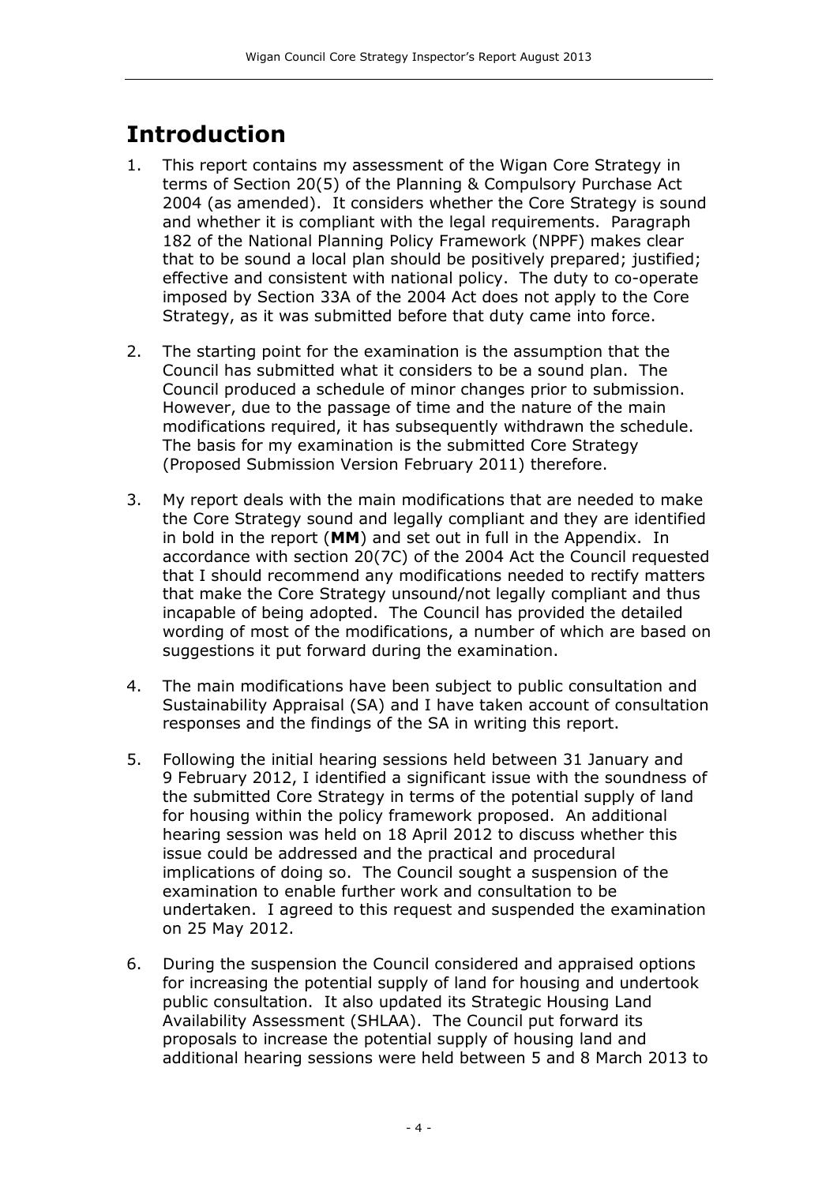# Introduction

1. This report contains my assessment of the Wigan Core Strategy in terms of Section 20(5) of the Planning & Compulsory Purchase Act 2004 (as amended). It considers whether the Core Strategy is sound and whether it is compliant with the legal requirements. Paragraph 182 of the National Planning Policy Framework (NPPF) makes clear that to be sound a local plan should be positively prepared; justified; effective and consistent with national policy. The duty to co-operate imposed by Section 33A of the 2004 Act does not apply to the Core Strategy, as it was submitted before that duty came into force.

2. The starting point for the examination is the assumption that the Council has submitted what it considers to be a sound plan. The Council produced a schedule of minor changes prior to submission. However, due to the passage of time and the nature of the main modifications required, it has subsequently withdrawn the schedule. The basis for my examination is the submitted Core Strategy (Proposed Submission Version February 2011) therefore.

3. My report deals with the main modifications that are needed to make the Core Strategy sound and legally compliant and they are identified in bold in the report (**MM**) and set out in full in the Appendix. In accordance with section 20(7C) of the 2004 Act the Council requested that I should recommend any modifications needed to rectify matters that make the Core Strategy unsound/not legally compliant and thus incapable of being adopted. The Council has provided the detailed wording of most of the modifications, a number of which are based on suggestions it put forward during the examination.

4. The main modifications have been subject to public consultation and Sustainability Appraisal (SA) and I have taken account of consultation responses and the findings of the SA in writing this report.

5. Following the initial hearing sessions held between 31 January and 9 February 2012, I identified a significant issue with the soundness of the submitted Core Strategy in terms of the potential supply of land for housing within the policy framework proposed. An additional hearing session was held on 18 April 2012 to discuss whether this issue could be addressed and the practical and procedural implications of doing so. The Council sought a suspension of the examination to enable further work and consultation to be undertaken. I agreed to this request and suspended the examination on 25 May 2012.

6. During the suspension the Council considered and appraised options for increasing the potential supply of land for housing and undertook public consultation. It also updated its Strategic Housing Land Availability Assessment (SHLAA). The Council put forward its proposals to increase the potential supply of housing land and additional hearing sessions were held between 5 and 8 March 2013 to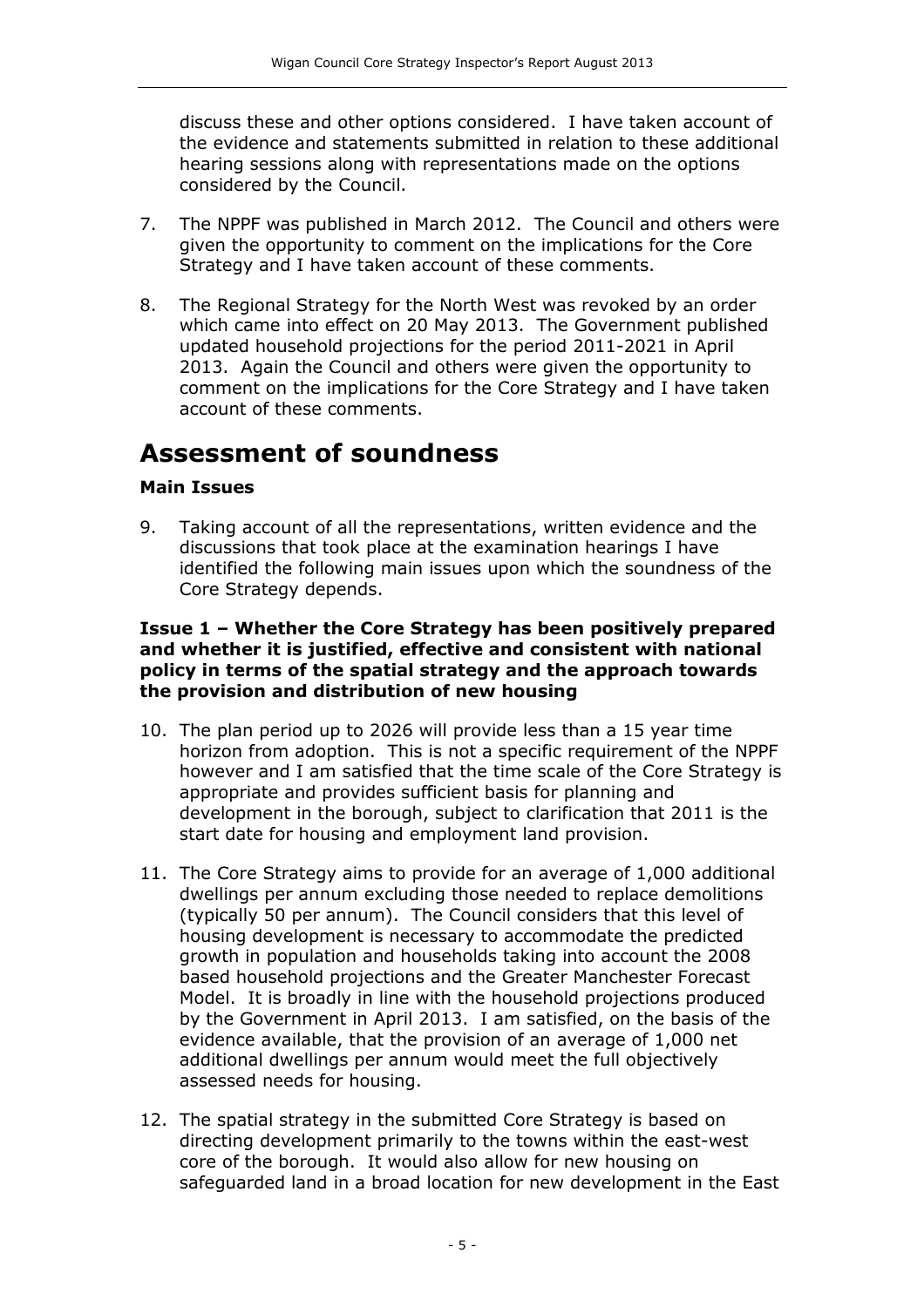discuss these and other options considered. I have taken account of the evidence and statements submitted in relation to these additional hearing sessions along with representations made on the options considered by the Council.

7. The NPPF was published in March 2012. The Council and others were given the opportunity to comment on the implications for the Core Strategy and I have taken account of these comments.

8. The Regional Strategy for the North West was revoked by an order which came into effect on 20 May 2013. The Government published updated household projections for the period 2011-2021 in April 2013. Again the Council and others were given the opportunity to comment on the implications for the Core Strategy and I have taken account of these comments.

# Assessment of soundness

### Main Issues

9. Taking account of all the representations, written evidence and the discussions that took place at the examination hearings I have identified the following main issues upon which the soundness of the Core Strategy depends.

**Issue 1 – Whether the Core Strategy has been positively prepared and whether it is justified, effective and consistent with national policy in terms of the spatial strategy and the approach towards the provision and distribution of new housing**

10. The plan period up to 2026 will provide less than a 15 year time horizon from adoption. This is not a specific requirement of the NPPF however and I am satisfied that the time scale of the Core Strategy is appropriate and provides sufficient basis for planning and development in the borough, subject to clarification that 2011 is the start date for housing and employment land provision.

11. The Core Strategy aims to provide for an average of 1,000 additional dwellings per annum excluding those needed to replace demolitions (typically 50 per annum). The Council considers that this level of housing development is necessary to accommodate the predicted growth in population and households taking into account the 2008 based household projections and the Greater Manchester Forecast Model. It is broadly in line with the household projections produced by the Government in April 2013. I am satisfied, on the basis of the evidence available, that the provision of an average of 1,000 net additional dwellings per annum would meet the full objectively assessed needs for housing.

12. The spatial strategy in the submitted Core Strategy is based on directing development primarily to the towns within the east-west core of the borough. It would also allow for new housing on safeguarded land in a broad location for new development in the East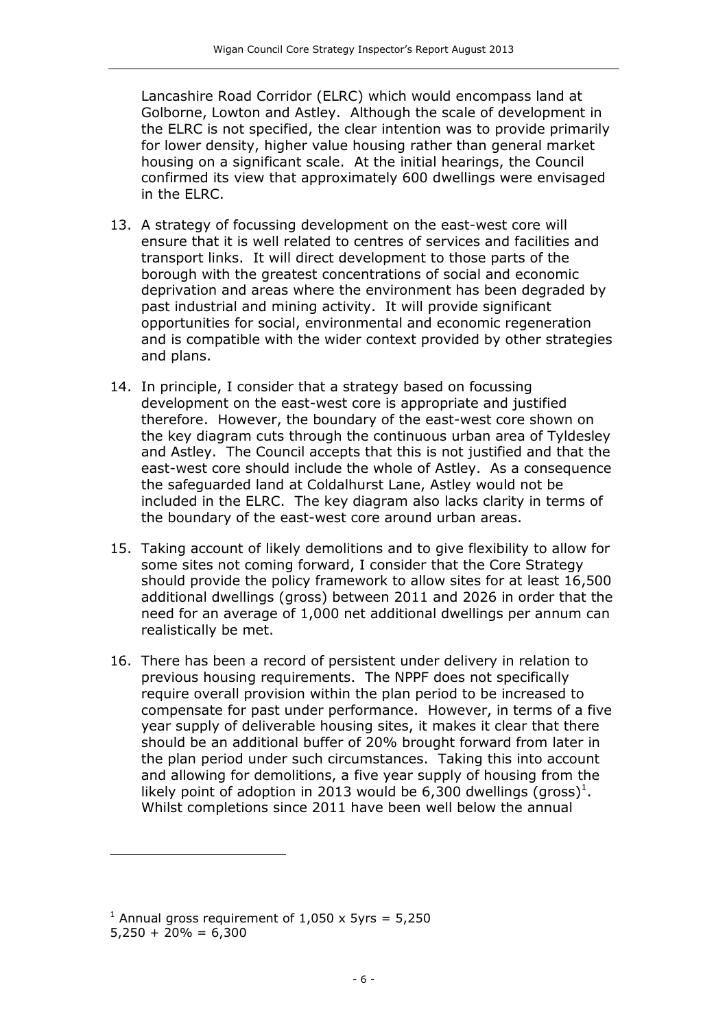Lancashire Road Corridor (ELRC) which would encompass land at Golborne, Lowton and Astley. Although the scale of development in the ELRC is not specified, the clear intention was to provide primarily for lower density, higher value housing rather than general market housing on a significant scale. At the initial hearings, the Council confirmed its view that approximately 600 dwellings were envisaged in the ELRC.

13. A strategy of focussing development on the east-west core will ensure that it is well related to centres of services and facilities and transport links. It will direct development to those parts of the borough with the greatest concentrations of social and economic deprivation and areas where the environment has been degraded by past industrial and mining activity. It will provide significant opportunities for social, environmental and economic regeneration and is compatible with the wider context provided by other strategies and plans.

14. In principle, I consider that a strategy based on focussing development on the east-west core is appropriate and justified therefore. However, the boundary of the east-west core shown on the key diagram cuts through the continuous urban area of Tyldesley and Astley. The Council accepts that this is not justified and that the east-west core should include the whole of Astley. As a consequence the safeguarded land at Coldalhurst Lane, Astley would not be included in the ELRC. The key diagram also lacks clarity in terms of the boundary of the east-west core around urban areas.

15. Taking account of likely demolitions and to give flexibility to allow for some sites not coming forward, I consider that the Core Strategy should provide the policy framework to allow sites for at least 16,500 additional dwellings (gross) between 2011 and 2026 in order that the need for an average of 1,000 net additional dwellings per annum can realistically be met.

16. There has been a record of persistent under delivery in relation to previous housing requirements. The NPPF does not specifically require overall provision within the plan period to be increased to compensate for past under performance. However, in terms of a five year supply of deliverable housing sites, it makes it clear that there should be an additional buffer of 20% brought forward from later in the plan period under such circumstances. Taking this into account and allowing for demolitions, a five year supply of housing from the likely point of adoption in 2013 would be 6,300 dwellings (gross)[1]. Whilst completions since 2011 have been well below the annual

---

[1] Annual gross requirement of 1,050 x 5yrs = 5,250
5,250 + 20% = 6,300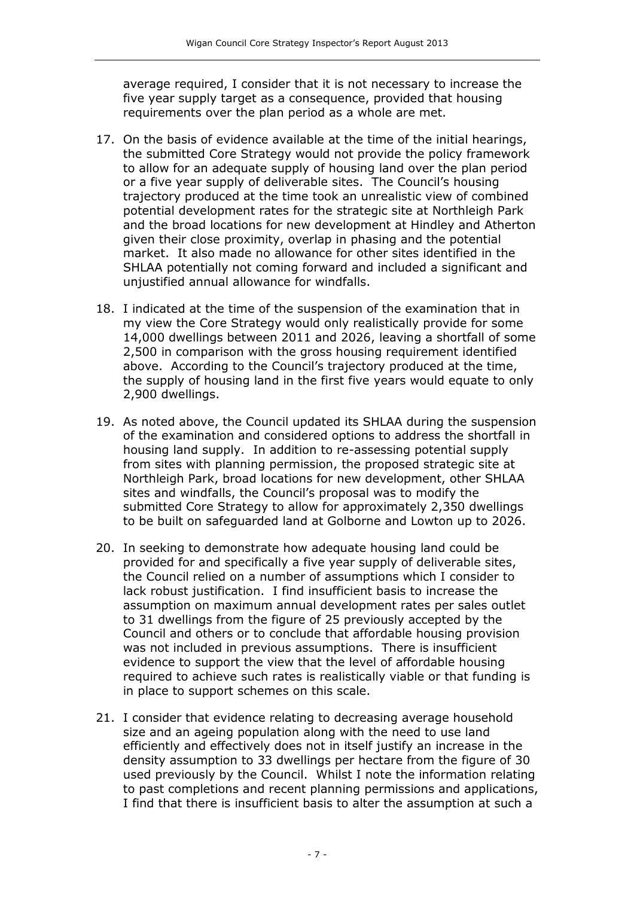average required, I consider that it is not necessary to increase the five year supply target as a consequence, provided that housing requirements over the plan period as a whole are met.

17. On the basis of evidence available at the time of the initial hearings, the submitted Core Strategy would not provide the policy framework to allow for an adequate supply of housing land over the plan period or a five year supply of deliverable sites. The Council's housing trajectory produced at the time took an unrealistic view of combined potential development rates for the strategic site at Northleigh Park and the broad locations for new development at Hindley and Atherton given their close proximity, overlap in phasing and the potential market. It also made no allowance for other sites identified in the SHLAA potentially not coming forward and included a significant and unjustified annual allowance for windfalls.

18. I indicated at the time of the suspension of the examination that in my view the Core Strategy would only realistically provide for some 14,000 dwellings between 2011 and 2026, leaving a shortfall of some 2,500 in comparison with the gross housing requirement identified above. According to the Council's trajectory produced at the time, the supply of housing land in the first five years would equate to only 2,900 dwellings.

19. As noted above, the Council updated its SHLAA during the suspension of the examination and considered options to address the shortfall in housing land supply. In addition to re-assessing potential supply from sites with planning permission, the proposed strategic site at Northleigh Park, broad locations for new development, other SHLAA sites and windfalls, the Council's proposal was to modify the submitted Core Strategy to allow for approximately 2,350 dwellings to be built on safeguarded land at Golborne and Lowton up to 2026.

20. In seeking to demonstrate how adequate housing land could be provided for and specifically a five year supply of deliverable sites, the Council relied on a number of assumptions which I consider to lack robust justification. I find insufficient basis to increase the assumption on maximum annual development rates per sales outlet to 31 dwellings from the figure of 25 previously accepted by the Council and others or to conclude that affordable housing provision was not included in previous assumptions. There is insufficient evidence to support the view that the level of affordable housing required to achieve such rates is realistically viable or that funding is in place to support schemes on this scale.

21. I consider that evidence relating to decreasing average household size and an ageing population along with the need to use land efficiently and effectively does not in itself justify an increase in the density assumption to 33 dwellings per hectare from the figure of 30 used previously by the Council. Whilst I note the information relating to past completions and recent planning permissions and applications, I find that there is insufficient basis to alter the assumption at such a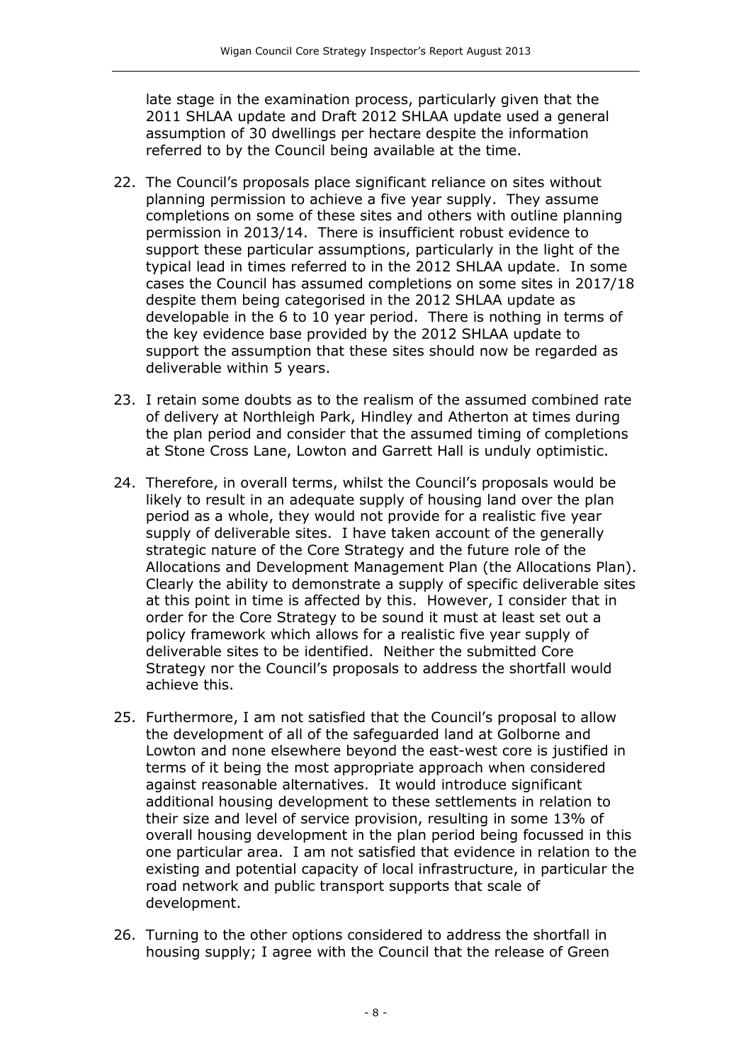late stage in the examination process, particularly given that the 2011 SHLAA update and Draft 2012 SHLAA update used a general assumption of 30 dwellings per hectare despite the information referred to by the Council being available at the time.

22. The Council's proposals place significant reliance on sites without planning permission to achieve a five year supply. They assume completions on some of these sites and others with outline planning permission in 2013/14. There is insufficient robust evidence to support these particular assumptions, particularly in the light of the typical lead in times referred to in the 2012 SHLAA update. In some cases the Council has assumed completions on some sites in 2017/18 despite them being categorised in the 2012 SHLAA update as developable in the 6 to 10 year period. There is nothing in terms of the key evidence base provided by the 2012 SHLAA update to support the assumption that these sites should now be regarded as deliverable within 5 years.

23. I retain some doubts as to the realism of the assumed combined rate of delivery at Northleigh Park, Hindley and Atherton at times during the plan period and consider that the assumed timing of completions at Stone Cross Lane, Lowton and Garrett Hall is unduly optimistic.

24. Therefore, in overall terms, whilst the Council's proposals would be likely to result in an adequate supply of housing land over the plan period as a whole, they would not provide for a realistic five year supply of deliverable sites. I have taken account of the generally strategic nature of the Core Strategy and the future role of the Allocations and Development Management Plan (the Allocations Plan). Clearly the ability to demonstrate a supply of specific deliverable sites at this point in time is affected by this. However, I consider that in order for the Core Strategy to be sound it must at least set out a policy framework which allows for a realistic five year supply of deliverable sites to be identified. Neither the submitted Core Strategy nor the Council's proposals to address the shortfall would achieve this.

25. Furthermore, I am not satisfied that the Council's proposal to allow the development of all of the safeguarded land at Golborne and Lowton and none elsewhere beyond the east-west core is justified in terms of it being the most appropriate approach when considered against reasonable alternatives. It would introduce significant additional housing development to these settlements in relation to their size and level of service provision, resulting in some 13% of overall housing development in the plan period being focussed in this one particular area. I am not satisfied that evidence in relation to the existing and potential capacity of local infrastructure, in particular the road network and public transport supports that scale of development.

26. Turning to the other options considered to address the shortfall in housing supply; I agree with the Council that the release of Green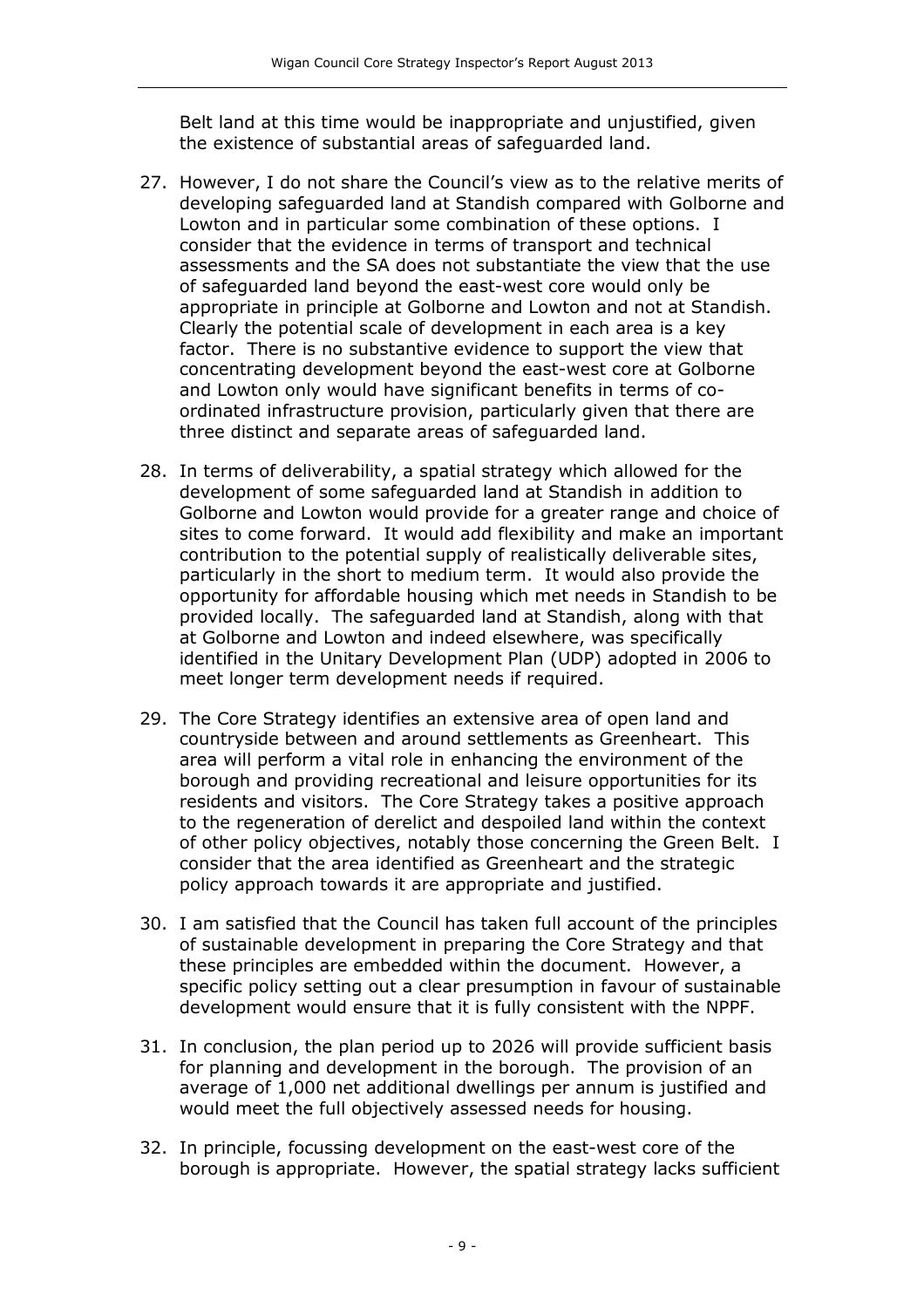Belt land at this time would be inappropriate and unjustified, given the existence of substantial areas of safeguarded land.

27. However, I do not share the Council's view as to the relative merits of developing safeguarded land at Standish compared with Golborne and Lowton and in particular some combination of these options. I consider that the evidence in terms of transport and technical assessments and the SA does not substantiate the view that the use of safeguarded land beyond the east-west core would only be appropriate in principle at Golborne and Lowton and not at Standish. Clearly the potential scale of development in each area is a key factor. There is no substantive evidence to support the view that concentrating development beyond the east-west core at Golborne and Lowton only would have significant benefits in terms of co-ordinated infrastructure provision, particularly given that there are three distinct and separate areas of safeguarded land.

28. In terms of deliverability, a spatial strategy which allowed for the development of some safeguarded land at Standish in addition to Golborne and Lowton would provide for a greater range and choice of sites to come forward. It would add flexibility and make an important contribution to the potential supply of realistically deliverable sites, particularly in the short to medium term. It would also provide the opportunity for affordable housing which met needs in Standish to be provided locally. The safeguarded land at Standish, along with that at Golborne and Lowton and indeed elsewhere, was specifically identified in the Unitary Development Plan (UDP) adopted in 2006 to meet longer term development needs if required.

29. The Core Strategy identifies an extensive area of open land and countryside between and around settlements as Greenheart. This area will perform a vital role in enhancing the environment of the borough and providing recreational and leisure opportunities for its residents and visitors. The Core Strategy takes a positive approach to the regeneration of derelict and despoiled land within the context of other policy objectives, notably those concerning the Green Belt. I consider that the area identified as Greenheart and the strategic policy approach towards it are appropriate and justified.

30. I am satisfied that the Council has taken full account of the principles of sustainable development in preparing the Core Strategy and that these principles are embedded within the document. However, a specific policy setting out a clear presumption in favour of sustainable development would ensure that it is fully consistent with the NPPF.

31. In conclusion, the plan period up to 2026 will provide sufficient basis for planning and development in the borough. The provision of an average of 1,000 net additional dwellings per annum is justified and would meet the full objectively assessed needs for housing.

32. In principle, focussing development on the east-west core of the borough is appropriate. However, the spatial strategy lacks sufficient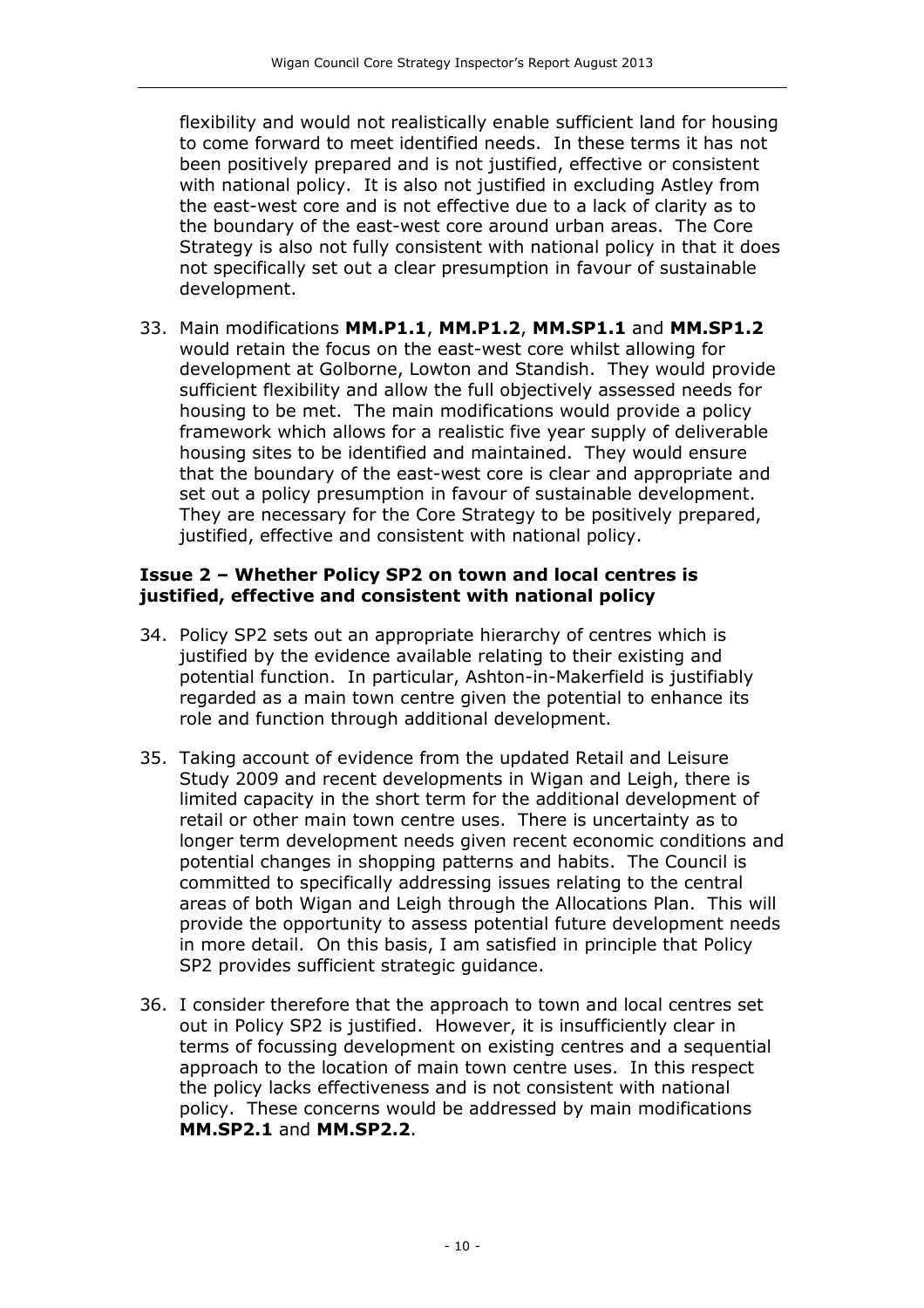flexibility and would not realistically enable sufficient land for housing to come forward to meet identified needs. In these terms it has not been positively prepared and is not justified, effective or consistent with national policy. It is also not justified in excluding Astley from the east-west core and is not effective due to a lack of clarity as to the boundary of the east-west core around urban areas. The Core Strategy is also not fully consistent with national policy in that it does not specifically set out a clear presumption in favour of sustainable development.

33. Main modifications **MM.P1.1**, **MM.P1.2**, **MM.SP1.1** and **MM.SP1.2** would retain the focus on the east-west core whilst allowing for development at Golborne, Lowton and Standish. They would provide sufficient flexibility and allow the full objectively assessed needs for housing to be met. The main modifications would provide a policy framework which allows for a realistic five year supply of deliverable housing sites to be identified and maintained. They would ensure that the boundary of the east-west core is clear and appropriate and set out a policy presumption in favour of sustainable development. They are necessary for the Core Strategy to be positively prepared, justified, effective and consistent with national policy.

### Issue 2 – Whether Policy SP2 on town and local centres is justified, effective and consistent with national policy

34. Policy SP2 sets out an appropriate hierarchy of centres which is justified by the evidence available relating to their existing and potential function. In particular, Ashton-in-Makerfield is justifiably regarded as a main town centre given the potential to enhance its role and function through additional development.

35. Taking account of evidence from the updated Retail and Leisure Study 2009 and recent developments in Wigan and Leigh, there is limited capacity in the short term for the additional development of retail or other main town centre uses. There is uncertainty as to longer term development needs given recent economic conditions and potential changes in shopping patterns and habits. The Council is committed to specifically addressing issues relating to the central areas of both Wigan and Leigh through the Allocations Plan. This will provide the opportunity to assess potential future development needs in more detail. On this basis, I am satisfied in principle that Policy SP2 provides sufficient strategic guidance.

36. I consider therefore that the approach to town and local centres set out in Policy SP2 is justified. However, it is insufficiently clear in terms of focussing development on existing centres and a sequential approach to the location of main town centre uses. In this respect the policy lacks effectiveness and is not consistent with national policy. These concerns would be addressed by main modifications **MM.SP2.1** and **MM.SP2.2**.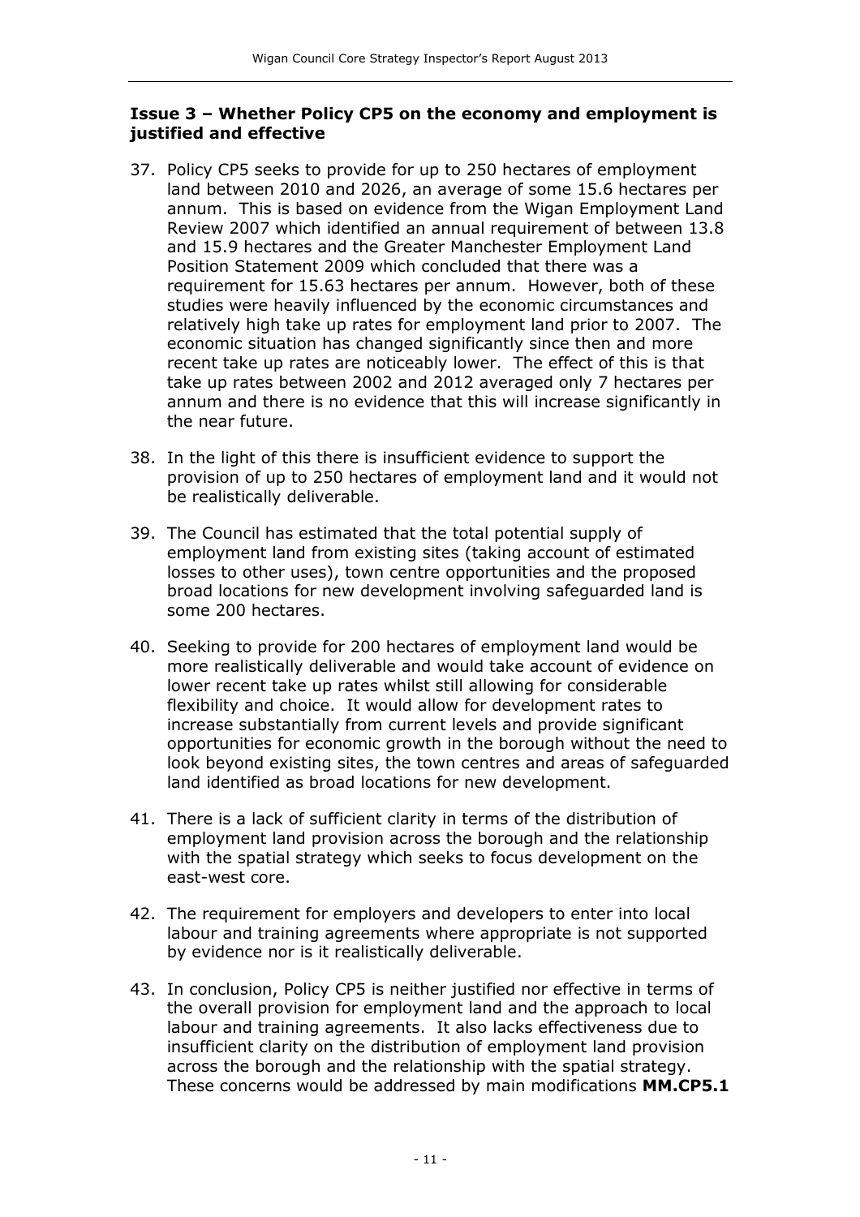### Issue 3 – Whether Policy CP5 on the economy and employment is justified and effective

37. Policy CP5 seeks to provide for up to 250 hectares of employment land between 2010 and 2026, an average of some 15.6 hectares per annum. This is based on evidence from the Wigan Employment Land Review 2007 which identified an annual requirement of between 13.8 and 15.9 hectares and the Greater Manchester Employment Land Position Statement 2009 which concluded that there was a requirement for 15.63 hectares per annum. However, both of these studies were heavily influenced by the economic circumstances and relatively high take up rates for employment land prior to 2007. The economic situation has changed significantly since then and more recent take up rates are noticeably lower. The effect of this is that take up rates between 2002 and 2012 averaged only 7 hectares per annum and there is no evidence that this will increase significantly in the near future.

38. In the light of this there is insufficient evidence to support the provision of up to 250 hectares of employment land and it would not be realistically deliverable.

39. The Council has estimated that the total potential supply of employment land from existing sites (taking account of estimated losses to other uses), town centre opportunities and the proposed broad locations for new development involving safeguarded land is some 200 hectares.

40. Seeking to provide for 200 hectares of employment land would be more realistically deliverable and would take account of evidence on lower recent take up rates whilst still allowing for considerable flexibility and choice. It would allow for development rates to increase substantially from current levels and provide significant opportunities for economic growth in the borough without the need to look beyond existing sites, the town centres and areas of safeguarded land identified as broad locations for new development.

41. There is a lack of sufficient clarity in terms of the distribution of employment land provision across the borough and the relationship with the spatial strategy which seeks to focus development on the east-west core.

42. The requirement for employers and developers to enter into local labour and training agreements where appropriate is not supported by evidence nor is it realistically deliverable.

43. In conclusion, Policy CP5 is neither justified nor effective in terms of the overall provision for employment land and the approach to local labour and training agreements. It also lacks effectiveness due to insufficient clarity on the distribution of employment land provision across the borough and the relationship with the spatial strategy. These concerns would be addressed by main modifications **MM.CP5.1**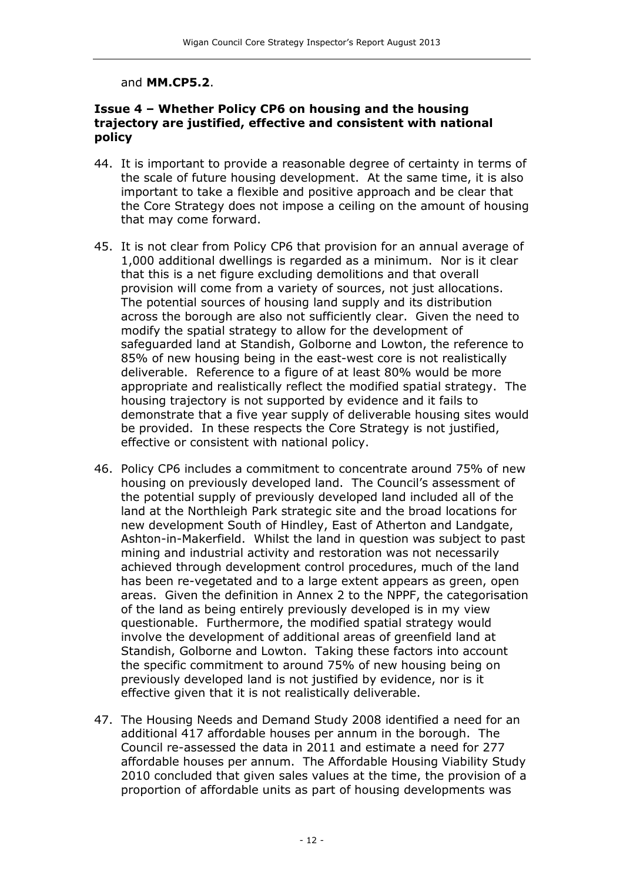and **MM.CP5.2**.

### Issue 4 – Whether Policy CP6 on housing and the housing trajectory are justified, effective and consistent with national policy

44. It is important to provide a reasonable degree of certainty in terms of the scale of future housing development. At the same time, it is also important to take a flexible and positive approach and be clear that the Core Strategy does not impose a ceiling on the amount of housing that may come forward.

45. It is not clear from Policy CP6 that provision for an annual average of 1,000 additional dwellings is regarded as a minimum. Nor is it clear that this is a net figure excluding demolitions and that overall provision will come from a variety of sources, not just allocations. The potential sources of housing land supply and its distribution across the borough are also not sufficiently clear. Given the need to modify the spatial strategy to allow for the development of safeguarded land at Standish, Golborne and Lowton, the reference to 85% of new housing being in the east-west core is not realistically deliverable. Reference to a figure of at least 80% would be more appropriate and realistically reflect the modified spatial strategy. The housing trajectory is not supported by evidence and it fails to demonstrate that a five year supply of deliverable housing sites would be provided. In these respects the Core Strategy is not justified, effective or consistent with national policy.

46. Policy CP6 includes a commitment to concentrate around 75% of new housing on previously developed land. The Council's assessment of the potential supply of previously developed land included all of the land at the Northleigh Park strategic site and the broad locations for new development South of Hindley, East of Atherton and Landgate, Ashton-in-Makerfield. Whilst the land in question was subject to past mining and industrial activity and restoration was not necessarily achieved through development control procedures, much of the land has been re-vegetated and to a large extent appears as green, open areas. Given the definition in Annex 2 to the NPPF, the categorisation of the land as being entirely previously developed is in my view questionable. Furthermore, the modified spatial strategy would involve the development of additional areas of greenfield land at Standish, Golborne and Lowton. Taking these factors into account the specific commitment to around 75% of new housing being on previously developed land is not justified by evidence, nor is it effective given that it is not realistically deliverable.

47. The Housing Needs and Demand Study 2008 identified a need for an additional 417 affordable houses per annum in the borough. The Council re-assessed the data in 2011 and estimate a need for 277 affordable houses per annum. The Affordable Housing Viability Study 2010 concluded that given sales values at the time, the provision of a proportion of affordable units as part of housing developments was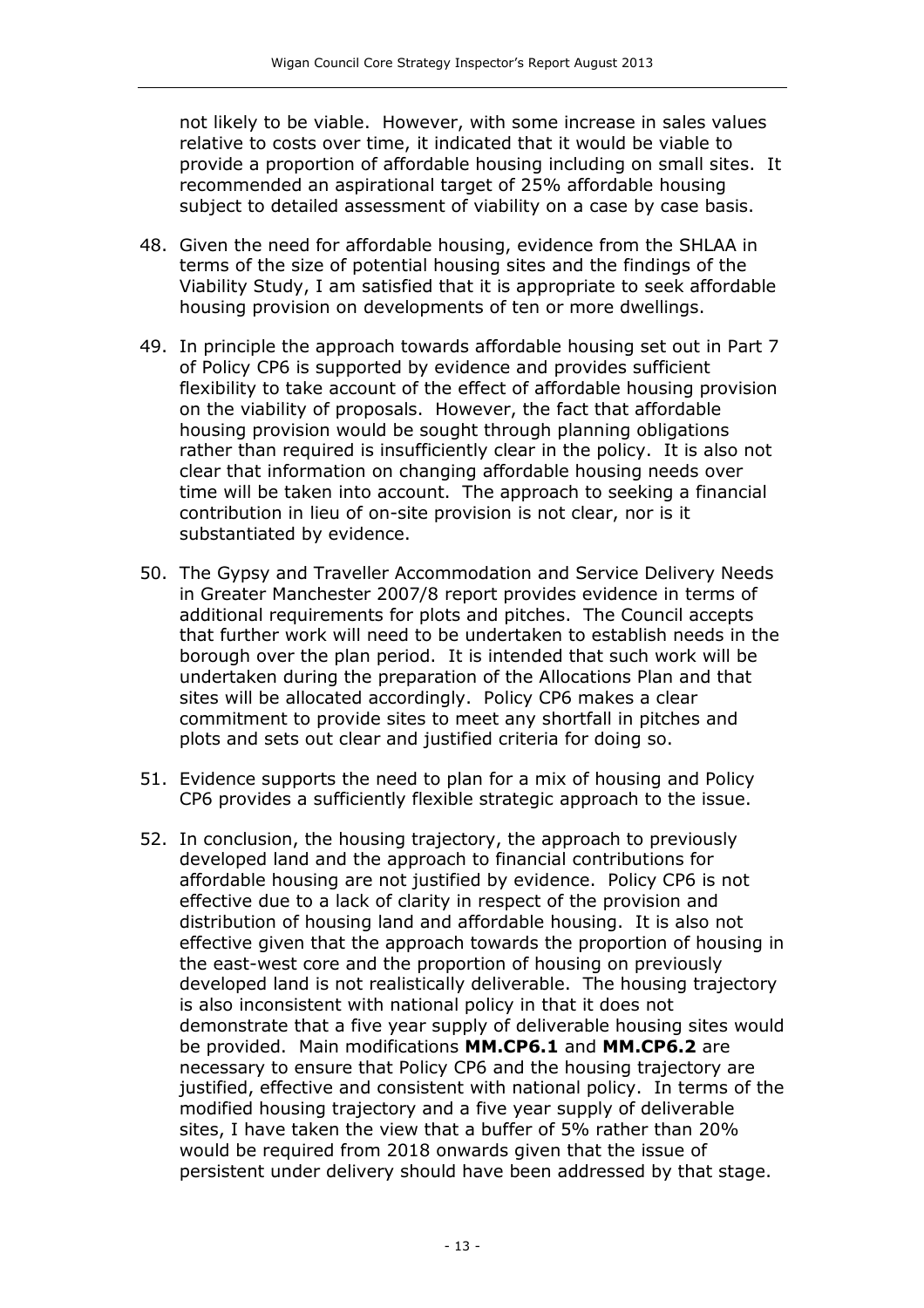not likely to be viable. However, with some increase in sales values relative to costs over time, it indicated that it would be viable to provide a proportion of affordable housing including on small sites. It recommended an aspirational target of 25% affordable housing subject to detailed assessment of viability on a case by case basis.

48. Given the need for affordable housing, evidence from the SHLAA in terms of the size of potential housing sites and the findings of the Viability Study, I am satisfied that it is appropriate to seek affordable housing provision on developments of ten or more dwellings.

49. In principle the approach towards affordable housing set out in Part 7 of Policy CP6 is supported by evidence and provides sufficient flexibility to take account of the effect of affordable housing provision on the viability of proposals. However, the fact that affordable housing provision would be sought through planning obligations rather than required is insufficiently clear in the policy. It is also not clear that information on changing affordable housing needs over time will be taken into account. The approach to seeking a financial contribution in lieu of on-site provision is not clear, nor is it substantiated by evidence.

50. The Gypsy and Traveller Accommodation and Service Delivery Needs in Greater Manchester 2007/8 report provides evidence in terms of additional requirements for plots and pitches. The Council accepts that further work will need to be undertaken to establish needs in the borough over the plan period. It is intended that such work will be undertaken during the preparation of the Allocations Plan and that sites will be allocated accordingly. Policy CP6 makes a clear commitment to provide sites to meet any shortfall in pitches and plots and sets out clear and justified criteria for doing so.

51. Evidence supports the need to plan for a mix of housing and Policy CP6 provides a sufficiently flexible strategic approach to the issue.

52. In conclusion, the housing trajectory, the approach to previously developed land and the approach to financial contributions for affordable housing are not justified by evidence. Policy CP6 is not effective due to a lack of clarity in respect of the provision and distribution of housing land and affordable housing. It is also not effective given that the approach towards the proportion of housing in the east-west core and the proportion of housing on previously developed land is not realistically deliverable. The housing trajectory is also inconsistent with national policy in that it does not demonstrate that a five year supply of deliverable housing sites would be provided. Main modifications **MM.CP6.1** and **MM.CP6.2** are necessary to ensure that Policy CP6 and the housing trajectory are justified, effective and consistent with national policy. In terms of the modified housing trajectory and a five year supply of deliverable sites, I have taken the view that a buffer of 5% rather than 20% would be required from 2018 onwards given that the issue of persistent under delivery should have been addressed by that stage.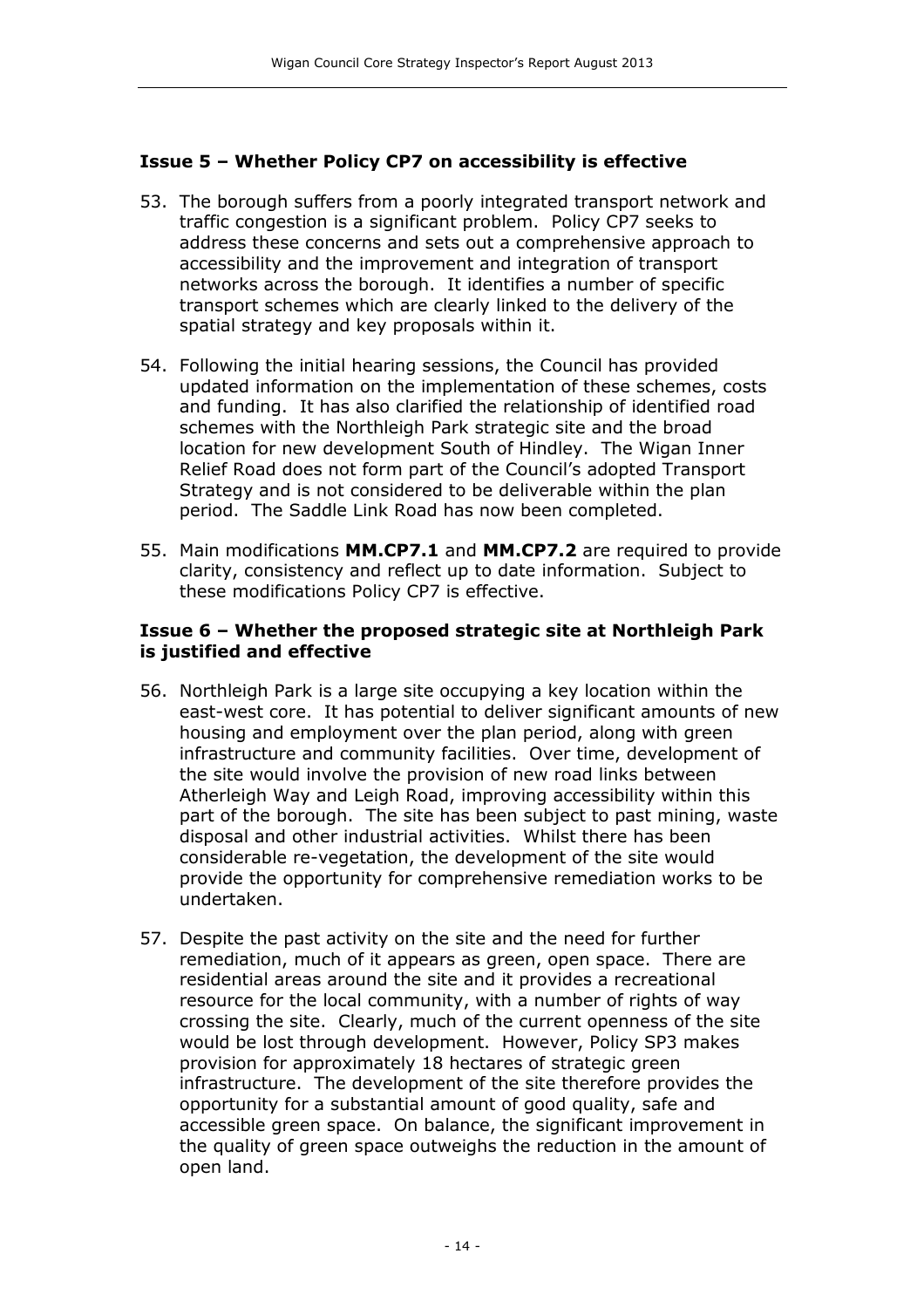### Issue 5 – Whether Policy CP7 on accessibility is effective

53. The borough suffers from a poorly integrated transport network and traffic congestion is a significant problem. Policy CP7 seeks to address these concerns and sets out a comprehensive approach to accessibility and the improvement and integration of transport networks across the borough. It identifies a number of specific transport schemes which are clearly linked to the delivery of the spatial strategy and key proposals within it.

54. Following the initial hearing sessions, the Council has provided updated information on the implementation of these schemes, costs and funding. It has also clarified the relationship of identified road schemes with the Northleigh Park strategic site and the broad location for new development South of Hindley. The Wigan Inner Relief Road does not form part of the Council's adopted Transport Strategy and is not considered to be deliverable within the plan period. The Saddle Link Road has now been completed.

55. Main modifications **MM.CP7.1** and **MM.CP7.2** are required to provide clarity, consistency and reflect up to date information. Subject to these modifications Policy CP7 is effective.

### Issue 6 – Whether the proposed strategic site at Northleigh Park is justified and effective

56. Northleigh Park is a large site occupying a key location within the east-west core. It has potential to deliver significant amounts of new housing and employment over the plan period, along with green infrastructure and community facilities. Over time, development of the site would involve the provision of new road links between Atherleigh Way and Leigh Road, improving accessibility within this part of the borough. The site has been subject to past mining, waste disposal and other industrial activities. Whilst there has been considerable re-vegetation, the development of the site would provide the opportunity for comprehensive remediation works to be undertaken.

57. Despite the past activity on the site and the need for further remediation, much of it appears as green, open space. There are residential areas around the site and it provides a recreational resource for the local community, with a number of rights of way crossing the site. Clearly, much of the current openness of the site would be lost through development. However, Policy SP3 makes provision for approximately 18 hectares of strategic green infrastructure. The development of the site therefore provides the opportunity for a substantial amount of good quality, safe and accessible green space. On balance, the significant improvement in the quality of green space outweighs the reduction in the amount of open land.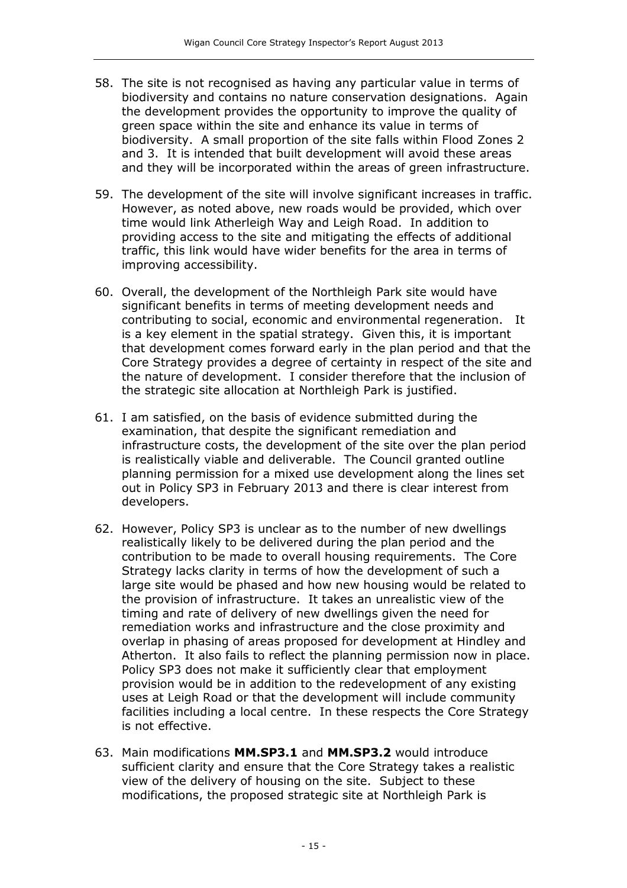58. The site is not recognised as having any particular value in terms of biodiversity and contains no nature conservation designations. Again the development provides the opportunity to improve the quality of green space within the site and enhance its value in terms of biodiversity. A small proportion of the site falls within Flood Zones 2 and 3. It is intended that built development will avoid these areas and they will be incorporated within the areas of green infrastructure.

59. The development of the site will involve significant increases in traffic. However, as noted above, new roads would be provided, which over time would link Atherleigh Way and Leigh Road. In addition to providing access to the site and mitigating the effects of additional traffic, this link would have wider benefits for the area in terms of improving accessibility.

60. Overall, the development of the Northleigh Park site would have significant benefits in terms of meeting development needs and contributing to social, economic and environmental regeneration. It is a key element in the spatial strategy. Given this, it is important that development comes forward early in the plan period and that the Core Strategy provides a degree of certainty in respect of the site and the nature of development. I consider therefore that the inclusion of the strategic site allocation at Northleigh Park is justified.

61. I am satisfied, on the basis of evidence submitted during the examination, that despite the significant remediation and infrastructure costs, the development of the site over the plan period is realistically viable and deliverable. The Council granted outline planning permission for a mixed use development along the lines set out in Policy SP3 in February 2013 and there is clear interest from developers.

62. However, Policy SP3 is unclear as to the number of new dwellings realistically likely to be delivered during the plan period and the contribution to be made to overall housing requirements. The Core Strategy lacks clarity in terms of how the development of such a large site would be phased and how new housing would be related to the provision of infrastructure. It takes an unrealistic view of the timing and rate of delivery of new dwellings given the need for remediation works and infrastructure and the close proximity and overlap in phasing of areas proposed for development at Hindley and Atherton. It also fails to reflect the planning permission now in place. Policy SP3 does not make it sufficiently clear that employment provision would be in addition to the redevelopment of any existing uses at Leigh Road or that the development will include community facilities including a local centre. In these respects the Core Strategy is not effective.

63. Main modifications **MM.SP3.1** and **MM.SP3.2** would introduce sufficient clarity and ensure that the Core Strategy takes a realistic view of the delivery of housing on the site. Subject to these modifications, the proposed strategic site at Northleigh Park is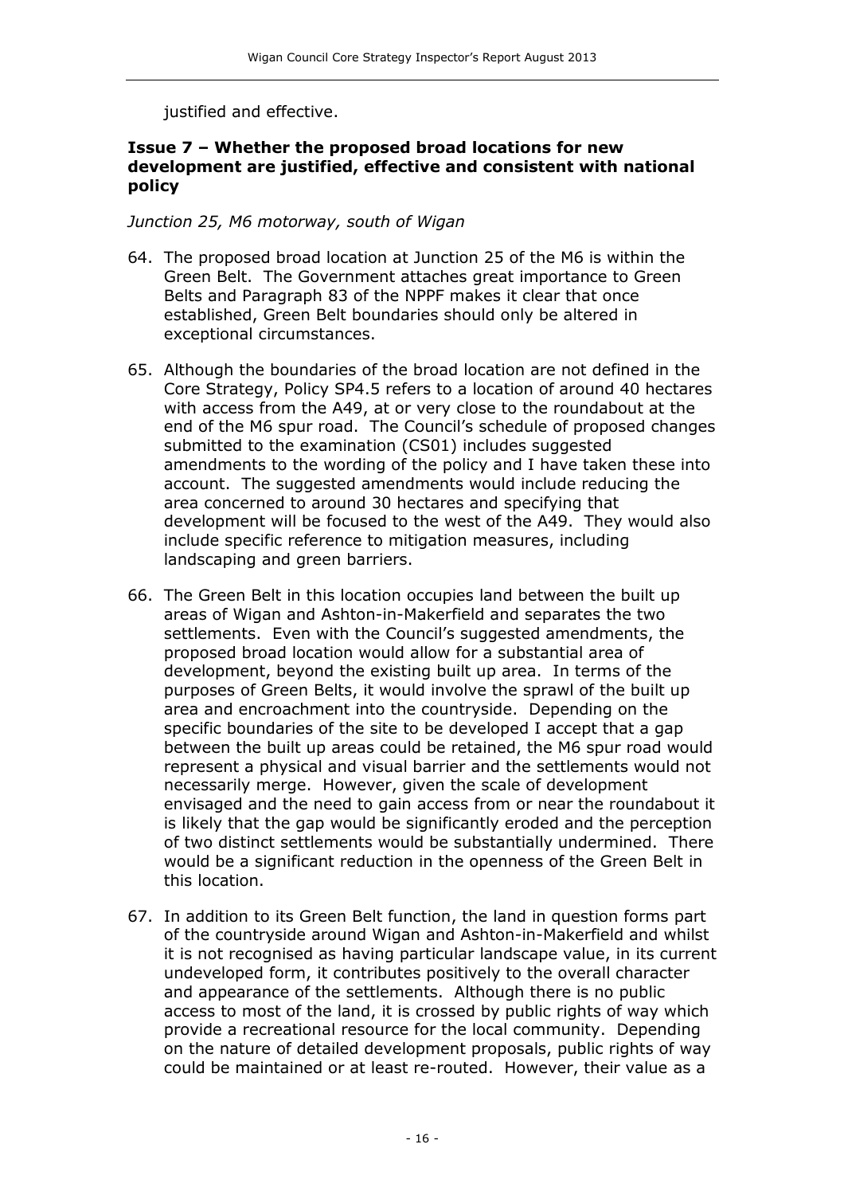justified and effective.

### Issue 7 – Whether the proposed broad locations for new development are justified, effective and consistent with national policy

*Junction 25, M6 motorway, south of Wigan*

64. The proposed broad location at Junction 25 of the M6 is within the Green Belt. The Government attaches great importance to Green Belts and Paragraph 83 of the NPPF makes it clear that once established, Green Belt boundaries should only be altered in exceptional circumstances.

65. Although the boundaries of the broad location are not defined in the Core Strategy, Policy SP4.5 refers to a location of around 40 hectares with access from the A49, at or very close to the roundabout at the end of the M6 spur road. The Council's schedule of proposed changes submitted to the examination (CS01) includes suggested amendments to the wording of the policy and I have taken these into account. The suggested amendments would include reducing the area concerned to around 30 hectares and specifying that development will be focused to the west of the A49. They would also include specific reference to mitigation measures, including landscaping and green barriers.

66. The Green Belt in this location occupies land between the built up areas of Wigan and Ashton-in-Makerfield and separates the two settlements. Even with the Council's suggested amendments, the proposed broad location would allow for a substantial area of development, beyond the existing built up area. In terms of the purposes of Green Belts, it would involve the sprawl of the built up area and encroachment into the countryside. Depending on the specific boundaries of the site to be developed I accept that a gap between the built up areas could be retained, the M6 spur road would represent a physical and visual barrier and the settlements would not necessarily merge. However, given the scale of development envisaged and the need to gain access from or near the roundabout it is likely that the gap would be significantly eroded and the perception of two distinct settlements would be substantially undermined. There would be a significant reduction in the openness of the Green Belt in this location.

67. In addition to its Green Belt function, the land in question forms part of the countryside around Wigan and Ashton-in-Makerfield and whilst it is not recognised as having particular landscape value, in its current undeveloped form, it contributes positively to the overall character and appearance of the settlements. Although there is no public access to most of the land, it is crossed by public rights of way which provide a recreational resource for the local community. Depending on the nature of detailed development proposals, public rights of way could be maintained or at least re-routed. However, their value as a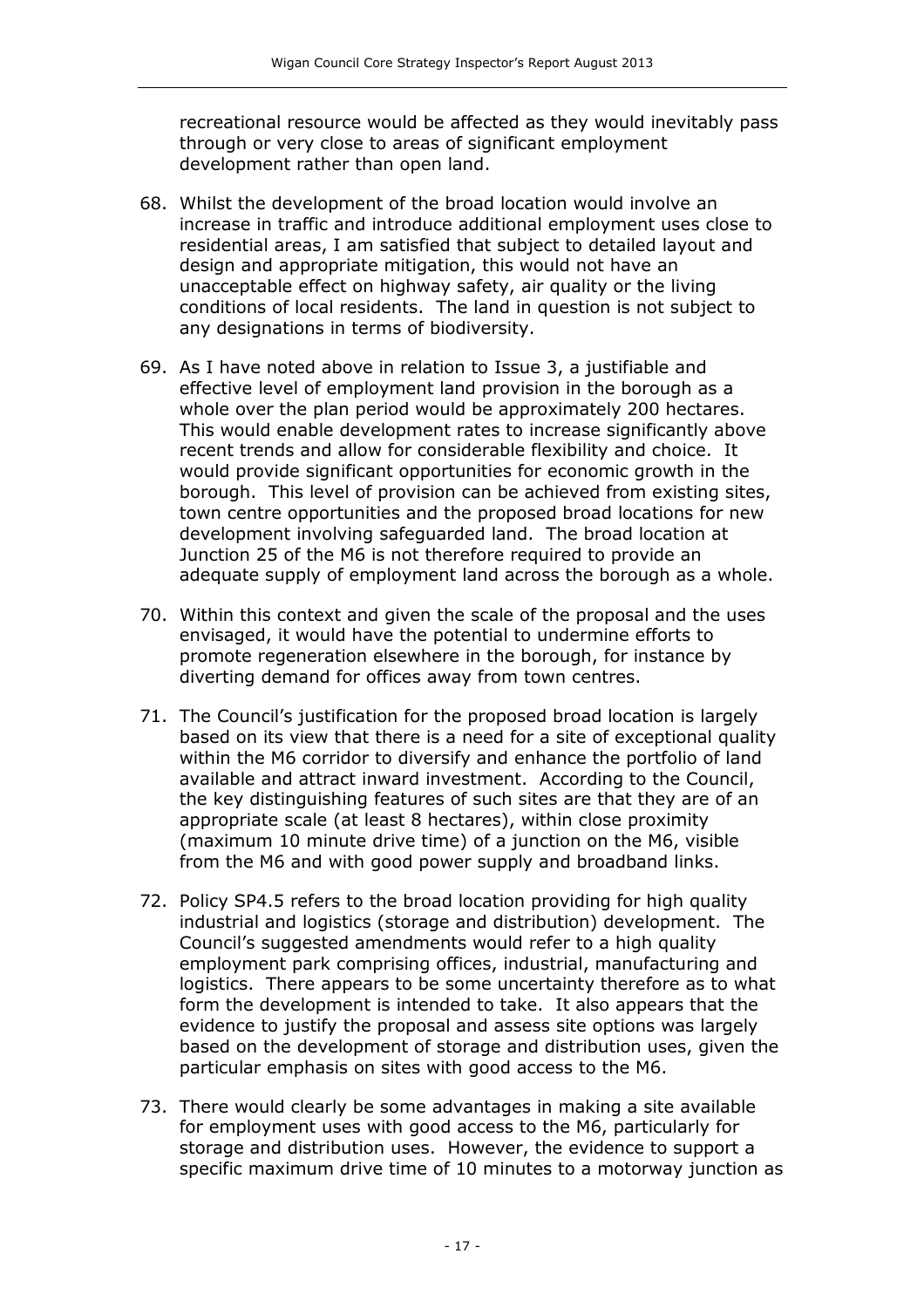recreational resource would be affected as they would inevitably pass through or very close to areas of significant employment development rather than open land.

68. Whilst the development of the broad location would involve an increase in traffic and introduce additional employment uses close to residential areas, I am satisfied that subject to detailed layout and design and appropriate mitigation, this would not have an unacceptable effect on highway safety, air quality or the living conditions of local residents. The land in question is not subject to any designations in terms of biodiversity.

69. As I have noted above in relation to Issue 3, a justifiable and effective level of employment land provision in the borough as a whole over the plan period would be approximately 200 hectares. This would enable development rates to increase significantly above recent trends and allow for considerable flexibility and choice. It would provide significant opportunities for economic growth in the borough. This level of provision can be achieved from existing sites, town centre opportunities and the proposed broad locations for new development involving safeguarded land. The broad location at Junction 25 of the M6 is not therefore required to provide an adequate supply of employment land across the borough as a whole.

70. Within this context and given the scale of the proposal and the uses envisaged, it would have the potential to undermine efforts to promote regeneration elsewhere in the borough, for instance by diverting demand for offices away from town centres.

71. The Council's justification for the proposed broad location is largely based on its view that there is a need for a site of exceptional quality within the M6 corridor to diversify and enhance the portfolio of land available and attract inward investment. According to the Council, the key distinguishing features of such sites are that they are of an appropriate scale (at least 8 hectares), within close proximity (maximum 10 minute drive time) of a junction on the M6, visible from the M6 and with good power supply and broadband links.

72. Policy SP4.5 refers to the broad location providing for high quality industrial and logistics (storage and distribution) development. The Council's suggested amendments would refer to a high quality employment park comprising offices, industrial, manufacturing and logistics. There appears to be some uncertainty therefore as to what form the development is intended to take. It also appears that the evidence to justify the proposal and assess site options was largely based on the development of storage and distribution uses, given the particular emphasis on sites with good access to the M6.

73. There would clearly be some advantages in making a site available for employment uses with good access to the M6, particularly for storage and distribution uses. However, the evidence to support a specific maximum drive time of 10 minutes to a motorway junction as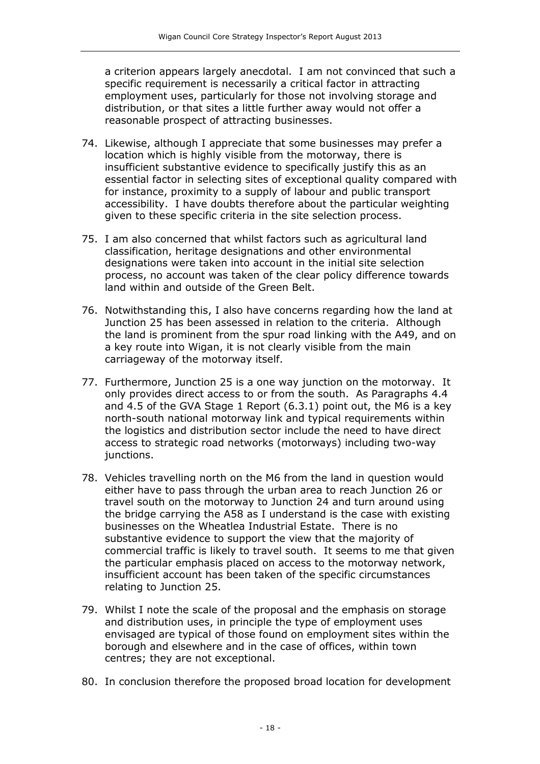a criterion appears largely anecdotal. I am not convinced that such a specific requirement is necessarily a critical factor in attracting employment uses, particularly for those not involving storage and distribution, or that sites a little further away would not offer a reasonable prospect of attracting businesses.

74. Likewise, although I appreciate that some businesses may prefer a location which is highly visible from the motorway, there is insufficient substantive evidence to specifically justify this as an essential factor in selecting sites of exceptional quality compared with for instance, proximity to a supply of labour and public transport accessibility. I have doubts therefore about the particular weighting given to these specific criteria in the site selection process.

75. I am also concerned that whilst factors such as agricultural land classification, heritage designations and other environmental designations were taken into account in the initial site selection process, no account was taken of the clear policy difference towards land within and outside of the Green Belt.

76. Notwithstanding this, I also have concerns regarding how the land at Junction 25 has been assessed in relation to the criteria. Although the land is prominent from the spur road linking with the A49, and on a key route into Wigan, it is not clearly visible from the main carriageway of the motorway itself.

77. Furthermore, Junction 25 is a one way junction on the motorway. It only provides direct access to or from the south. As Paragraphs 4.4 and 4.5 of the GVA Stage 1 Report (6.3.1) point out, the M6 is a key north-south national motorway link and typical requirements within the logistics and distribution sector include the need to have direct access to strategic road networks (motorways) including two-way junctions.

78. Vehicles travelling north on the M6 from the land in question would either have to pass through the urban area to reach Junction 26 or travel south on the motorway to Junction 24 and turn around using the bridge carrying the A58 as I understand is the case with existing businesses on the Wheatlea Industrial Estate. There is no substantive evidence to support the view that the majority of commercial traffic is likely to travel south. It seems to me that given the particular emphasis placed on access to the motorway network, insufficient account has been taken of the specific circumstances relating to Junction 25.

79. Whilst I note the scale of the proposal and the emphasis on storage and distribution uses, in principle the type of employment uses envisaged are typical of those found on employment sites within the borough and elsewhere and in the case of offices, within town centres; they are not exceptional.

80. In conclusion therefore the proposed broad location for development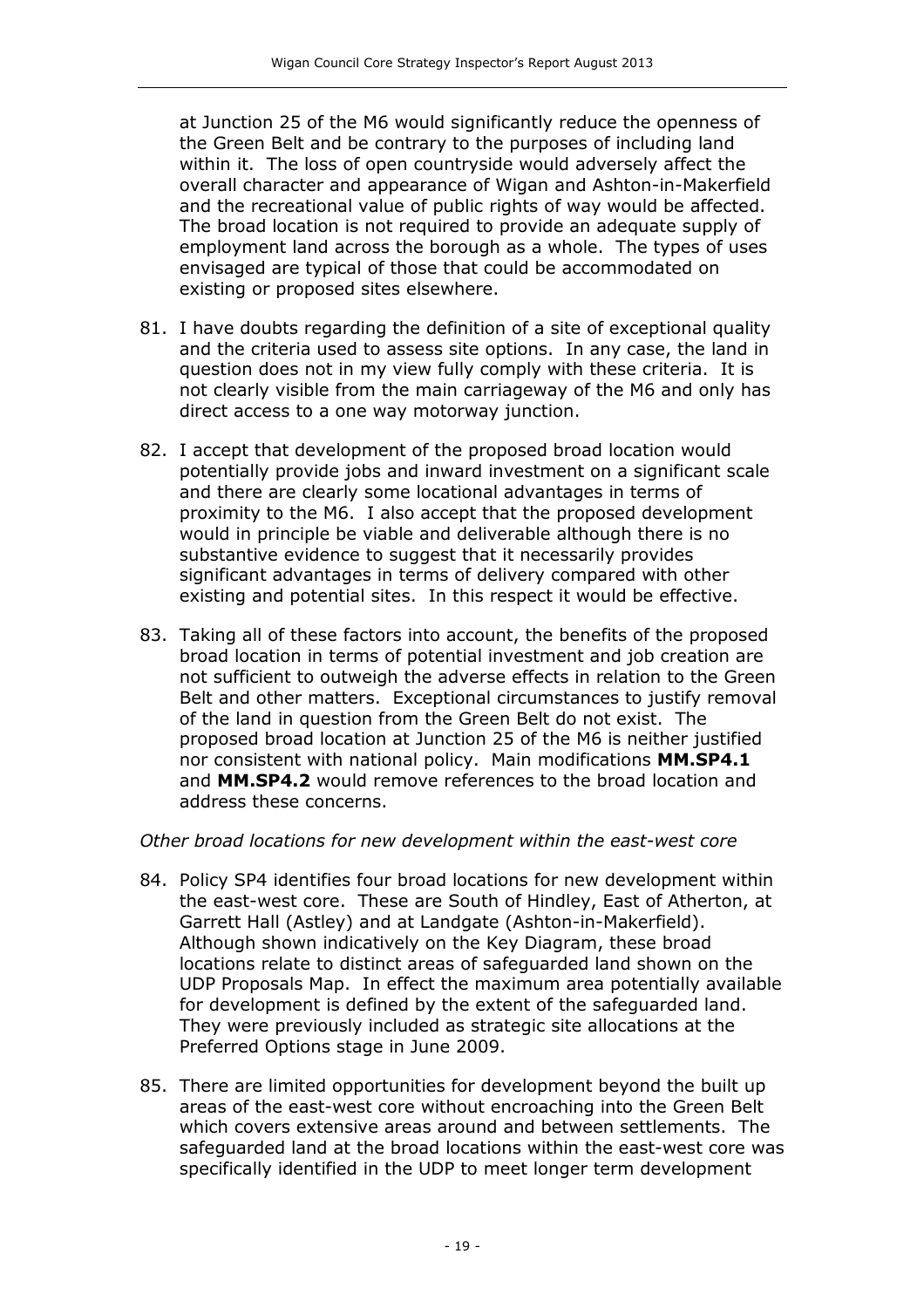at Junction 25 of the M6 would significantly reduce the openness of the Green Belt and be contrary to the purposes of including land within it. The loss of open countryside would adversely affect the overall character and appearance of Wigan and Ashton-in-Makerfield and the recreational value of public rights of way would be affected. The broad location is not required to provide an adequate supply of employment land across the borough as a whole. The types of uses envisaged are typical of those that could be accommodated on existing or proposed sites elsewhere.

81. I have doubts regarding the definition of a site of exceptional quality and the criteria used to assess site options. In any case, the land in question does not in my view fully comply with these criteria. It is not clearly visible from the main carriageway of the M6 and only has direct access to a one way motorway junction.

82. I accept that development of the proposed broad location would potentially provide jobs and inward investment on a significant scale and there are clearly some locational advantages in terms of proximity to the M6. I also accept that the proposed development would in principle be viable and deliverable although there is no substantive evidence to suggest that it necessarily provides significant advantages in terms of delivery compared with other existing and potential sites. In this respect it would be effective.

83. Taking all of these factors into account, the benefits of the proposed broad location in terms of potential investment and job creation are not sufficient to outweigh the adverse effects in relation to the Green Belt and other matters. Exceptional circumstances to justify removal of the land in question from the Green Belt do not exist. The proposed broad location at Junction 25 of the M6 is neither justified nor consistent with national policy. Main modifications **MM.SP4.1** and **MM.SP4.2** would remove references to the broad location and address these concerns.

*Other broad locations for new development within the east-west core*

84. Policy SP4 identifies four broad locations for new development within the east-west core. These are South of Hindley, East of Atherton, at Garrett Hall (Astley) and at Landgate (Ashton-in-Makerfield). Although shown indicatively on the Key Diagram, these broad locations relate to distinct areas of safeguarded land shown on the UDP Proposals Map. In effect the maximum area potentially available for development is defined by the extent of the safeguarded land. They were previously included as strategic site allocations at the Preferred Options stage in June 2009.

85. There are limited opportunities for development beyond the built up areas of the east-west core without encroaching into the Green Belt which covers extensive areas around and between settlements. The safeguarded land at the broad locations within the east-west core was specifically identified in the UDP to meet longer term development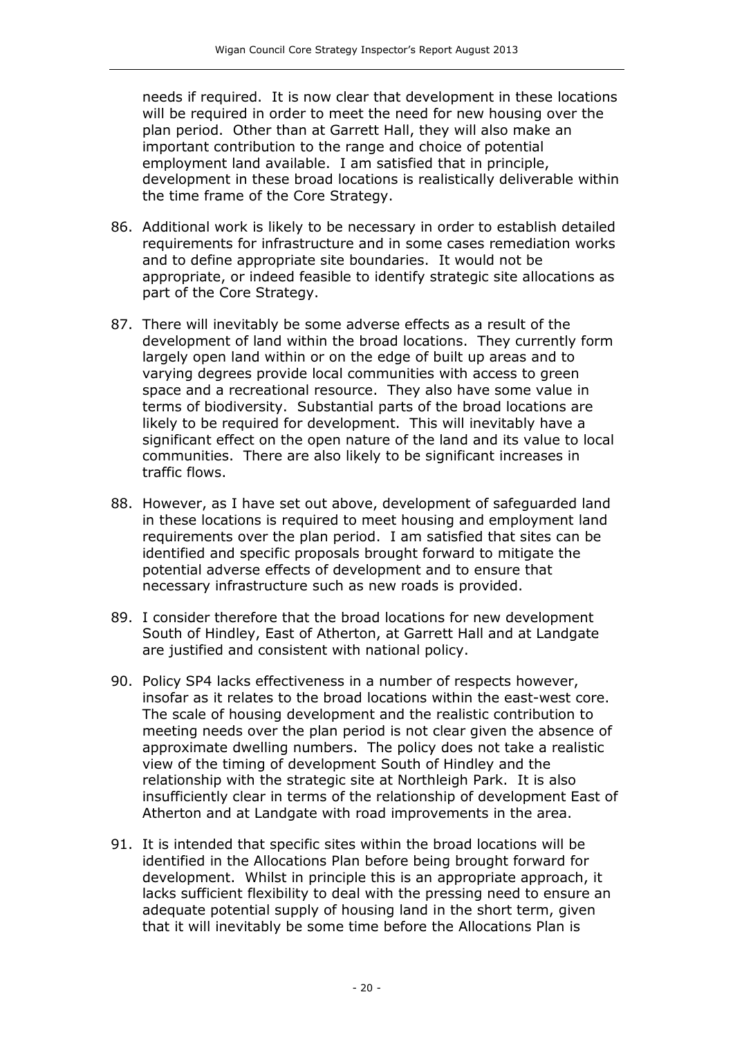needs if required. It is now clear that development in these locations will be required in order to meet the need for new housing over the plan period. Other than at Garrett Hall, they will also make an important contribution to the range and choice of potential employment land available. I am satisfied that in principle, development in these broad locations is realistically deliverable within the time frame of the Core Strategy.

86. Additional work is likely to be necessary in order to establish detailed requirements for infrastructure and in some cases remediation works and to define appropriate site boundaries. It would not be appropriate, or indeed feasible to identify strategic site allocations as part of the Core Strategy.

87. There will inevitably be some adverse effects as a result of the development of land within the broad locations. They currently form largely open land within or on the edge of built up areas and to varying degrees provide local communities with access to green space and a recreational resource. They also have some value in terms of biodiversity. Substantial parts of the broad locations are likely to be required for development. This will inevitably have a significant effect on the open nature of the land and its value to local communities. There are also likely to be significant increases in traffic flows.

88. However, as I have set out above, development of safeguarded land in these locations is required to meet housing and employment land requirements over the plan period. I am satisfied that sites can be identified and specific proposals brought forward to mitigate the potential adverse effects of development and to ensure that necessary infrastructure such as new roads is provided.

89. I consider therefore that the broad locations for new development South of Hindley, East of Atherton, at Garrett Hall and at Landgate are justified and consistent with national policy.

90. Policy SP4 lacks effectiveness in a number of respects however, insofar as it relates to the broad locations within the east-west core. The scale of housing development and the realistic contribution to meeting needs over the plan period is not clear given the absence of approximate dwelling numbers. The policy does not take a realistic view of the timing of development South of Hindley and the relationship with the strategic site at Northleigh Park. It is also insufficiently clear in terms of the relationship of development East of Atherton and at Landgate with road improvements in the area.

91. It is intended that specific sites within the broad locations will be identified in the Allocations Plan before being brought forward for development. Whilst in principle this is an appropriate approach, it lacks sufficient flexibility to deal with the pressing need to ensure an adequate potential supply of housing land in the short term, given that it will inevitably be some time before the Allocations Plan is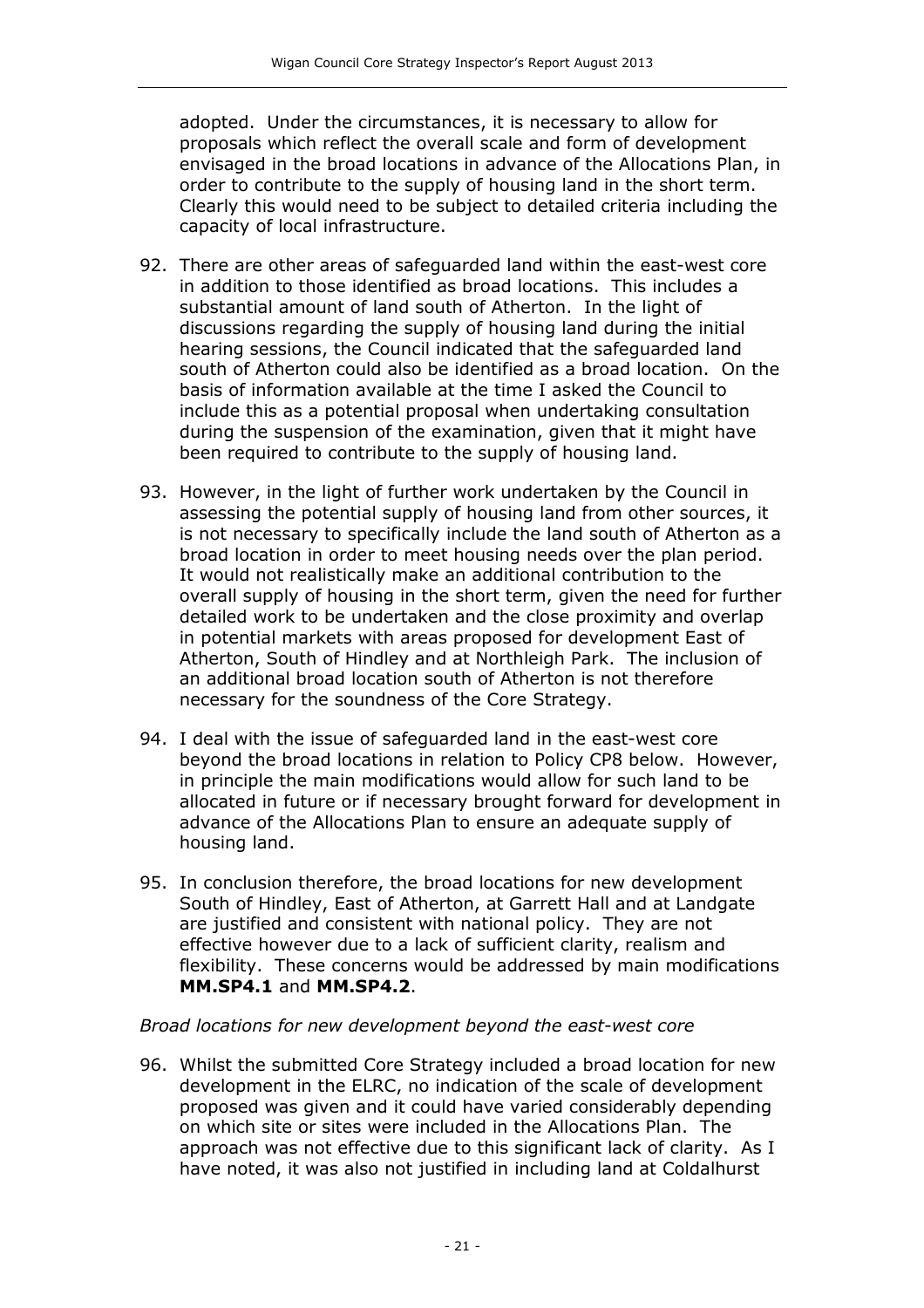adopted. Under the circumstances, it is necessary to allow for proposals which reflect the overall scale and form of development envisaged in the broad locations in advance of the Allocations Plan, in order to contribute to the supply of housing land in the short term. Clearly this would need to be subject to detailed criteria including the capacity of local infrastructure.

92. There are other areas of safeguarded land within the east-west core in addition to those identified as broad locations. This includes a substantial amount of land south of Atherton. In the light of discussions regarding the supply of housing land during the initial hearing sessions, the Council indicated that the safeguarded land south of Atherton could also be identified as a broad location. On the basis of information available at the time I asked the Council to include this as a potential proposal when undertaking consultation during the suspension of the examination, given that it might have been required to contribute to the supply of housing land.

93. However, in the light of further work undertaken by the Council in assessing the potential supply of housing land from other sources, it is not necessary to specifically include the land south of Atherton as a broad location in order to meet housing needs over the plan period. It would not realistically make an additional contribution to the overall supply of housing in the short term, given the need for further detailed work to be undertaken and the close proximity and overlap in potential markets with areas proposed for development East of Atherton, South of Hindley and at Northleigh Park. The inclusion of an additional broad location south of Atherton is not therefore necessary for the soundness of the Core Strategy.

94. I deal with the issue of safeguarded land in the east-west core beyond the broad locations in relation to Policy CP8 below. However, in principle the main modifications would allow for such land to be allocated in future or if necessary brought forward for development in advance of the Allocations Plan to ensure an adequate supply of housing land.

95. In conclusion therefore, the broad locations for new development South of Hindley, East of Atherton, at Garrett Hall and at Landgate are justified and consistent with national policy. They are not effective however due to a lack of sufficient clarity, realism and flexibility. These concerns would be addressed by main modifications **MM.SP4.1** and **MM.SP4.2**.

*Broad locations for new development beyond the east-west core*

96. Whilst the submitted Core Strategy included a broad location for new development in the ELRC, no indication of the scale of development proposed was given and it could have varied considerably depending on which site or sites were included in the Allocations Plan. The approach was not effective due to this significant lack of clarity. As I have noted, it was also not justified in including land at Coldalhurst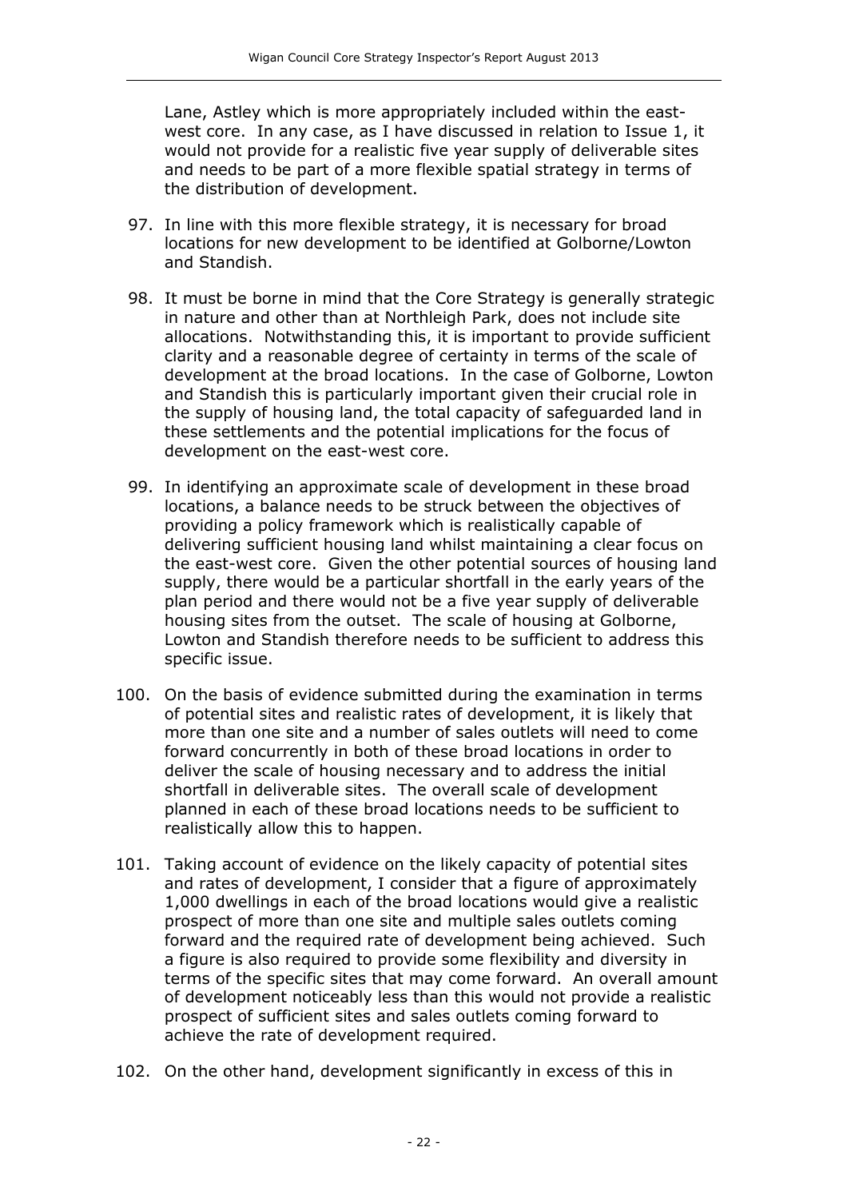Lane, Astley which is more appropriately included within the east-west core. In any case, as I have discussed in relation to Issue 1, it would not provide for a realistic five year supply of deliverable sites and needs to be part of a more flexible spatial strategy in terms of the distribution of development.

97. In line with this more flexible strategy, it is necessary for broad locations for new development to be identified at Golborne/Lowton and Standish.

98. It must be borne in mind that the Core Strategy is generally strategic in nature and other than at Northleigh Park, does not include site allocations. Notwithstanding this, it is important to provide sufficient clarity and a reasonable degree of certainty in terms of the scale of development at the broad locations. In the case of Golborne, Lowton and Standish this is particularly important given their crucial role in the supply of housing land, the total capacity of safeguarded land in these settlements and the potential implications for the focus of development on the east-west core.

99. In identifying an approximate scale of development in these broad locations, a balance needs to be struck between the objectives of providing a policy framework which is realistically capable of delivering sufficient housing land whilst maintaining a clear focus on the east-west core. Given the other potential sources of housing land supply, there would be a particular shortfall in the early years of the plan period and there would not be a five year supply of deliverable housing sites from the outset. The scale of housing at Golborne, Lowton and Standish therefore needs to be sufficient to address this specific issue.

100. On the basis of evidence submitted during the examination in terms of potential sites and realistic rates of development, it is likely that more than one site and a number of sales outlets will need to come forward concurrently in both of these broad locations in order to deliver the scale of housing necessary and to address the initial shortfall in deliverable sites. The overall scale of development planned in each of these broad locations needs to be sufficient to realistically allow this to happen.

101. Taking account of evidence on the likely capacity of potential sites and rates of development, I consider that a figure of approximately 1,000 dwellings in each of the broad locations would give a realistic prospect of more than one site and multiple sales outlets coming forward and the required rate of development being achieved. Such a figure is also required to provide some flexibility and diversity in terms of the specific sites that may come forward. An overall amount of development noticeably less than this would not provide a realistic prospect of sufficient sites and sales outlets coming forward to achieve the rate of development required.

102. On the other hand, development significantly in excess of this in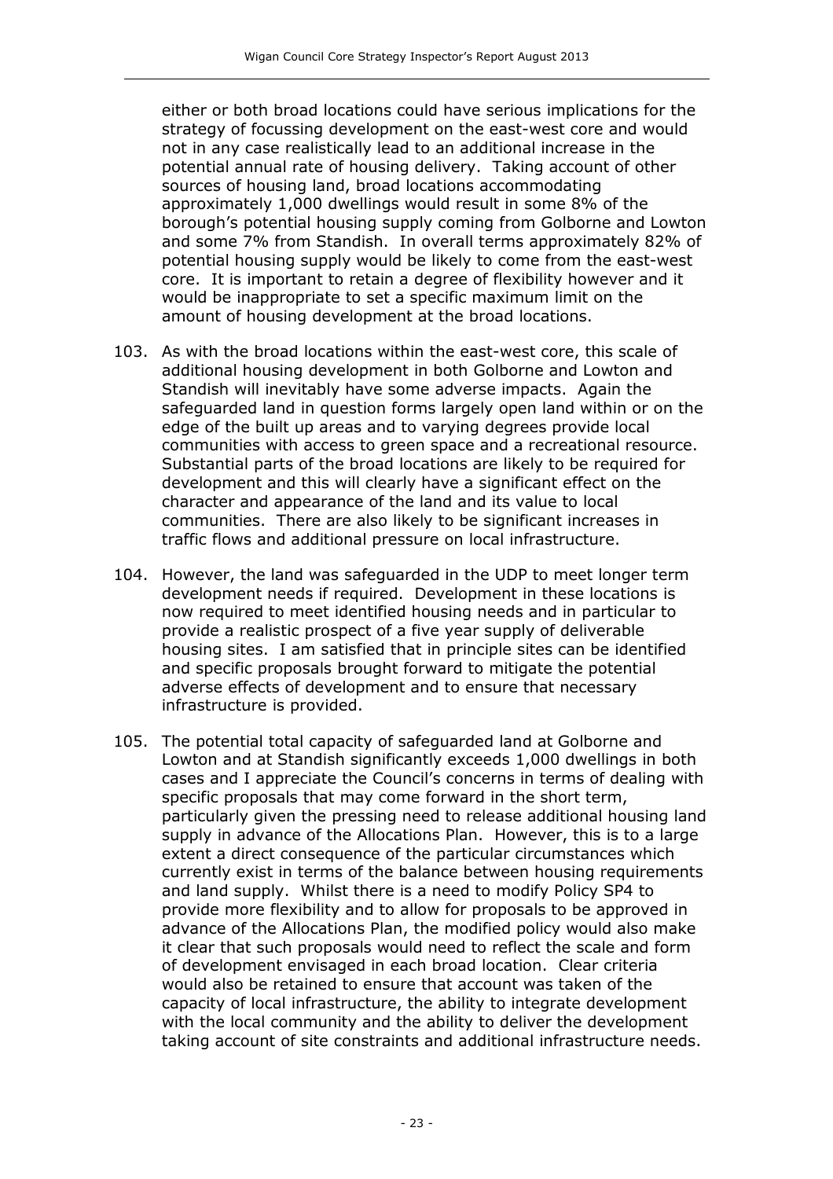either or both broad locations could have serious implications for the strategy of focussing development on the east-west core and would not in any case realistically lead to an additional increase in the potential annual rate of housing delivery. Taking account of other sources of housing land, broad locations accommodating approximately 1,000 dwellings would result in some 8% of the borough's potential housing supply coming from Golborne and Lowton and some 7% from Standish. In overall terms approximately 82% of potential housing supply would be likely to come from the east-west core. It is important to retain a degree of flexibility however and it would be inappropriate to set a specific maximum limit on the amount of housing development at the broad locations.

103. As with the broad locations within the east-west core, this scale of additional housing development in both Golborne and Lowton and Standish will inevitably have some adverse impacts. Again the safeguarded land in question forms largely open land within or on the edge of the built up areas and to varying degrees provide local communities with access to green space and a recreational resource. Substantial parts of the broad locations are likely to be required for development and this will clearly have a significant effect on the character and appearance of the land and its value to local communities. There are also likely to be significant increases in traffic flows and additional pressure on local infrastructure.

104. However, the land was safeguarded in the UDP to meet longer term development needs if required. Development in these locations is now required to meet identified housing needs and in particular to provide a realistic prospect of a five year supply of deliverable housing sites. I am satisfied that in principle sites can be identified and specific proposals brought forward to mitigate the potential adverse effects of development and to ensure that necessary infrastructure is provided.

105. The potential total capacity of safeguarded land at Golborne and Lowton and at Standish significantly exceeds 1,000 dwellings in both cases and I appreciate the Council's concerns in terms of dealing with specific proposals that may come forward in the short term, particularly given the pressing need to release additional housing land supply in advance of the Allocations Plan. However, this is to a large extent a direct consequence of the particular circumstances which currently exist in terms of the balance between housing requirements and land supply. Whilst there is a need to modify Policy SP4 to provide more flexibility and to allow for proposals to be approved in advance of the Allocations Plan, the modified policy would also make it clear that such proposals would need to reflect the scale and form of development envisaged in each broad location. Clear criteria would also be retained to ensure that account was taken of the capacity of local infrastructure, the ability to integrate development with the local community and the ability to deliver the development taking account of site constraints and additional infrastructure needs.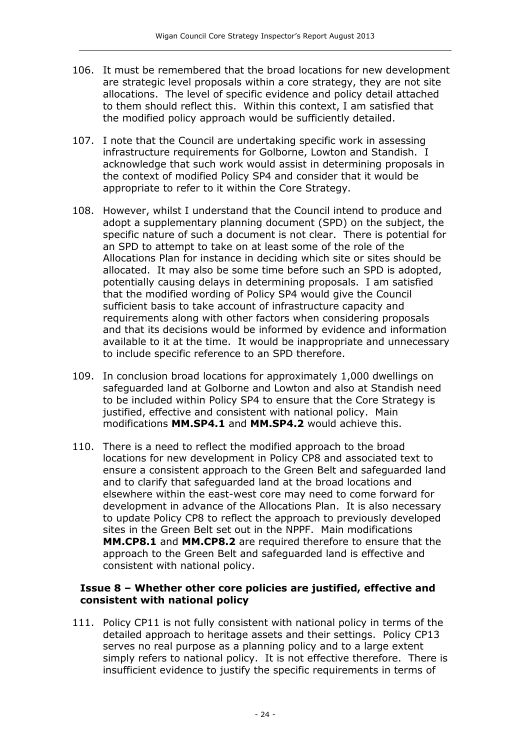106. It must be remembered that the broad locations for new development are strategic level proposals within a core strategy, they are not site allocations. The level of specific evidence and policy detail attached to them should reflect this. Within this context, I am satisfied that the modified policy approach would be sufficiently detailed.

107. I note that the Council are undertaking specific work in assessing infrastructure requirements for Golborne, Lowton and Standish. I acknowledge that such work would assist in determining proposals in the context of modified Policy SP4 and consider that it would be appropriate to refer to it within the Core Strategy.

108. However, whilst I understand that the Council intend to produce and adopt a supplementary planning document (SPD) on the subject, the specific nature of such a document is not clear. There is potential for an SPD to attempt to take on at least some of the role of the Allocations Plan for instance in deciding which site or sites should be allocated. It may also be some time before such an SPD is adopted, potentially causing delays in determining proposals. I am satisfied that the modified wording of Policy SP4 would give the Council sufficient basis to take account of infrastructure capacity and requirements along with other factors when considering proposals and that its decisions would be informed by evidence and information available to it at the time. It would be inappropriate and unnecessary to include specific reference to an SPD therefore.

109. In conclusion broad locations for approximately 1,000 dwellings on safeguarded land at Golborne and Lowton and also at Standish need to be included within Policy SP4 to ensure that the Core Strategy is justified, effective and consistent with national policy. Main modifications **MM.SP4.1** and **MM.SP4.2** would achieve this.

110. There is a need to reflect the modified approach to the broad locations for new development in Policy CP8 and associated text to ensure a consistent approach to the Green Belt and safeguarded land and to clarify that safeguarded land at the broad locations and elsewhere within the east-west core may need to come forward for development in advance of the Allocations Plan. It is also necessary to update Policy CP8 to reflect the approach to previously developed sites in the Green Belt set out in the NPPF. Main modifications **MM.CP8.1** and **MM.CP8.2** are required therefore to ensure that the approach to the Green Belt and safeguarded land is effective and consistent with national policy.

### Issue 8 – Whether other core policies are justified, effective and consistent with national policy

111. Policy CP11 is not fully consistent with national policy in terms of the detailed approach to heritage assets and their settings. Policy CP13 serves no real purpose as a planning policy and to a large extent simply refers to national policy. It is not effective therefore. There is insufficient evidence to justify the specific requirements in terms of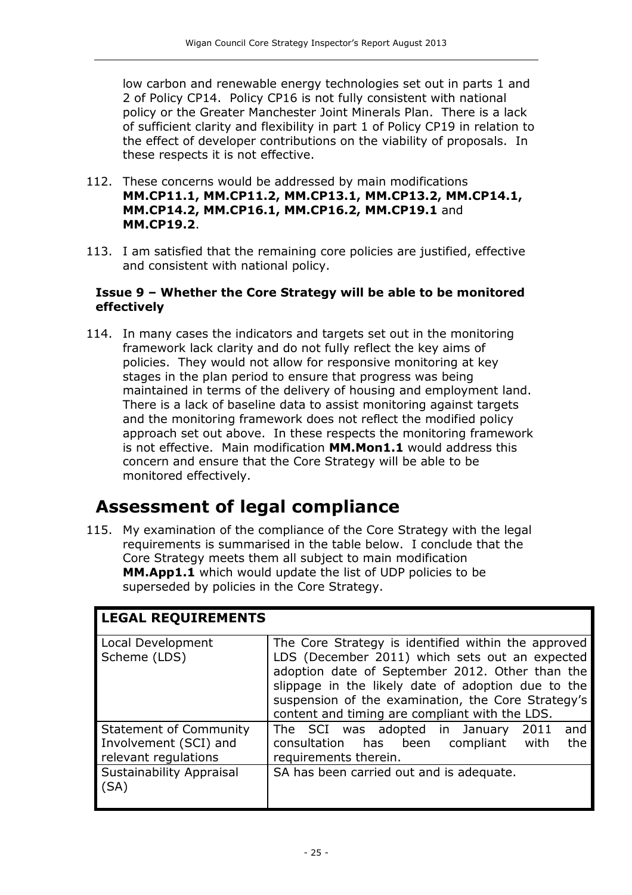low carbon and renewable energy technologies set out in parts 1 and 2 of Policy CP14. Policy CP16 is not fully consistent with national policy or the Greater Manchester Joint Minerals Plan. There is a lack of sufficient clarity and flexibility in part 1 of Policy CP19 in relation to the effect of developer contributions on the viability of proposals. In these respects it is not effective.

112. These concerns would be addressed by main modifications **MM.CP11.1, MM.CP11.2, MM.CP13.1, MM.CP13.2, MM.CP14.1, MM.CP14.2, MM.CP16.1, MM.CP16.2, MM.CP19.1** and **MM.CP19.2**.

113. I am satisfied that the remaining core policies are justified, effective and consistent with national policy.

### Issue 9 – Whether the Core Strategy will be able to be monitored effectively

114. In many cases the indicators and targets set out in the monitoring framework lack clarity and do not fully reflect the key aims of policies. They would not allow for responsive monitoring at key stages in the plan period to ensure that progress was being maintained in terms of the delivery of housing and employment land. There is a lack of baseline data to assist monitoring against targets and the monitoring framework does not reflect the modified policy approach set out above. In these respects the monitoring framework is not effective. Main modification **MM.Mon1.1** would address this concern and ensure that the Core Strategy will be able to be monitored effectively.

## Assessment of legal compliance

115. My examination of the compliance of the Core Strategy with the legal requirements is summarised in the table below. I conclude that the Core Strategy meets them all subject to main modification **MM.App1.1** which would update the list of UDP policies to be superseded by policies in the Core Strategy.

| **LEGAL REQUIREMENTS** | |
|---|---|
| Local Development Scheme (LDS) | The Core Strategy is identified within the approved LDS (December 2011) which sets out an expected adoption date of September 2012. Other than the slippage in the likely date of adoption due to the suspension of the examination, the Core Strategy's content and timing are compliant with the LDS. |
| Statement of Community Involvement (SCI) and relevant regulations | The SCI was adopted in January 2011 and consultation has been compliant with the requirements therein. |
| Sustainability Appraisal (SA) | SA has been carried out and is adequate. |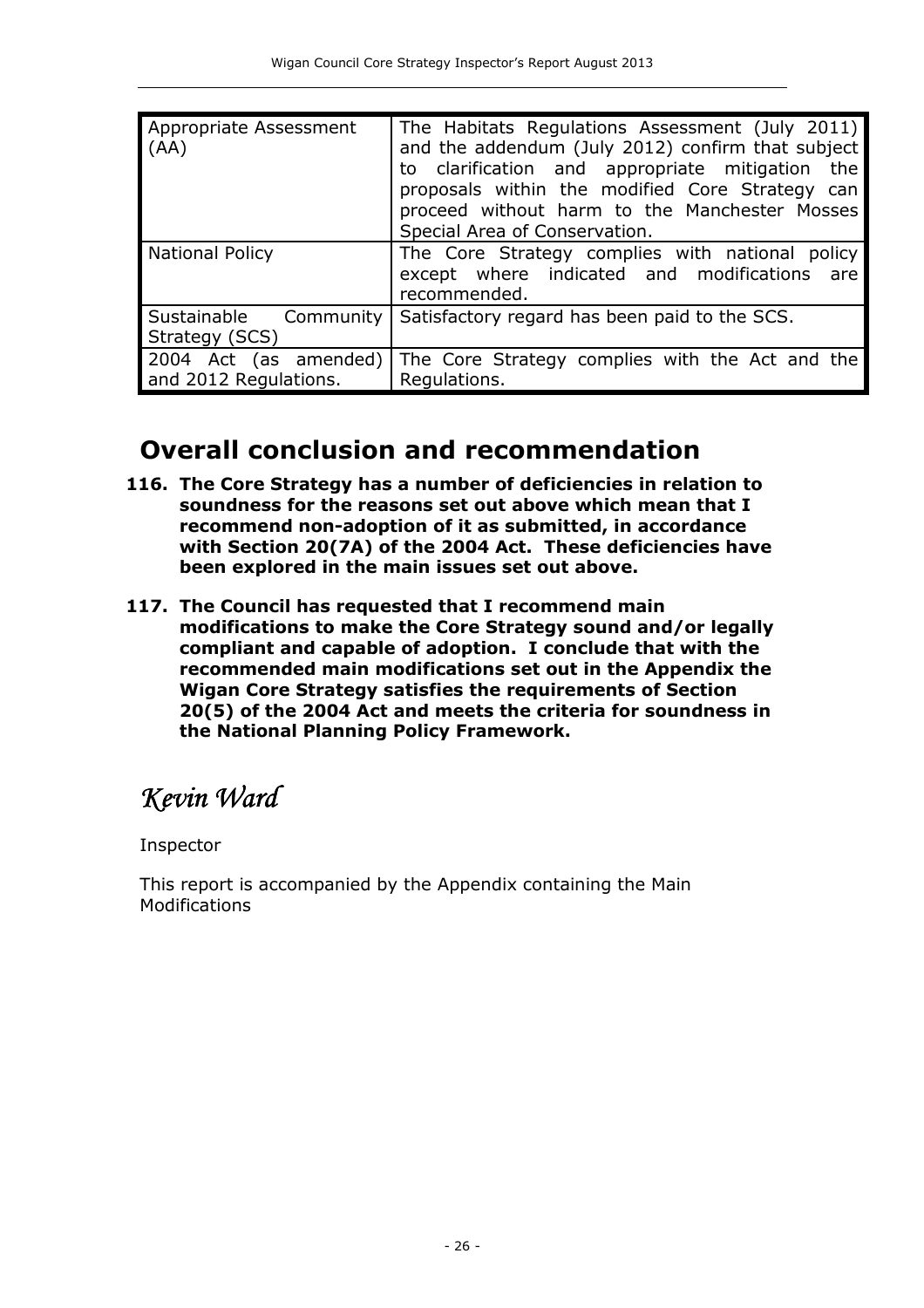| | |
|---|---|
| Appropriate Assessment (AA) | The Habitats Regulations Assessment (July 2011) and the addendum (July 2012) confirm that subject to clarification and appropriate mitigation the proposals within the modified Core Strategy can proceed without harm to the Manchester Mosses Special Area of Conservation. |
| National Policy | The Core Strategy complies with national policy except where indicated and modifications are recommended. |
| Sustainable Community Strategy (SCS) | Satisfactory regard has been paid to the SCS. |
| 2004 Act (as amended) and 2012 Regulations. | The Core Strategy complies with the Act and the Regulations. |

# Overall conclusion and recommendation

**116. The Core Strategy has a number of deficiencies in relation to soundness for the reasons set out above which mean that I recommend non-adoption of it as submitted, in accordance with Section 20(7A) of the 2004 Act. These deficiencies have been explored in the main issues set out above.**

**117. The Council has requested that I recommend main modifications to make the Core Strategy sound and/or legally compliant and capable of adoption. I conclude that with the recommended main modifications set out in the Appendix the Wigan Core Strategy satisfies the requirements of Section 20(5) of the 2004 Act and meets the criteria for soundness in the National Planning Policy Framework.**

*Kevin Ward*

Inspector

This report is accompanied by the Appendix containing the Main Modifications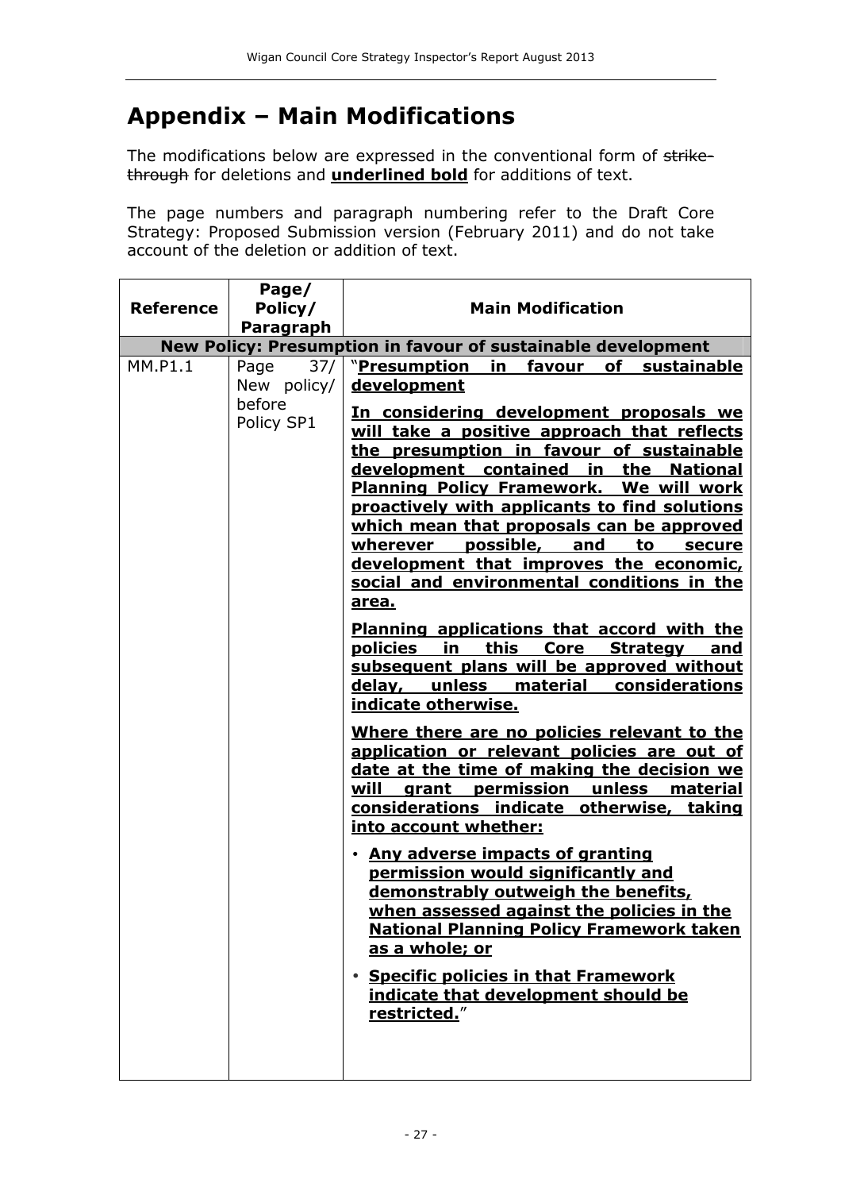# Appendix – Main Modifications

The modifications below are expressed in the conventional form of ~~strike-through~~ for deletions and **<u>underlined bold</u>** for additions of text.

The page numbers and paragraph numbering refer to the Draft Core Strategy: Proposed Submission version (February 2011) and do not take account of the deletion or addition of text.

| Reference | Page/ Policy/ Paragraph | Main Modification |
|---|---|---|
| **New Policy: Presumption in favour of sustainable development** | | |
| MM.P1.1 | Page 37/ New policy/ before Policy SP1 | "**<u>Presumption in favour of sustainable development</u>**<br><br>**<u>In considering development proposals we will take a positive approach that reflects the presumption in favour of sustainable development contained in the National Planning Policy Framework. We will work proactively with applicants to find solutions which mean that proposals can be approved wherever possible, and to secure development that improves the economic, social and environmental conditions in the area.</u>**<br><br>**<u>Planning applications that accord with the policies in this Core Strategy and subsequent plans will be approved without delay, unless material considerations indicate otherwise.</u>**<br><br>**<u>Where there are no policies relevant to the application or relevant policies are out of date at the time of making the decision we will grant permission unless material considerations indicate otherwise, taking into account whether:</u>**<br><br>• **<u>Any adverse impacts of granting permission would significantly and demonstrably outweigh the benefits, when assessed against the policies in the National Planning Policy Framework taken as a whole; or</u>**<br><br>• **<u>Specific policies in that Framework indicate that development should be restricted.</u>**" |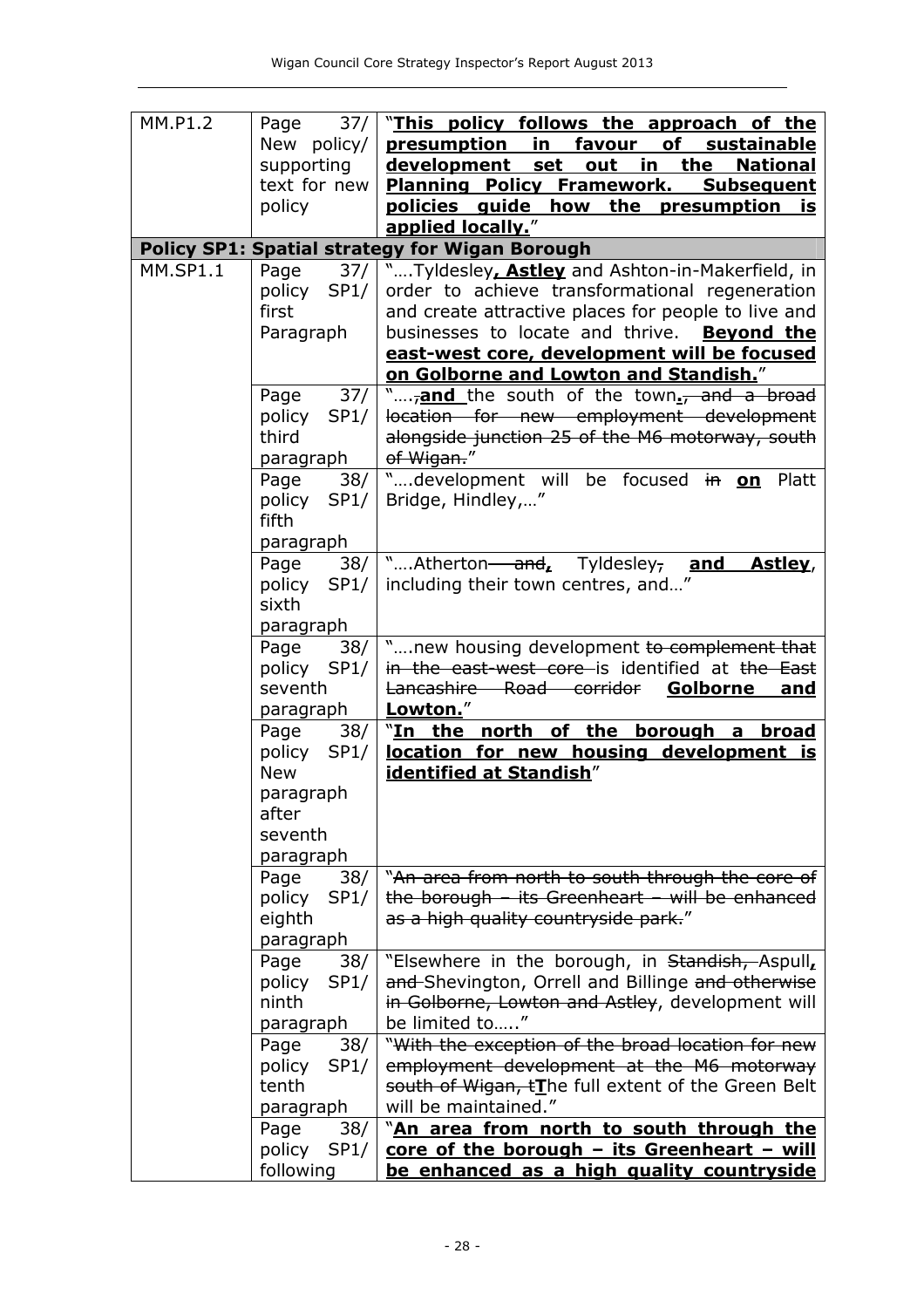| | | |
|---|---|---|
| MM.P1.2 | Page 37/ New policy/ supporting text for new policy | "**This policy follows the approach of the presumption in favour of sustainable development set out in the National Planning Policy Framework. Subsequent policies guide how the presumption is applied locally.**" |
| **Policy SP1: Spatial strategy for Wigan Borough** | | |
| MM.SP1.1 | Page 37/ policy SP1/ first Paragraph | "….Tyldesley**, Astley** and Ashton-in-Makerfield, in order to achieve transformational regeneration and create attractive places for people to live and businesses to locate and thrive. **Beyond the east-west core, development will be focused on Golborne and Lowton and Standish.**" |
| | Page 37/ policy SP1/ third paragraph | "….~~,~~**and** the south of the town**.**~~, and a broad location for new employment development alongside junction 25 of the M6 motorway, south of Wigan.~~" |
| | Page 38/ policy SP1/ fifth paragraph | "….development will be focused ~~in~~ **on** Platt Bridge, Hindley,…" |
| | Page 38/ policy SP1/ sixth paragraph | "….Atherton ~~and~~**,** Tyldesley~~,~~ **and Astley**, including their town centres, and…" |
| | Page 38/ policy SP1/ seventh paragraph | "….new housing development ~~to complement that in the east-west core~~ is identified at ~~the East Lancashire Road corridor~~ **Golborne and Lowton.**" |
| | Page 38/ policy SP1/ New paragraph after seventh paragraph | "**In the north of the borough a broad location for new housing development is identified at Standish**" |
| | Page 38/ policy SP1/ eighth paragraph | "~~An area from north to south through the core of the borough – its Greenheart – will be enhanced as a high quality countryside park.~~" |
| | Page 38/ policy SP1/ ninth paragraph | "Elsewhere in the borough, in ~~Standish,~~ Aspull**,** ~~and~~ Shevington, Orrell and Billinge ~~and otherwise in Golborne, Lowton and Astley~~, development will be limited to….." |
| | Page 38/ policy SP1/ tenth paragraph | "~~With the exception of the broad location for new employment development at the M6 motorway south of Wigan, t~~**T**he full extent of the Green Belt will be maintained." |
| | Page 38/ policy SP1/ following | "**An area from north to south through the core of the borough – its Greenheart – will be enhanced as a high quality countryside** |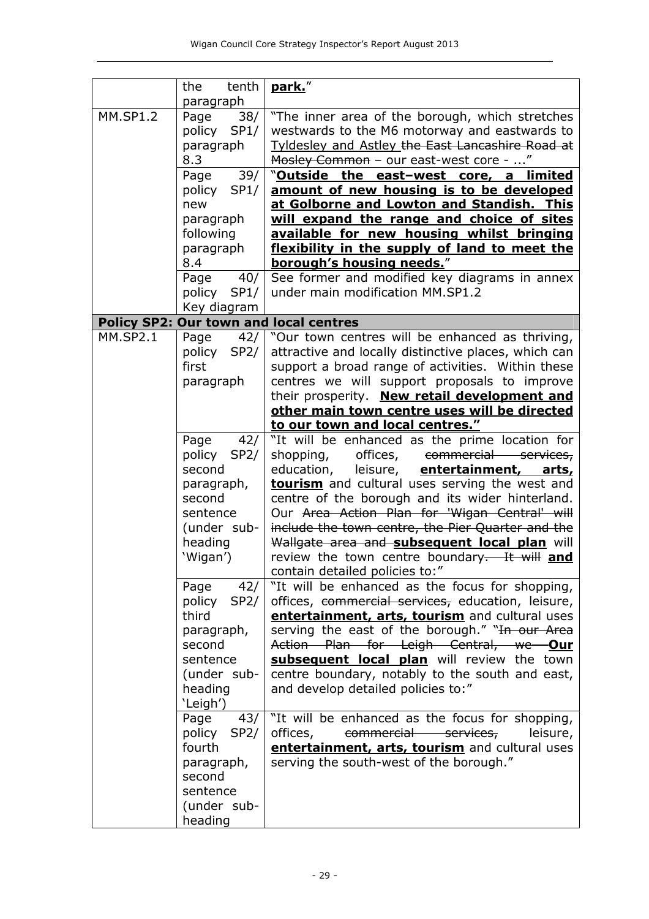| | the tenth paragraph | **park.**" |
|---|---|---|
| MM.SP1.2 | Page 38/ policy SP1/ paragraph 8.3 | "The inner area of the borough, which stretches westwards to the M6 motorway and eastwards to Tyldesley and Astley ~~the East Lancashire Road at Mosley Common~~ – our east-west core - ..." |
| | Page 39/ policy SP1/ new paragraph following paragraph 8.4 | "**Outside the east–west core, a limited amount of new housing is to be developed at Golborne and Lowton and Standish. This will expand the range and choice of sites available for new housing whilst bringing flexibility in the supply of land to meet the borough's housing needs.**" |
| | Page 40/ policy SP1/ Key diagram | See former and modified key diagrams in annex under main modification MM.SP1.2 |
| **Policy SP2: Our town and local centres** | | |
| MM.SP2.1 | Page 42/ policy SP2/ first paragraph | "Our town centres will be enhanced as thriving, attractive and locally distinctive places, which can support a broad range of activities. Within these centres we will support proposals to improve their prosperity. **New retail development and other main town centre uses will be directed to our town and local centres.**" |
| | Page 42/ policy SP2/ second paragraph, second sentence (under sub-heading 'Wigan') | "It will be enhanced as the prime location for shopping, offices, ~~commercial services,~~ education, leisure, **entertainment, arts, tourism** and cultural uses serving the west and centre of the borough and its wider hinterland. Our ~~Area Action Plan for 'Wigan Central' will include the town centre, the Pier Quarter and the Wallgate area and~~ **subsequent local plan** will review the town centre boundary~~. It will~~ **and** contain detailed policies to:" |
| | Page 42/ policy SP2/ third paragraph, second sentence (under sub-heading 'Leigh') | "It will be enhanced as the focus for shopping, offices, ~~commercial services,~~ education, leisure, **entertainment, arts, tourism** and cultural uses serving the east of the borough." "~~In our Area Action Plan for Leigh Central, we~~ **Our subsequent local plan** will review the town centre boundary, notably to the south and east, and develop detailed policies to:" |
| | Page 43/ policy SP2/ fourth paragraph, second sentence (under sub-heading | "It will be enhanced as the focus for shopping, offices, ~~commercial services,~~ leisure, **entertainment, arts, tourism** and cultural uses serving the south-west of the borough." |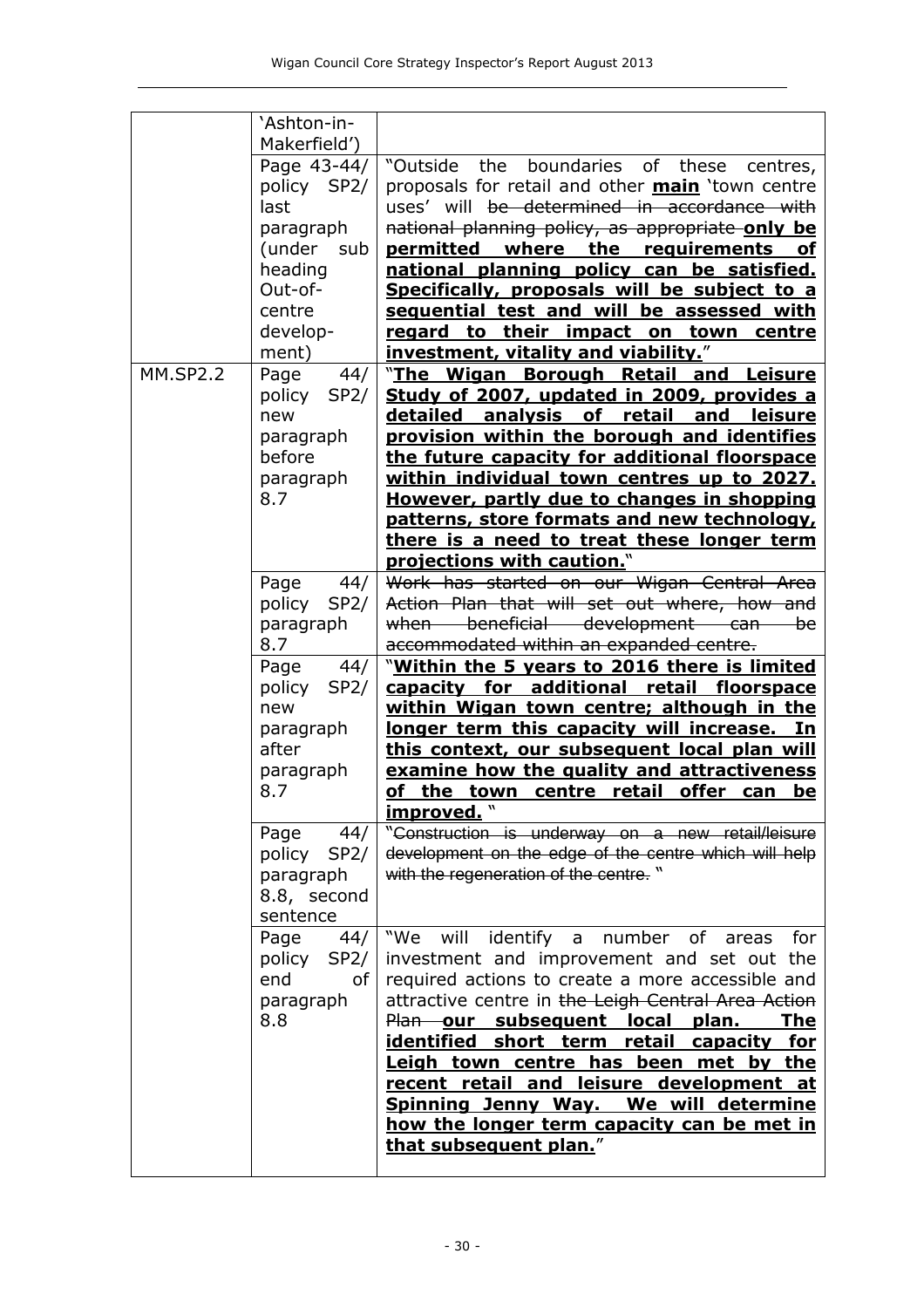| | 'Ashton-in-Makerfield') | |
|---|---|---|
| | Page 43-44/ policy SP2/ last paragraph (under sub heading Out-of-centre development) | "Outside the boundaries of these centres, proposals for retail and other **<u>main</u>** 'town centre uses' will ~~be determined in accordance with national planning policy, as appropriate~~ **<u>only be permitted where the requirements of national planning policy can be satisfied. Specifically, proposals will be subject to a sequential test and will be assessed with regard to their impact on town centre investment, vitality and viability.</u>**" |
| MM.SP2.2 | Page 44/ policy SP2/ new paragraph before paragraph 8.7 | "**<u>The Wigan Borough Retail and Leisure Study of 2007, updated in 2009, provides a detailed analysis of retail and leisure provision within the borough and identifies the future capacity for additional floorspace within individual town centres up to 2027. However, partly due to changes in shopping patterns, store formats and new technology, there is a need to treat these longer term projections with caution.</u>**" |
| | Page 44/ policy SP2/ paragraph 8.7 | ~~Work has started on our Wigan Central Area Action Plan that will set out where, how and when beneficial development can be accommodated within an expanded centre.~~ |
| | Page 44/ policy SP2/ new paragraph after paragraph 8.7 | "**<u>Within the 5 years to 2016 there is limited capacity for additional retail floorspace within Wigan town centre; although in the longer term this capacity will increase. In this context, our subsequent local plan will examine how the quality and attractiveness of the town centre retail offer can be improved.</u>** " |
| | Page 44/ policy SP2/ paragraph 8.8, second sentence | ~~"Construction is underway on a new retail/leisure development on the edge of the centre which will help with the regeneration of the centre."~~ |
| | Page 44/ policy SP2/ end of paragraph 8.8 | "We will identify a number of areas for investment and improvement and set out the required actions to create a more accessible and attractive centre in ~~the Leigh Central Area Action Plan~~ **<u>our subsequent local plan. The identified short term retail capacity for Leigh town centre has been met by the recent retail and leisure development at Spinning Jenny Way. We will determine how the longer term capacity can be met in that subsequent plan.</u>**" |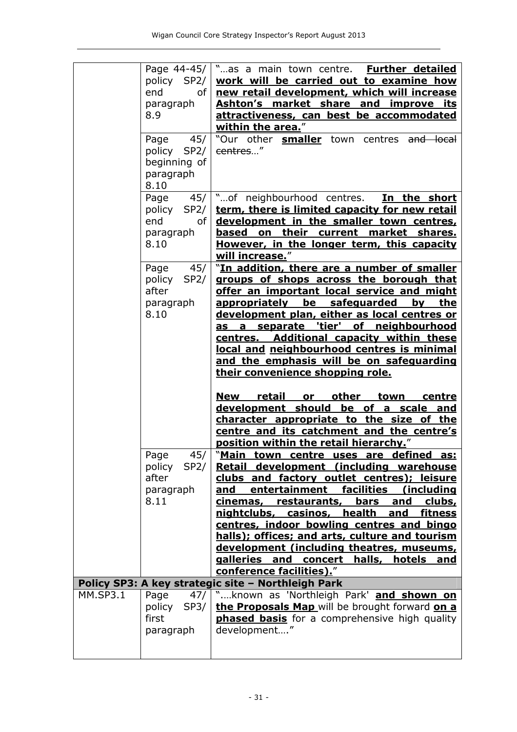| | | |
|---|---|---|
| | Page 44-45/ policy SP2/ end of paragraph 8.9 | "…as a main town centre. **<u>Further detailed work will be carried out to examine how new retail development, which will increase Ashton's market share and improve its attractiveness, can best be accommodated within the area.</u>**" |
| | Page 45/ policy SP2/ beginning of paragraph 8.10 | "Our other **<u>smaller</u>** town centres ~~and local centres~~…" |
| | Page 45/ policy SP2/ end of paragraph 8.10 | "…of neighbourhood centres. **<u>In the short term, there is limited capacity for new retail development in the smaller town centres, based on their current market shares. However, in the longer term, this capacity will increase.</u>**" |
| | Page 45/ policy SP2/ after paragraph 8.10 | "**<u>In addition, there are a number of smaller groups of shops across the borough that offer an important local service and might appropriately be safeguarded by the development plan, either as local centres or as a separate 'tier' of neighbourhood centres. Additional capacity within these local and neighbourhood centres is minimal and the emphasis will be on safeguarding their convenience shopping role.</u>**<br><br>**<u>New retail or other town centre development should be of a scale and character appropriate to the size of the centre and its catchment and the centre's position within the retail hierarchy.</u>**" |
| | Page 45/ policy SP2/ after paragraph 8.11 | "**<u>Main town centre uses are defined as: Retail development (including warehouse clubs and factory outlet centres); leisure and entertainment facilities (including cinemas, restaurants, bars and clubs, nightclubs, casinos, health and fitness centres, indoor bowling centres and bingo halls); offices; and arts, culture and tourism development (including theatres, museums, galleries and concert halls, hotels and conference facilities).</u>**" |
| **Policy SP3: A key strategic site – Northleigh Park** | | |
| MM.SP3.1 | Page 47/ policy SP3/ first paragraph | "….known as 'Northleigh Park' **<u>and shown on the Proposals Map</u>** will be brought forward **<u>on a phased basis</u>** for a comprehensive high quality development…." |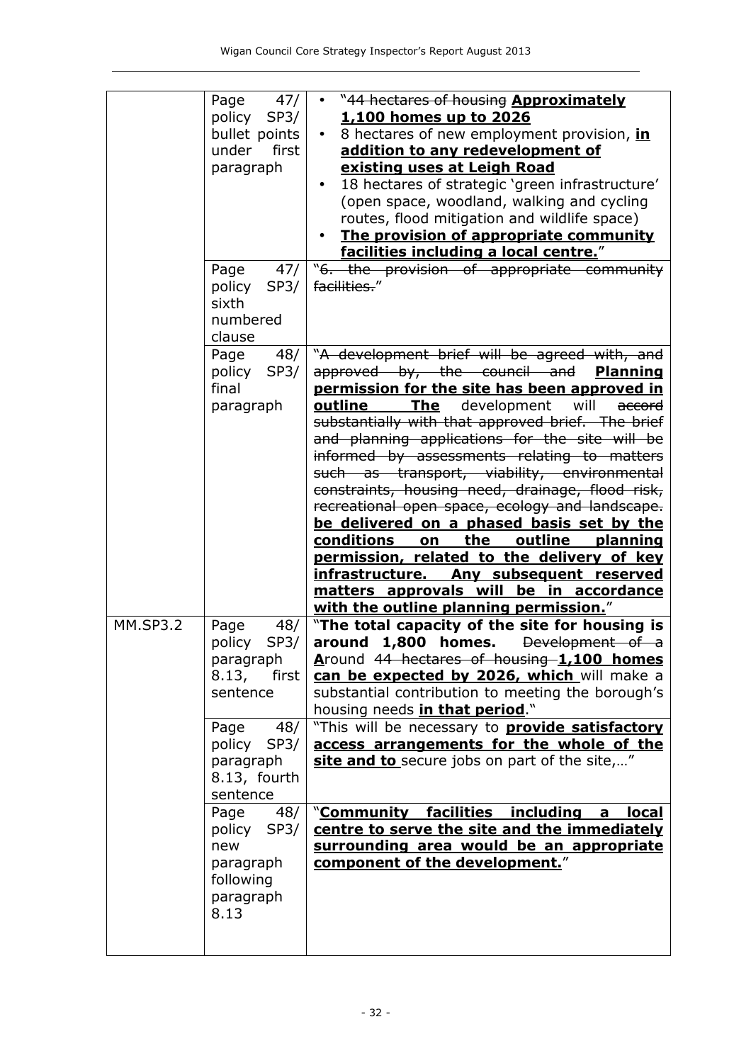| | | |
|---|---|---|
| | Page 47/ policy SP3/ bullet points under first paragraph | • "~~44 hectares of housing~~ **<u>Approximately 1,100 homes up to 2026</u>**<br>• 8 hectares of new employment provision, **<u>in addition to any redevelopment of existing uses at Leigh Road</u>**<br>• 18 hectares of strategic 'green infrastructure' (open space, woodland, walking and cycling routes, flood mitigation and wildlife space)<br>• **<u>The provision of appropriate community facilities including a local centre.</u>**" |
| | Page 47/ policy SP3/ sixth numbered clause | "~~6. the provision of appropriate community facilities.~~" |
| | Page 48/ policy SP3/ final paragraph | "~~A development brief will be agreed with, and approved by, the council and~~ **<u>Planning permission for the site has been approved in outline</u>** **<u>The</u>** development will ~~accord substantially with that approved brief. The brief and planning applications for the site will be informed by assessments relating to matters such as transport, viability, environmental constraints, housing need, drainage, flood risk, recreational open space, ecology and landscape.~~ **<u>be delivered on a phased basis set by the conditions on the outline planning permission, related to the delivery of key infrastructure. Any subsequent reserved matters approvals will be in accordance with the outline planning permission.</u>**" |
| MM.SP3.2 | Page 48/ policy SP3/ paragraph 8.13, first sentence | "**The total capacity of the site for housing is around 1,800 homes.** ~~Development of a~~ **<u>A</u>**round ~~44 hectares of housing~~ **<u>1,100 homes can be expected by 2026, which</u>** will make a substantial contribution to meeting the borough's housing needs **<u>in that period</u>**." |
| | Page 48/ policy SP3/ paragraph 8.13, fourth sentence | "This will be necessary to **<u>provide satisfactory access arrangements for the whole of the site and to</u>** secure jobs on part of the site,…" |
| | Page 48/ policy SP3/ new paragraph following paragraph 8.13 | "**<u>Community facilities including a local centre to serve the site and the immediately surrounding area would be an appropriate component of the development.</u>**" |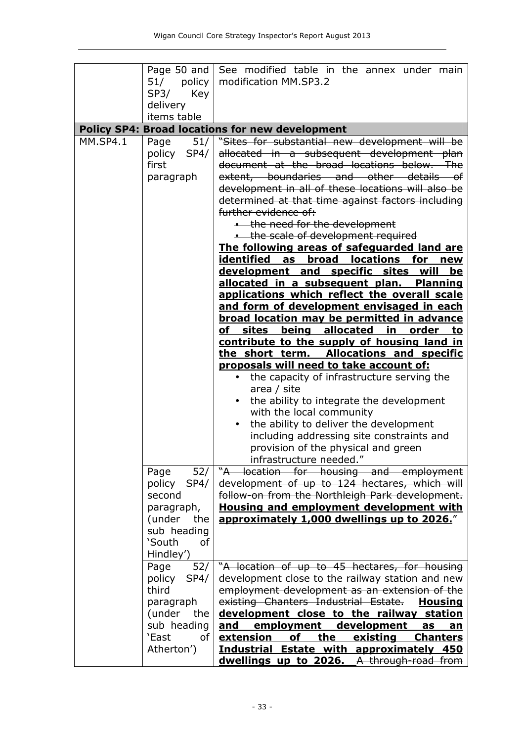| | | |
|---|---|---|
| | Page 50 and 51/ policy SP3/ Key delivery items table | See modified table in the annex under main modification MM.SP3.2 |
| **Policy SP4: Broad locations for new development** | | |
| MM.SP4.1 | Page 51/ policy SP4/ first paragraph | "~~Sites for substantial new development will be allocated in a subsequent development plan document at the broad locations below. The extent, boundaries and other details of development in all of these locations will also be determined at that time against factors including further evidence of:~~<br>~~• the need for the development~~<br>~~• the scale of development required~~<br>**The following areas of safeguarded land are identified as broad locations for new development and specific sites will be allocated in a subsequent plan. Planning applications which reflect the overall scale and form of development envisaged in each broad location may be permitted in advance of sites being allocated in order to contribute to the supply of housing land in the short term. Allocations and specific proposals will need to take account of:**<br>• the capacity of infrastructure serving the area / site<br>• the ability to integrate the development with the local community<br>• the ability to deliver the development including addressing site constraints and provision of the physical and green infrastructure needed." |
| | Page 52/ policy SP4/ second paragraph, (under the sub heading 'South of Hindley') | "~~A location for housing and employment development of up to 124 hectares, which will follow-on from the Northleigh Park development.~~ **Housing and employment development with approximately 1,000 dwellings up to 2026.**" |
| | Page 52/ policy SP4/ third paragraph (under the sub heading 'East of Atherton') | "~~A location of up to 45 hectares, for housing development close to the railway station and new employment development as an extension of the existing Chanters Industrial Estate.~~ **Housing development close to the railway station and employment development as an extension of the existing Chanters Industrial Estate with approximately 450 dwellings up to 2026.** ~~A through-road from~~ |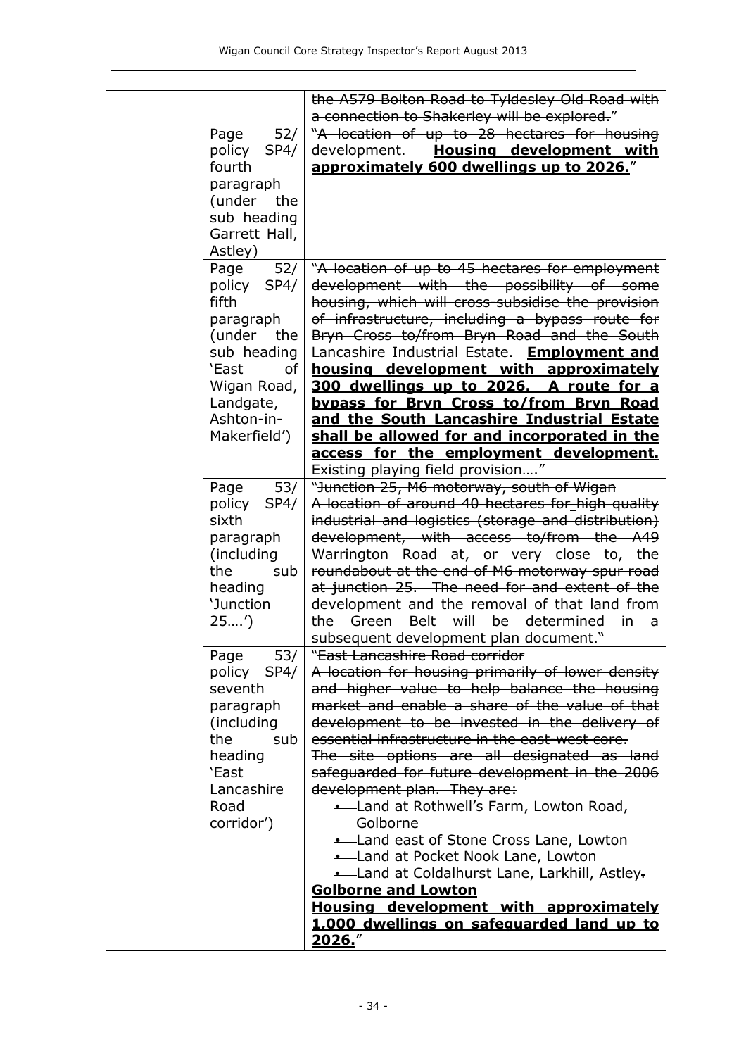| | | |
|---|---|---|
| | | ~~the A579 Bolton Road to Tyldesley Old Road with a connection to Shakerley will be explored.~~" |
| | Page 52/ policy SP4/ fourth paragraph (under the sub heading Garrett Hall, Astley) | "~~A location of up to 28 hectares for housing development.~~ <u>**Housing development with approximately 600 dwellings up to 2026.**</u>" |
| | Page 52/ policy SP4/ fifth paragraph (under the sub heading 'East of Wigan Road, Landgate, Ashton-in-Makerfield') | "~~A location of up to 45 hectares for employment development with the possibility of some housing, which will cross-subsidise the provision of infrastructure, including a bypass route for Bryn Cross to/from Bryn Road and the South Lancashire Industrial Estate.~~ <u>**Employment and housing development with approximately 300 dwellings up to 2026. A route for a bypass for Bryn Cross to/from Bryn Road and the South Lancashire Industrial Estate shall be allowed for and incorporated in the access for the employment development.**</u> Existing playing field provision…." |
| | Page 53/ policy SP4/ sixth paragraph (including the sub heading 'Junction 25….') | "~~Junction 25, M6 motorway, south of Wigan A location of around 40 hectares for high quality industrial and logistics (storage and distribution) development, with access to/from the A49 Warrington Road at, or very close to, the roundabout at the end of M6 motorway spur road at junction 25. The need for and extent of the development and the removal of that land from the Green Belt will be determined in a subsequent development plan document.~~" |
| | Page 53/ policy SP4/ seventh paragraph (including the sub heading 'East Lancashire Road corridor') | "~~East Lancashire Road corridor~~<br>~~A location for housing primarily of lower density and higher value to help balance the housing market and enable a share of the value of that development to be invested in the delivery of essential infrastructure in the east-west core.~~<br>~~The site options are all designated as land safeguarded for future development in the 2006 development plan. They are:~~<br>~~• Land at Rothwell's Farm, Lowton Road, Golborne~~<br>~~• Land east of Stone Cross Lane, Lowton~~<br>~~• Land at Pocket Nook Lane, Lowton~~<br>~~• Land at Coldalhurst Lane, Larkhill, Astley.~~<br><u>**Golborne and Lowton**</u><br><u>**Housing development with approximately 1,000 dwellings on safeguarded land up to 2026.**</u>" |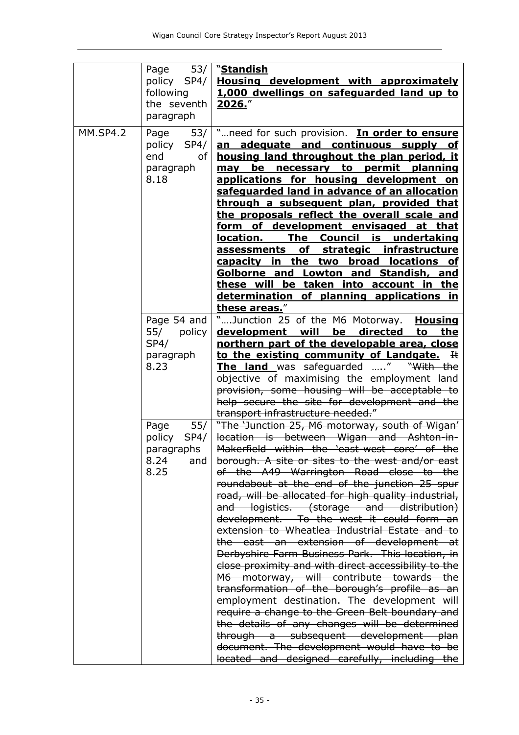| | | |
|---|---|---|
| | Page 53/ policy SP4/ following the seventh paragraph | "<u>**Standish**</u><br><u>**Housing development with approximately 1,000 dwellings on safeguarded land up to 2026.**</u>" |
| MM.SP4.2 | Page 53/ policy SP4/ end of paragraph 8.18 | "…need for such provision. <u>**In order to ensure an adequate and continuous supply of housing land throughout the plan period, it may be necessary to permit planning applications for housing development on safeguarded land in advance of an allocation through a subsequent plan, provided that the proposals reflect the overall scale and form of development envisaged at that location. The Council is undertaking assessments of strategic infrastructure capacity in the two broad locations of Golborne and Lowton and Standish, and these will be taken into account in the determination of planning applications in these areas.**</u>" |
| | Page 54 and 55/ policy SP4/ paragraph 8.23 | "….Junction 25 of the M6 Motorway. <u>**Housing development will be directed to the northern part of the developable area, close to the existing community of Landgate.**</u> ~~It~~ <u>**The land**</u> was safeguarded ….." ~~"With the objective of maximising the employment land provision, some housing will be acceptable to help secure the site for development and the transport infrastructure needed."~~ |
| | Page 55/ policy SP4/ paragraphs 8.24 and 8.25 | ~~"The 'Junction 25, M6 motorway, south of Wigan' location is between Wigan and Ashton-in-Makerfield within the 'east-west core' of the borough. A site or sites to the west and/or east of the A49 Warrington Road close to the roundabout at the end of the junction 25 spur road, will be allocated for high quality industrial, and logistics. (storage and distribution) development. To the west it could form an extension to Wheatlea Industrial Estate and to the east an extension of development at Derbyshire Farm Business Park. This location, in close proximity and with direct accessibility to the M6 motorway, will contribute towards the transformation of the borough's profile as an employment destination. The development will require a change to the Green Belt boundary and the details of any changes will be determined through a subsequent development plan document. The development would have to be located and designed carefully, including the~~ |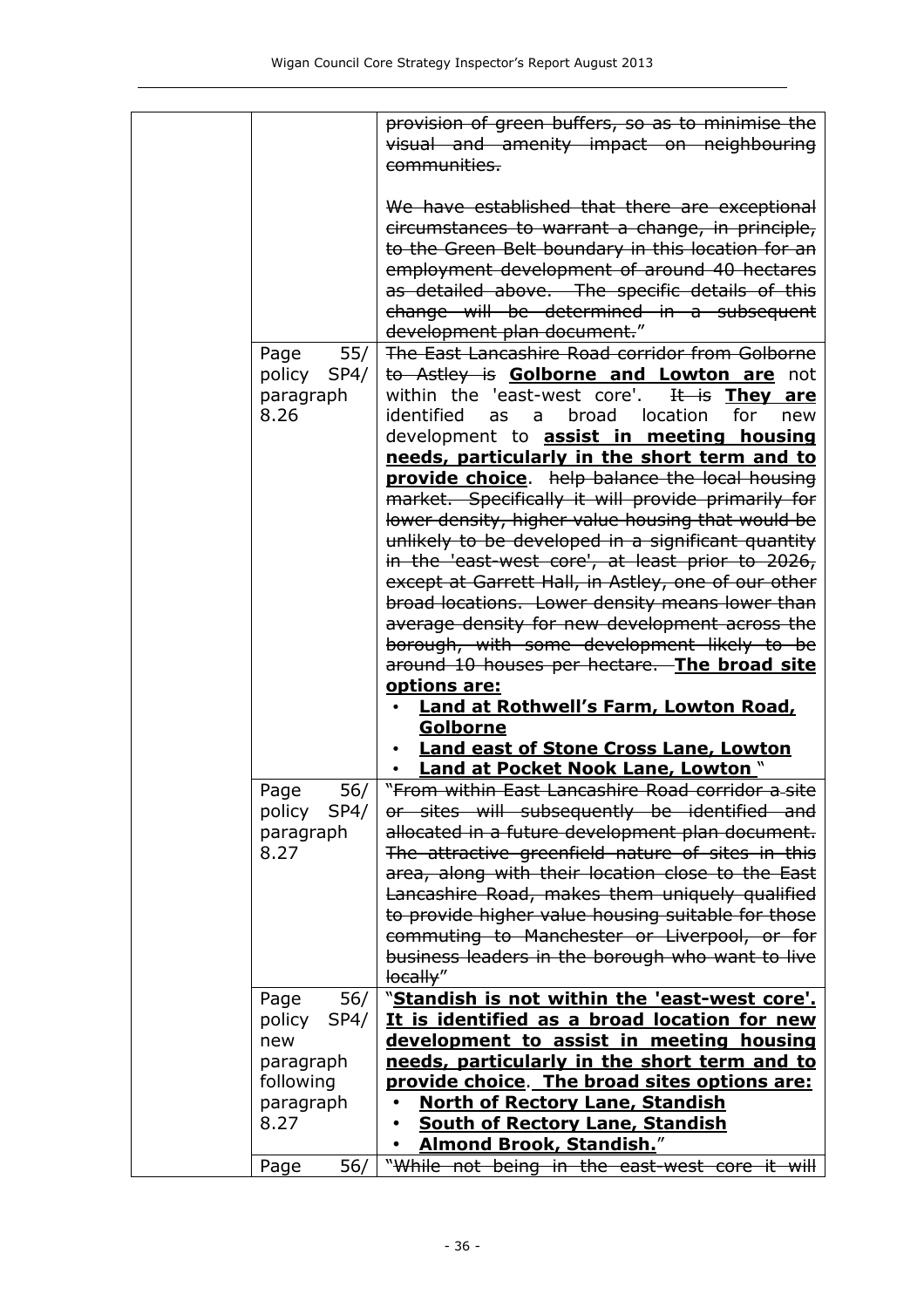| | | |
|---|---|---|
| | | ~~provision of green buffers, so as to minimise the visual and amenity impact on neighbouring communities.~~<br><br>~~We have established that there are exceptional circumstances to warrant a change, in principle, to the Green Belt boundary in this location for an employment development of around 40 hectares as detailed above. The specific details of this change will be determined in a subsequent development plan document.~~" |
| | Page 55/ policy SP4/ paragraph 8.26 | ~~The East Lancashire Road corridor from Golborne to Astley is~~ **<u>Golborne and Lowton are</u>** not within the 'east-west core'. ~~It is~~ **<u>They are</u>** identified as a broad location for new development to **<u>assist in meeting housing needs, particularly in the short term and to provide choice</u>**. ~~help balance the local housing market. Specifically it will provide primarily for lower density, higher value housing that would be unlikely to be developed in a significant quantity in the 'east-west core', at least prior to 2026, except at Garrett Hall, in Astley, one of our other broad locations. Lower density means lower than average density for new development across the borough, with some development likely to be around 10 houses per hectare.~~ **<u>The broad site options are:</u>**<br>• **<u>Land at Rothwell's Farm, Lowton Road, Golborne</u>**<br>• **<u>Land east of Stone Cross Lane, Lowton</u>**<br>• **<u>Land at Pocket Nook Lane, Lowton</u>** " |
| | Page 56/ policy SP4/ paragraph 8.27 | "~~From within East Lancashire Road corridor a site or sites will subsequently be identified and allocated in a future development plan document. The attractive greenfield nature of sites in this area, along with their location close to the East Lancashire Road, makes them uniquely qualified to provide higher value housing suitable for those commuting to Manchester or Liverpool, or for business leaders in the borough who want to live locally~~" |
| | Page 56/ policy SP4/ new paragraph following paragraph 8.27 | "**<u>Standish is not within the 'east-west core'. It is identified as a broad location for new development to assist in meeting housing needs, particularly in the short term and to provide choice</u>**. **<u>The broad sites options are:</u>**<br>• **<u>North of Rectory Lane, Standish</u>**<br>• **<u>South of Rectory Lane, Standish</u>**<br>• **<u>Almond Brook, Standish.</u>**" |
| | Page 56/ | "~~While not being in the east-west core it will~~ |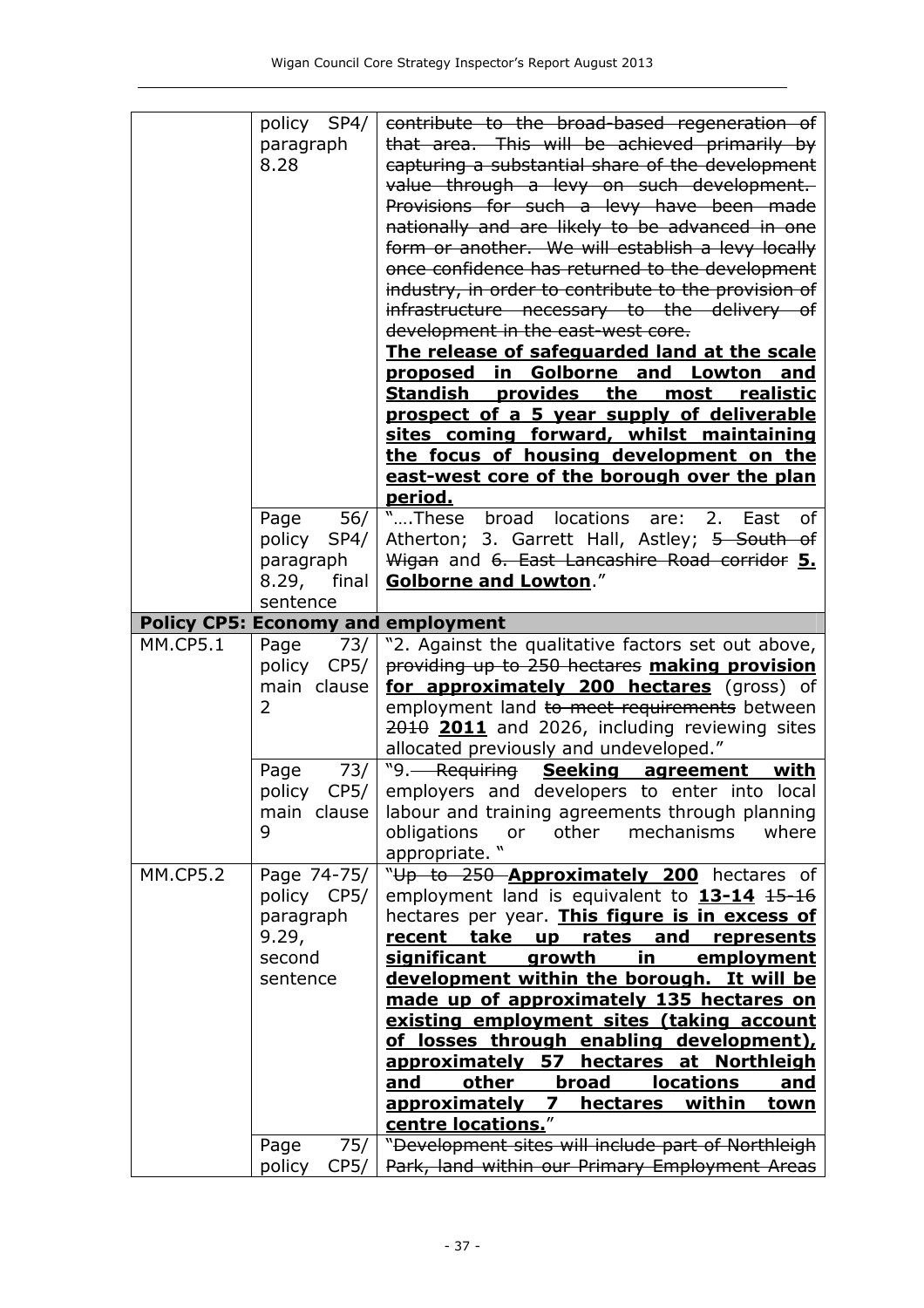| | policy SP4/ paragraph 8.28 | ~~contribute to the broad-based regeneration of that area. This will be achieved primarily by capturing a substantial share of the development value through a levy on such development. Provisions for such a levy have been made nationally and are likely to be advanced in one form or another. We will establish a levy locally once confidence has returned to the development industry, in order to contribute to the provision of infrastructure necessary to the delivery of development in the east-west core.~~ <u>**The release of safeguarded land at the scale proposed in Golborne and Lowton and Standish provides the most realistic prospect of a 5 year supply of deliverable sites coming forward, whilst maintaining the focus of housing development on the east-west core of the borough over the plan period.**</u> |
|---|---|---|
| | Page 56/ policy SP4/ paragraph 8.29, final sentence | "….These broad locations are: 2. East of Atherton; 3. Garrett Hall, Astley; ~~5 South of Wigan~~ and ~~6. East Lancashire Road corridor~~ <u>**5. Golborne and Lowton**</u>." |
| **Policy CP5: Economy and employment** | | |
| MM.CP5.1 | Page 73/ policy CP5/ main clause 2 | "2. Against the qualitative factors set out above, ~~providing up to 250 hectares~~ <u>**making provision for approximately 200 hectares**</u> (gross) of employment land ~~to meet requirements~~ between ~~2010~~ <u>**2011**</u> and 2026, including reviewing sites allocated previously and undeveloped." |
| | Page 73/ policy CP5/ main clause 9 | "9. ~~Requiring~~ <u>**Seeking agreement with**</u> employers and developers to enter into local labour and training agreements through planning obligations or other mechanisms where appropriate. " |
| MM.CP5.2 | Page 74-75/ policy CP5/ paragraph 9.29, second sentence | "~~Up to 250~~ <u>**Approximately 200**</u> hectares of employment land is equivalent to <u>**13-14**</u> ~~15-16~~ hectares per year. <u>**This figure is in excess of recent take up rates and represents significant growth in employment development within the borough. It will be made up of approximately 135 hectares on existing employment sites (taking account of losses through enabling development), approximately 57 hectares at Northleigh and other broad locations and approximately 7 hectares within town centre locations.**</u>" |
| | Page 75/ policy CP5/ | "~~Development sites will include part of Northleigh Park, land within our Primary Employment Areas~~ |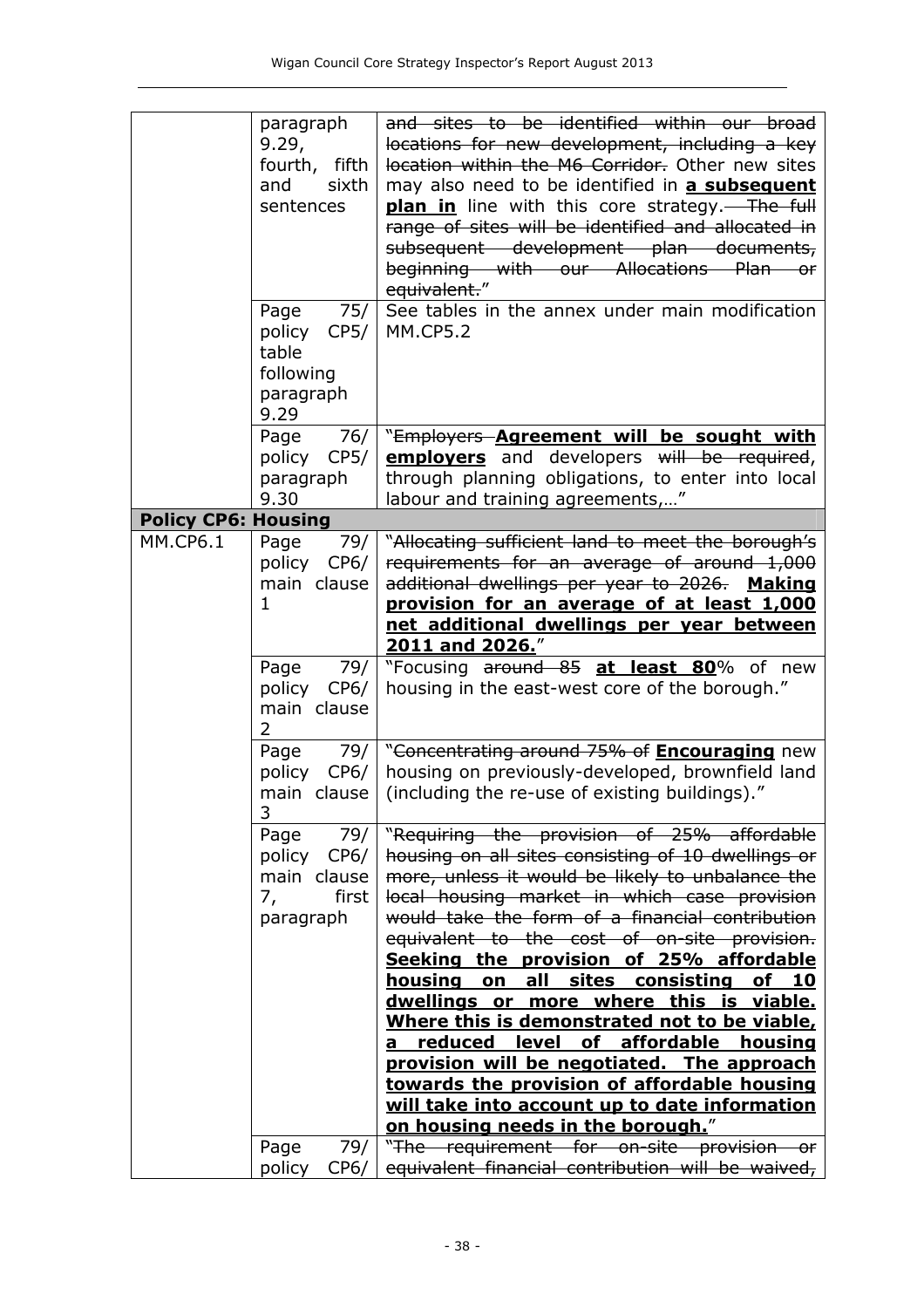| | | |
|---|---|---|
| | paragraph 9.29, fourth, fifth and sixth sentences | ~~and sites to be identified within our broad locations for new development, including a key location within the M6 Corridor.~~ Other new sites may also need to be identified in <u>**a subsequent plan in**</u> line with this core strategy. ~~The full range of sites will be identified and allocated in subsequent development plan documents, beginning with our Allocations Plan or equivalent.~~" |
| | Page 75/ policy CP5/ table following paragraph 9.29 | See tables in the annex under main modification MM.CP5.2 |
| | Page 76/ policy CP5/ paragraph 9.30 | "~~Employers~~ <u>**Agreement will be sought with employers**</u> and developers ~~will be required~~, through planning obligations, to enter into local labour and training agreements,…" |
| **Policy CP6: Housing** | | |
| MM.CP6.1 | Page 79/ policy CP6/ main clause 1 | "~~Allocating sufficient land to meet the borough's requirements for an average of around 1,000 additional dwellings per year to 2026.~~ <u>**Making provision for an average of at least 1,000 net additional dwellings per year between 2011 and 2026.**</u>" |
| | Page 79/ policy CP6/ main clause 2 | "Focusing ~~around 85~~ <u>**at least 80**</u>% of new housing in the east-west core of the borough." |
| | Page 79/ policy CP6/ main clause 3 | "~~Concentrating around 75% of~~ <u>**Encouraging**</u> new housing on previously-developed, brownfield land (including the re-use of existing buildings)." |
| | Page 79/ policy CP6/ main clause 7, first paragraph | "~~Requiring the provision of 25% affordable housing on all sites consisting of 10 dwellings or more, unless it would be likely to unbalance the local housing market in which case provision would take the form of a financial contribution equivalent to the cost of on-site provision.~~ <u>**Seeking the provision of 25% affordable housing on all sites consisting of 10 dwellings or more where this is viable. Where this is demonstrated not to be viable, a reduced level of affordable housing provision will be negotiated. The approach towards the provision of affordable housing will take into account up to date information on housing needs in the borough.**</u>" |
| | Page 79/ policy CP6/ | "~~The requirement for on-site provision or equivalent financial contribution will be waived,~~ |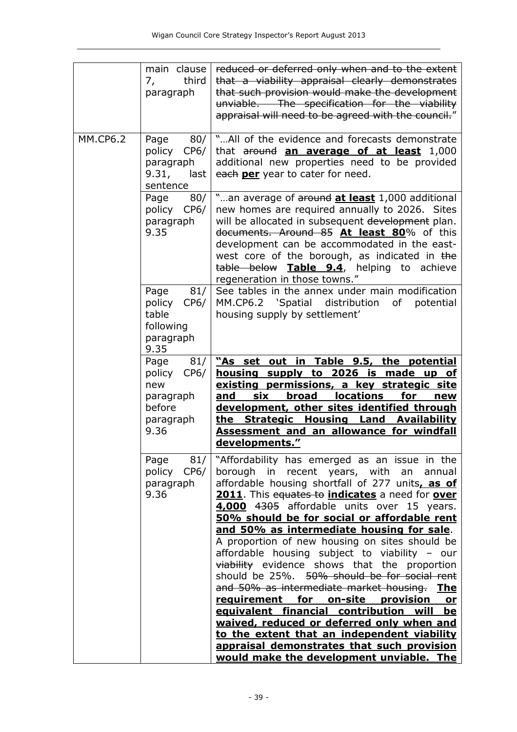| | | |
|---|---|---|
| | main clause 7, third paragraph | ~~reduced or deferred only when and to the extent that a viability appraisal clearly demonstrates that such provision would make the development unviable. The specification for the viability appraisal will need to be agreed with the council.~~" |
| MM.CP6.2 | Page 80/ policy CP6/ paragraph 9.31, last sentence | "…All of the evidence and forecasts demonstrate that ~~around~~ **an average of at least** 1,000 additional new properties need to be provided ~~each~~ **per** year to cater for need. |
| | Page 80/ policy CP6/ paragraph 9.35 | "…an average of ~~around~~ **at least** 1,000 additional new homes are required annually to 2026. Sites will be allocated in subsequent ~~development~~ plan. ~~documents. Around 85~~ **At least 80**% of this development can be accommodated in the east-west core of the borough, as indicated in ~~the table below~~ **Table 9.4**, helping to achieve regeneration in those towns." |
| | Page 81/ policy CP6/ table following paragraph 9.35 | See tables in the annex under main modification MM.CP6.2 'Spatial distribution of potential housing supply by settlement' |
| | Page 81/ policy CP6/ new paragraph before paragraph 9.36 | **"As set out in Table 9.5, the potential housing supply to 2026 is made up of existing permissions, a key strategic site and six broad locations for new development, other sites identified through the Strategic Housing Land Availability Assessment and an allowance for windfall developments."** |
| | Page 81/ policy CP6/ paragraph 9.36 | "Affordability has emerged as an issue in the borough in recent years, with an annual affordable housing shortfall of 277 units**, as of 2011**. This ~~equates to~~ **indicates** a need for **over 4,000** ~~4305~~ affordable units over 15 years. **50% should be for social or affordable rent and 50% as intermediate housing for sale**. A proportion of new housing on sites should be affordable housing subject to viability – our ~~viability~~ evidence shows that the proportion should be 25%. ~~50% should be for social rent and 50% as intermediate market housing.~~ **The requirement for on-site provision or equivalent financial contribution will be waived, reduced or deferred only when and to the extent that an independent viability appraisal demonstrates that such provision would make the development unviable. The** |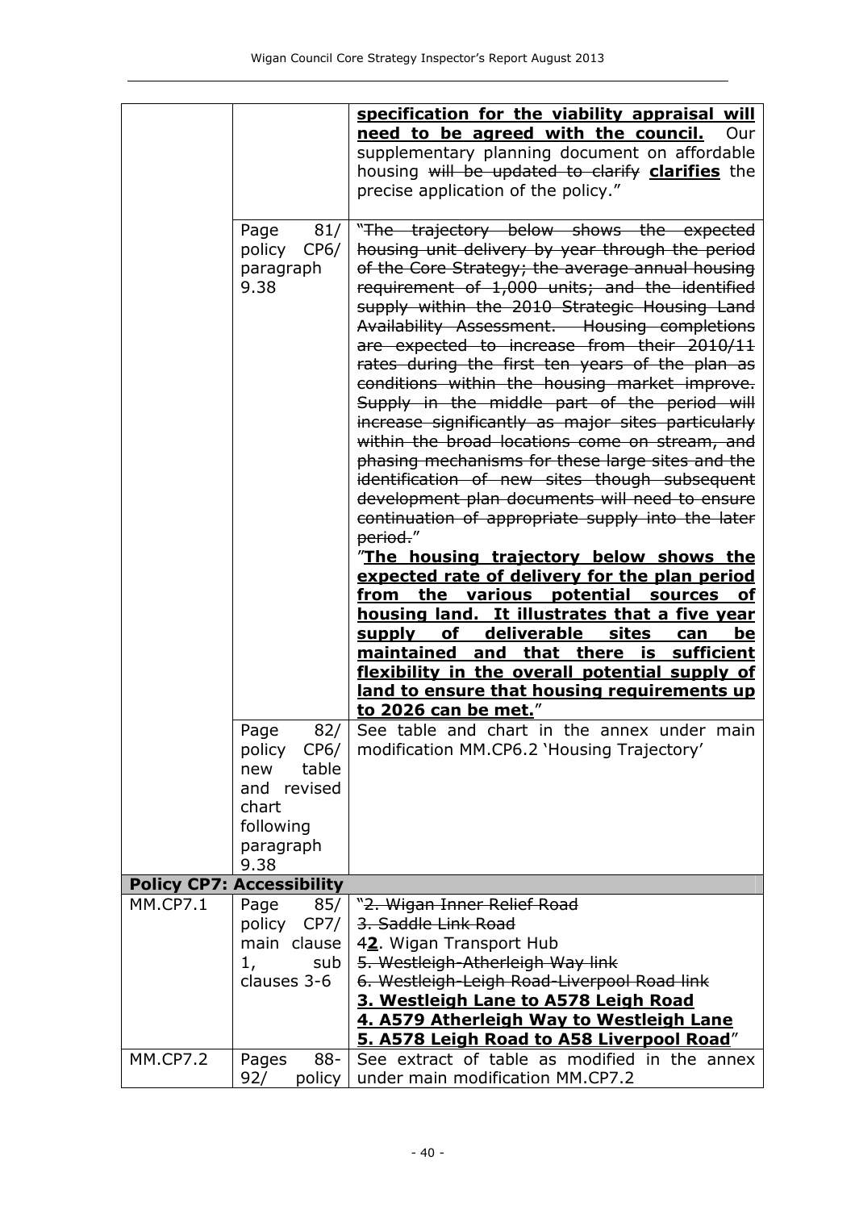| | | |
|---|---|---|
| | | **specification for the viability appraisal will need to be agreed with the council.** Our supplementary planning document on affordable housing ~~will be updated to clarify~~ **clarifies** the precise application of the policy." |
| | Page 81/ policy CP6/ paragraph 9.38 | "~~The trajectory below shows the expected housing unit delivery by year through the period of the Core Strategy; the average annual housing requirement of 1,000 units; and the identified supply within the 2010 Strategic Housing Land Availability Assessment. Housing completions are expected to increase from their 2010/11 rates during the first ten years of the plan as conditions within the housing market improve. Supply in the middle part of the period will increase significantly as major sites particularly within the broad locations come on stream, and phasing mechanisms for these large sites and the identification of new sites though subsequent development plan documents will need to ensure continuation of appropriate supply into the later period.~~" "**The housing trajectory below shows the expected rate of delivery for the plan period from the various potential sources of housing land. It illustrates that a five year supply of deliverable sites can be maintained and that there is sufficient flexibility in the overall potential supply of land to ensure that housing requirements up to 2026 can be met.**" |
| | Page 82/ policy CP6/ new table and revised chart following paragraph 9.38 | See table and chart in the annex under main modification MM.CP6.2 'Housing Trajectory' |
| **Policy CP7: Accessibility** | | |
| MM.CP7.1 | Page 85/ policy CP7/ main clause 1, sub clauses 3-6 | "~~2. Wigan Inner Relief Road~~<br>~~3. Saddle Link Road~~<br>~~4~~**2**. Wigan Transport Hub<br>~~5. Westleigh-Atherleigh Way link~~<br>~~6. Westleigh-Leigh Road-Liverpool Road link~~<br>**3. Westleigh Lane to A578 Leigh Road**<br>**4. A579 Atherleigh Way to Westleigh Lane**<br>**5. A578 Leigh Road to A58 Liverpool Road**" |
| MM.CP7.2 | Pages 88-92/ policy | See extract of table as modified in the annex under main modification MM.CP7.2 |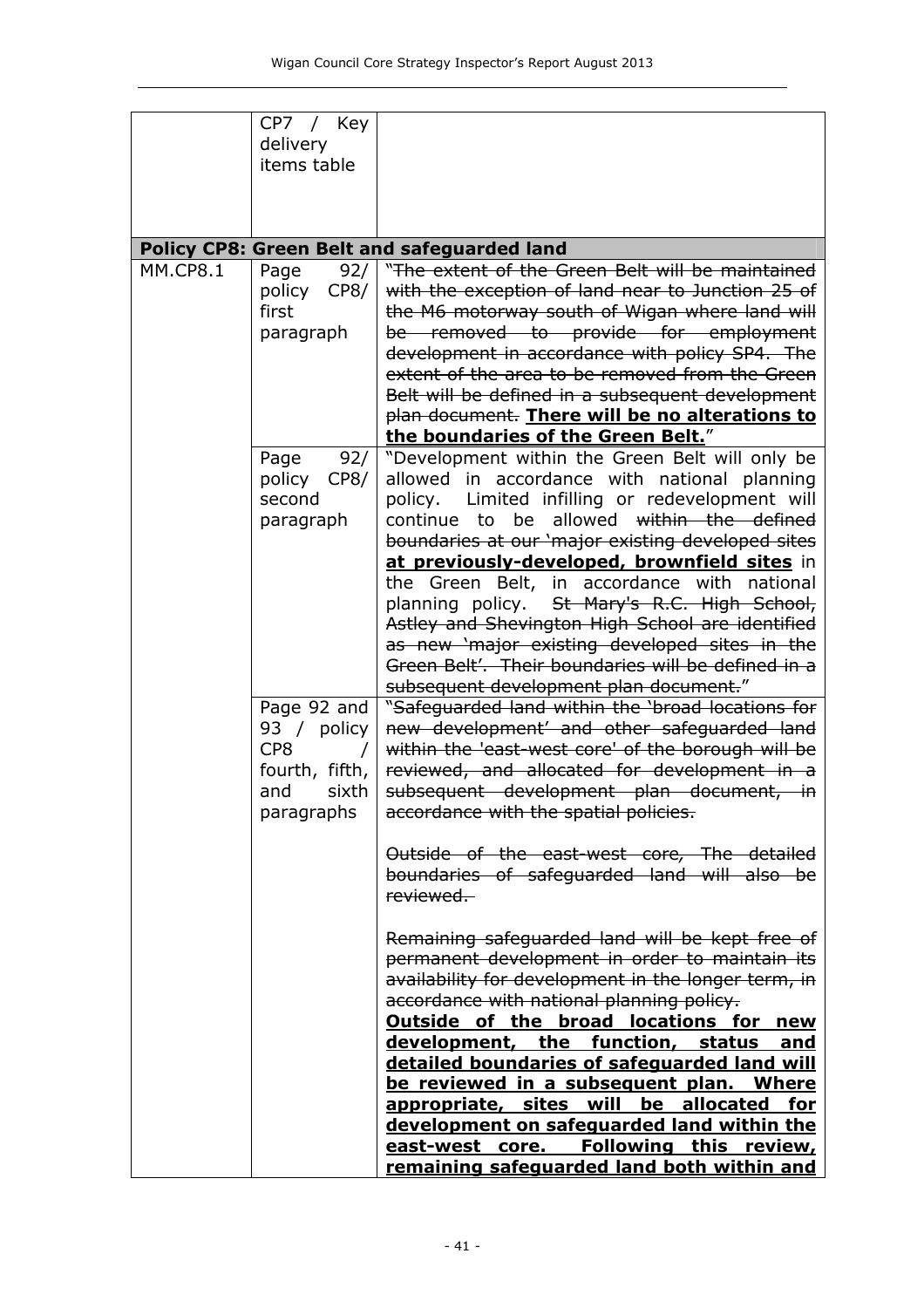| | | |
|---|---|---|
| | CP7 / Key delivery items table | |
| **Policy CP8: Green Belt and safeguarded land** | | |
| MM.CP8.1 | Page 92/ policy CP8/ first paragraph | "~~The extent of the Green Belt will be maintained with the exception of land near to Junction 25 of the M6 motorway south of Wigan where land will be removed to provide for employment development in accordance with policy SP4. The extent of the area to be removed from the Green Belt will be defined in a subsequent development plan document.~~ <u>**There will be no alterations to the boundaries of the Green Belt.**</u>" |
| | Page 92/ policy CP8/ second paragraph | "Development within the Green Belt will only be allowed in accordance with national planning policy. Limited infilling or redevelopment will continue to be allowed ~~within the defined boundaries at our 'major existing developed sites~~ <u>**at previously-developed, brownfield sites**</u> in the Green Belt, in accordance with national planning policy. ~~St Mary's R.C. High School, Astley and Shevington High School are identified as new 'major existing developed sites in the Green Belt'. Their boundaries will be defined in a subsequent development plan document.~~" |
| | Page 92 and 93 / policy CP8 / fourth, fifth, and sixth paragraphs | "~~Safeguarded land within the 'broad locations for new development' and other safeguarded land within the 'east-west core' of the borough will be reviewed, and allocated for development in a subsequent development plan document, in accordance with the spatial policies.~~<br><br>~~Outside of the east-west core, The detailed boundaries of safeguarded land will also be reviewed.~~<br><br>~~Remaining safeguarded land will be kept free of permanent development in order to maintain its availability for development in the longer term, in accordance with national planning policy.~~<br><u>**Outside of the broad locations for new development, the function, status and detailed boundaries of safeguarded land will be reviewed in a subsequent plan. Where appropriate, sites will be allocated for development on safeguarded land within the east-west core. Following this review, remaining safeguarded land both within and**</u> |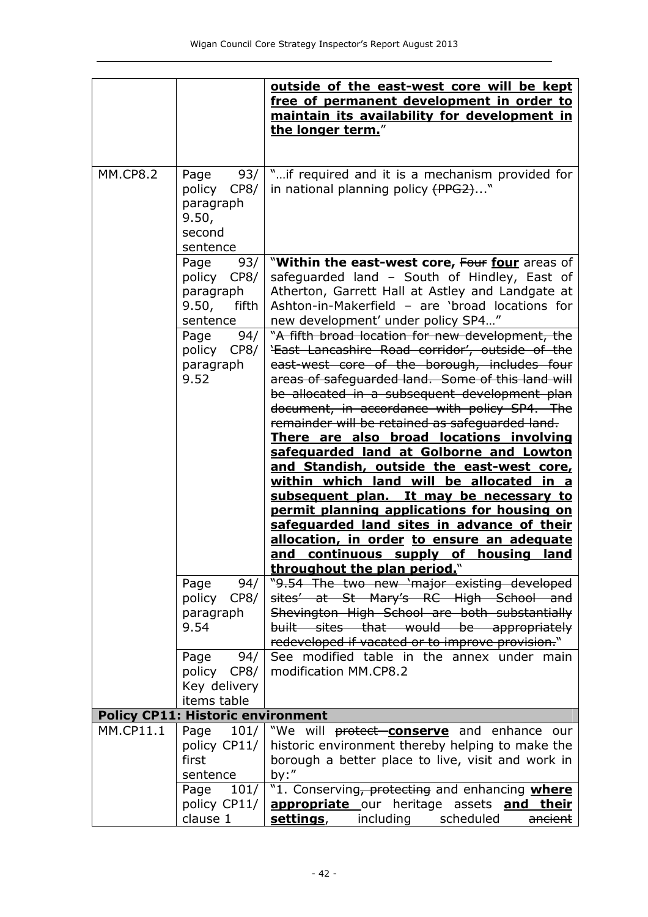| | | |
|---|---|---|
| | | **<u>outside of the east-west core will be kept free of permanent development in order to maintain its availability for development in the longer term.</u>**" |
| MM.CP8.2 | Page 93/ policy CP8/ paragraph 9.50, second sentence | "…if required and it is a mechanism provided for in national planning policy ~~(PPG2)~~..." |
| | Page 93/ policy CP8/ paragraph 9.50, fifth sentence | "**Within the east-west core,** ~~Four~~ **<u>four</u>** areas of safeguarded land – South of Hindley, East of Atherton, Garrett Hall at Astley and Landgate at Ashton-in-Makerfield – are 'broad locations for new development' under policy SP4…" |
| | Page 94/ policy CP8/ paragraph 9.52 | "~~A fifth broad location for new development, the 'East Lancashire Road corridor', outside of the east-west core of the borough, includes four areas of safeguarded land. Some of this land will be allocated in a subsequent development plan document, in accordance with policy SP4. The remainder will be retained as safeguarded land.~~ **<u>There are also broad locations involving safeguarded land at Golborne and Lowton and Standish, outside the east-west core, within which land will be allocated in a subsequent plan. It may be necessary to permit planning applications for housing on safeguarded land sites in advance of their allocation, in order to ensure an adequate and continuous supply of housing land throughout the plan period.</u>**" |
| | Page 94/ policy CP8/ paragraph 9.54 | "~~9.54 The two new 'major existing developed sites' at St Mary's RC High School and Shevington High School are both substantially built sites that would be appropriately redeveloped if vacated or to improve provision.~~" |
| | Page 94/ policy CP8/ Key delivery items table | See modified table in the annex under main modification MM.CP8.2 |
| **Policy CP11: Historic environment** | | |
| MM.CP11.1 | Page 101/ policy CP11/ first sentence | "We will ~~protect~~ **<u>conserve</u>** and enhance our historic environment thereby helping to make the borough a better place to live, visit and work in by:" |
| | Page 101/ policy CP11/ clause 1 | "1. Conserving~~, protecting~~ and enhancing **<u>where appropriate</u>** our heritage assets **<u>and their settings</u>**, including scheduled ~~ancient~~ |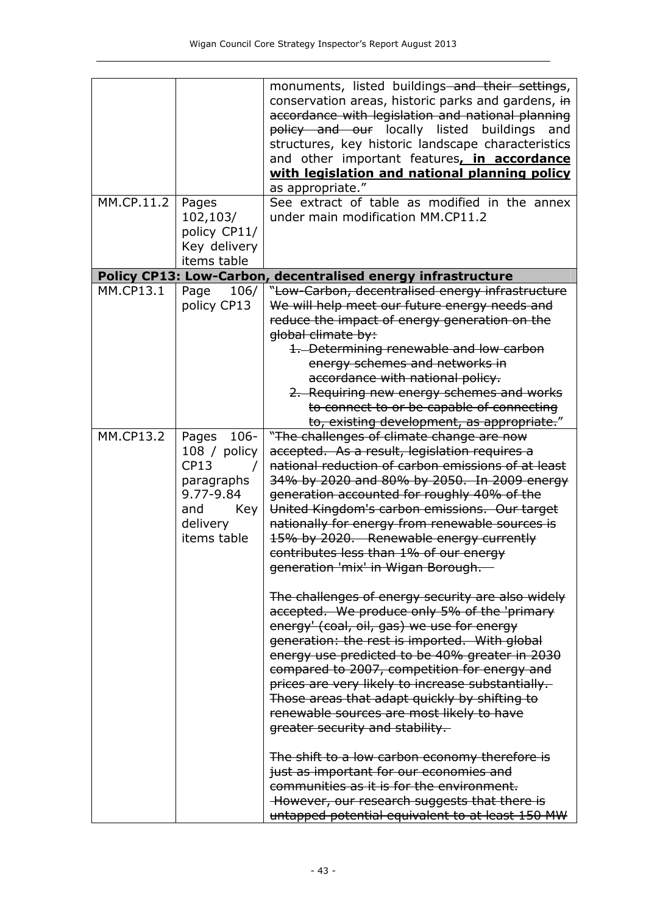| | | |
|---|---|---|
| | | monuments, listed buildings ~~and their settings~~, conservation areas, historic parks and gardens, ~~in accordance with legislation and national planning policy and our~~ locally listed buildings and structures, key historic landscape characteristics and other important features**, in accordance with legislation and national planning policy** as appropriate." |
| MM.CP.11.2 | Pages 102,103/ policy CP11/ Key delivery items table | See extract of table as modified in the annex under main modification MM.CP11.2 |
| **Policy CP13: Low-Carbon, decentralised energy infrastructure** | | |
| MM.CP13.1 | Page 106/ policy CP13 | "~~Low-Carbon, decentralised energy infrastructure~~<br>~~We will help meet our future energy needs and reduce the impact of energy generation on the global climate by:~~<br>~~1. Determining renewable and low carbon energy schemes and networks in accordance with national policy.~~<br>~~2. Requiring new energy schemes and works to connect to or be capable of connecting to, existing development, as appropriate.~~" |
| MM.CP13.2 | Pages 106-108 / policy CP13 / paragraphs 9.77-9.84 and Key delivery items table | "~~The challenges of climate change are now accepted. As a result, legislation requires a national reduction of carbon emissions of at least 34% by 2020 and 80% by 2050. In 2009 energy generation accounted for roughly 40% of the United Kingdom's carbon emissions. Our target nationally for energy from renewable sources is 15% by 2020. Renewable energy currently contributes less than 1% of our energy generation 'mix' in Wigan Borough.~~<br><br>~~The challenges of energy security are also widely accepted. We produce only 5% of the 'primary energy' (coal, oil, gas) we use for energy generation: the rest is imported. With global energy use predicted to be 40% greater in 2030 compared to 2007, competition for energy and prices are very likely to increase substantially. Those areas that adapt quickly by shifting to renewable sources are most likely to have greater security and stability.~~<br><br>~~The shift to a low carbon economy therefore is just as important for our economies and communities as it is for the environment. However, our research suggests that there is untapped potential equivalent to at least 150 MW~~ |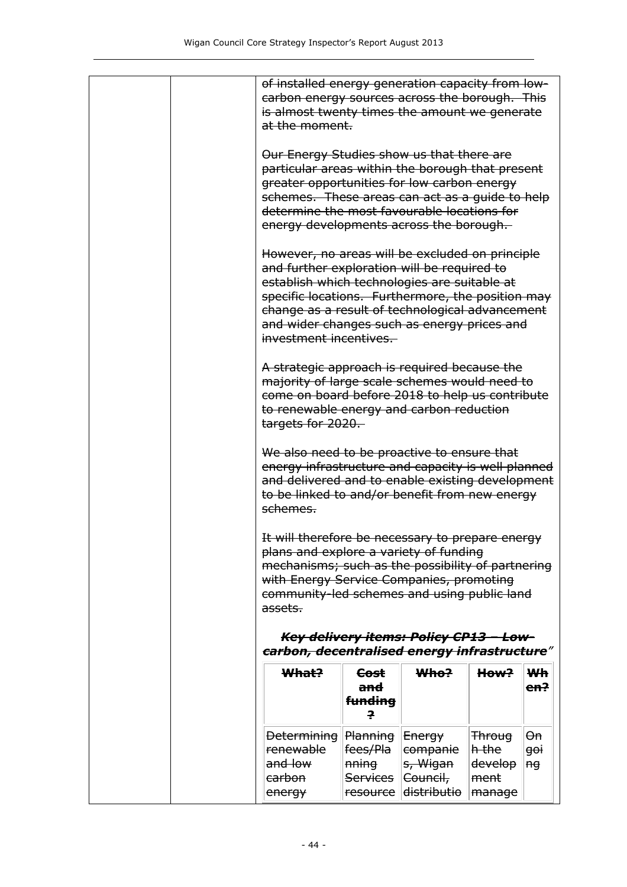| | | ~~of installed energy generation capacity from low-carbon energy sources across the borough. This is almost twenty times the amount we generate at the moment.~~<br><br>~~Our Energy Studies show us that there are particular areas within the borough that present greater opportunities for low carbon energy schemes. These areas can act as a guide to help determine the most favourable locations for energy developments across the borough.~~<br><br>~~However, no areas will be excluded on principle and further exploration will be required to establish which technologies are suitable at specific locations. Furthermore, the position may change as a result of technological advancement and wider changes such as energy prices and investment incentives.~~<br><br>~~A strategic approach is required because the majority of large scale schemes would need to come on board before 2018 to help us contribute to renewable energy and carbon reduction targets for 2020.~~<br><br>~~We also need to be proactive to ensure that energy infrastructure and capacity is well planned and delivered and to enable existing development to be linked to and/or benefit from new energy schemes.~~<br><br>~~It will therefore be necessary to prepare energy plans and explore a variety of funding mechanisms; such as the possibility of partnering with Energy Service Companies, promoting community-led schemes and using public land assets.~~<br><br>***~~Key delivery items: Policy CP13 – Low-carbon, decentralised energy infrastructure~~***" |
|---|---|---|

| ~~**What?**~~ | ~~**Cost and funding?**~~ | ~~**Who?**~~ | ~~**How?**~~ | ~~**When?**~~ |
|---|---|---|---|---|
| ~~Determining renewable and low carbon energy~~ | ~~Planning fees/Planning Services resource~~ | ~~Energy companies, Wigan Council, distributio~~ | ~~Through the development manage~~ | ~~On going~~ |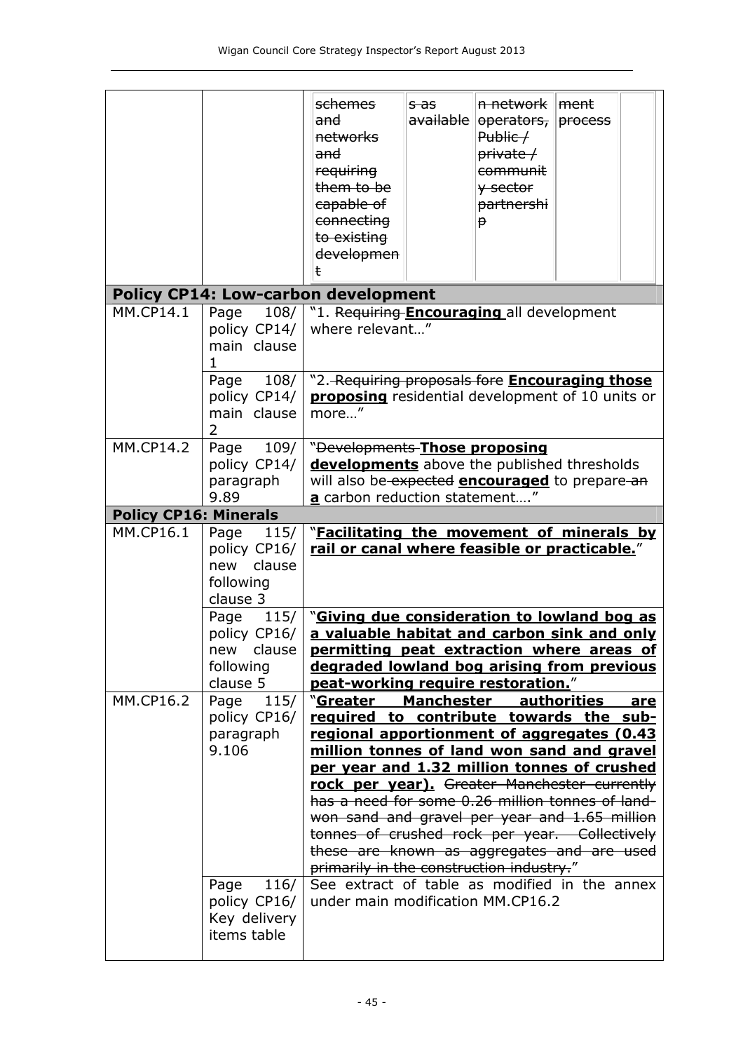| | | | | | | |
|---|---|---|---|---|---|---|
| | | ~~schemes and networks and requiring them to be capable of connecting to existing development~~ | ~~s as available~~ | ~~n network operators, Public / private / community sector partnership~~ | ~~ment process~~ | |

| | | |
|---|---|---|
| **Policy CP14: Low-carbon development** | | |
| MM.CP14.1 | Page 108/ policy CP14/ main clause 1 | "1. ~~Requiring~~ **<u>Encouraging</u>** all development where relevant…" |
| | Page 108/ policy CP14/ main clause 2 | "2. ~~Requiring proposals fore~~ **<u>Encouraging those proposing</u>** residential development of 10 units or more…" |
| MM.CP14.2 | Page 109/ policy CP14/ paragraph 9.89 | "~~Developments~~ **<u>Those proposing developments</u>** above the published thresholds will also be ~~expected~~ **<u>encouraged</u>** to prepare ~~an~~ **<u>a</u>** carbon reduction statement…." |
| **Policy CP16: Minerals** | | |
| MM.CP16.1 | Page 115/ policy CP16/ new clause following clause 3 | "**<u>Facilitating the movement of minerals by rail or canal where feasible or practicable.</u>**" |
| | Page 115/ policy CP16/ new clause following clause 5 | "**<u>Giving due consideration to lowland bog as a valuable habitat and carbon sink and only permitting peat extraction where areas of degraded lowland bog arising from previous peat-working require restoration.</u>**" |
| MM.CP16.2 | Page 115/ policy CP16/ paragraph 9.106 | "**<u>Greater Manchester authorities are required to contribute towards the sub-regional apportionment of aggregates (0.43 million tonnes of land won sand and gravel per year and 1.32 million tonnes of crushed rock per year).</u>** ~~Greater Manchester currently has a need for some 0.26 million tonnes of land-won sand and gravel per year and 1.65 million tonnes of crushed rock per year. Collectively these are known as aggregates and are used primarily in the construction industry.~~" |
| | Page 116/ policy CP16/ Key delivery items table | See extract of table as modified in the annex under main modification MM.CP16.2 |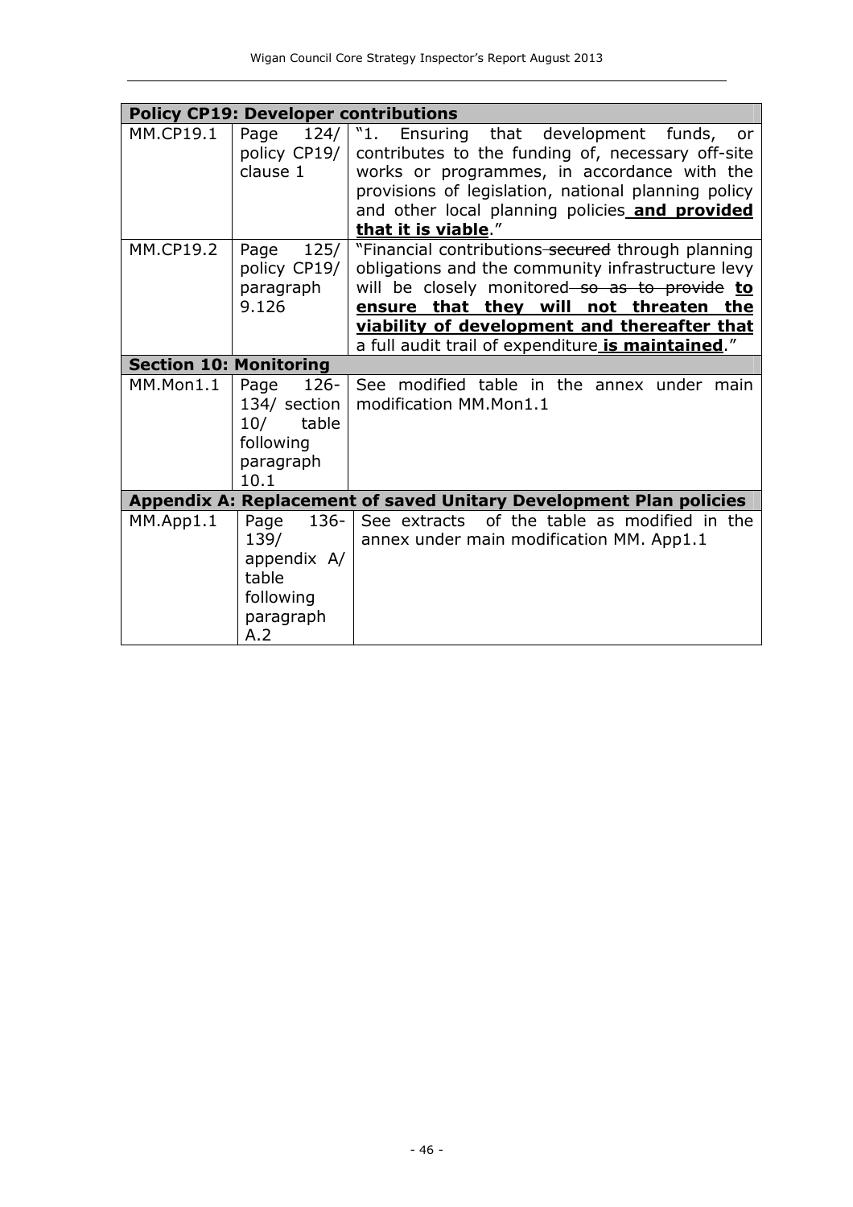| Policy CP19: Developer contributions | | |
|---|---|---|
| MM.CP19.1 | Page 124/ policy CP19/ clause 1 | "1. Ensuring that development funds, or contributes to the funding of, necessary off-site works or programmes, in accordance with the provisions of legislation, national planning policy and other local planning policies **<u>and provided that it is viable</u>**." |
| MM.CP19.2 | Page 125/ policy CP19/ paragraph 9.126 | "Financial contributions ~~secured~~ through planning obligations and the community infrastructure levy will be closely monitored ~~so as to provide~~ **<u>to ensure that they will not threaten the viability of development and thereafter that</u>** a full audit trail of expenditure **<u>is maintained</u>**." |
| **Section 10: Monitoring** | | |
| MM.Mon1.1 | Page 126-134/ section 10/ table following paragraph 10.1 | See modified table in the annex under main modification MM.Mon1.1 |
| **Appendix A: Replacement of saved Unitary Development Plan policies** | | |
| MM.App1.1 | Page 136-139/ appendix A/ table following paragraph A.2 | See extracts of the table as modified in the annex under main modification MM. App1.1 |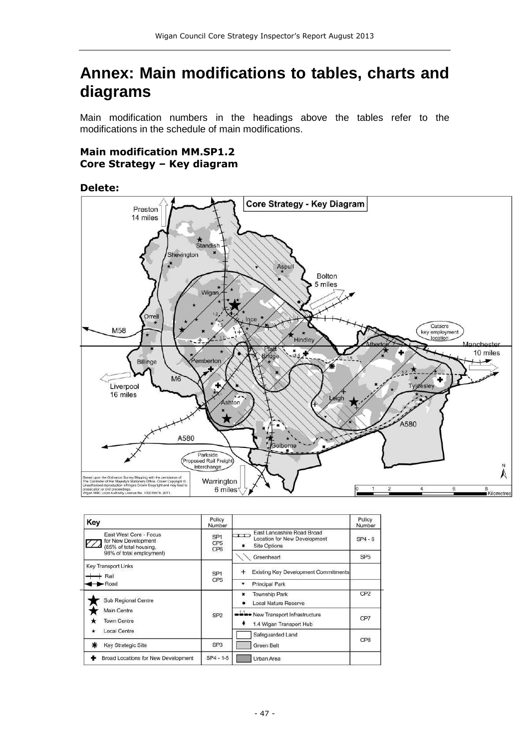# Annex: Main modifications to tables, charts and diagrams

Main modification numbers in the headings above the tables refer to the modifications in the schedule of main modifications.

**Main modification MM.SP1.2**
**Core Strategy – Key diagram**

**Delete:**

| Key | Policy Number | | Policy Number |
|---|---|---|---|
| East West Core - Focus for New Development (85% of total housing, 98% of total employment) | SP1 CP5 CP6 | East Lancashire Road Broad Location for New Development; Site Options | SP4 - 6 |
| | | Greenheart | SP5 |
| Key Transport Links: Rail; Road | SP1 CP5 | Existing Key Development Commitments | |
| | | Principal Park | |
| Sub Regional Centre; Main Centre; Town Centre; Local Centre | SP2 | Township Park; Local Nature Reserve | CP2 |
| | | New Transport Infrastructure; 1.4 Wigan Transport Hub | CP7 |
| | | Safeguarded Land | CP8 |
| Key Strategic Site | SP3 | Green Belt | |
| Broad Locations for New Development | SP4 - 1-5 | Urban Area | |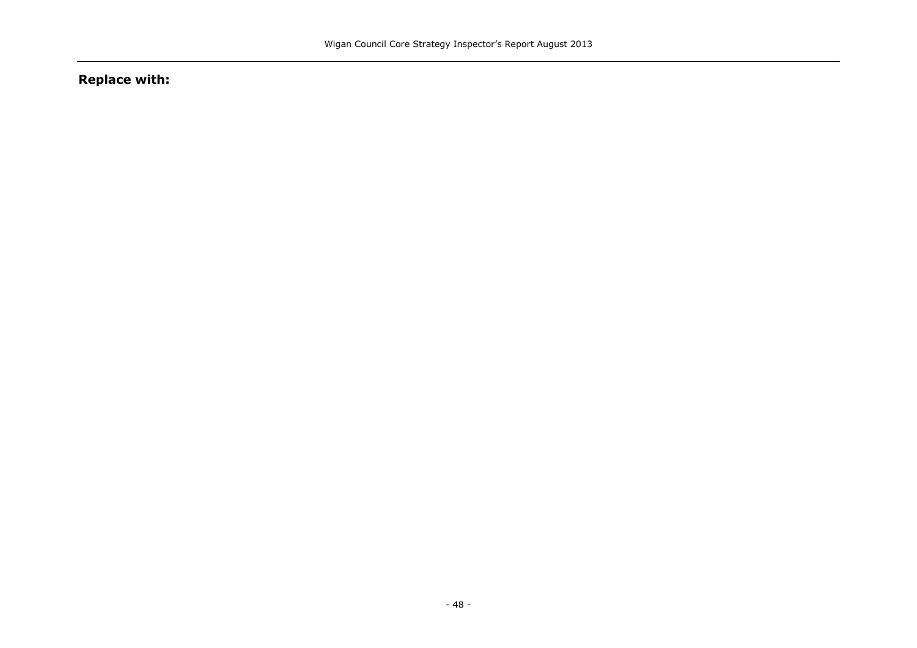**Replace with:**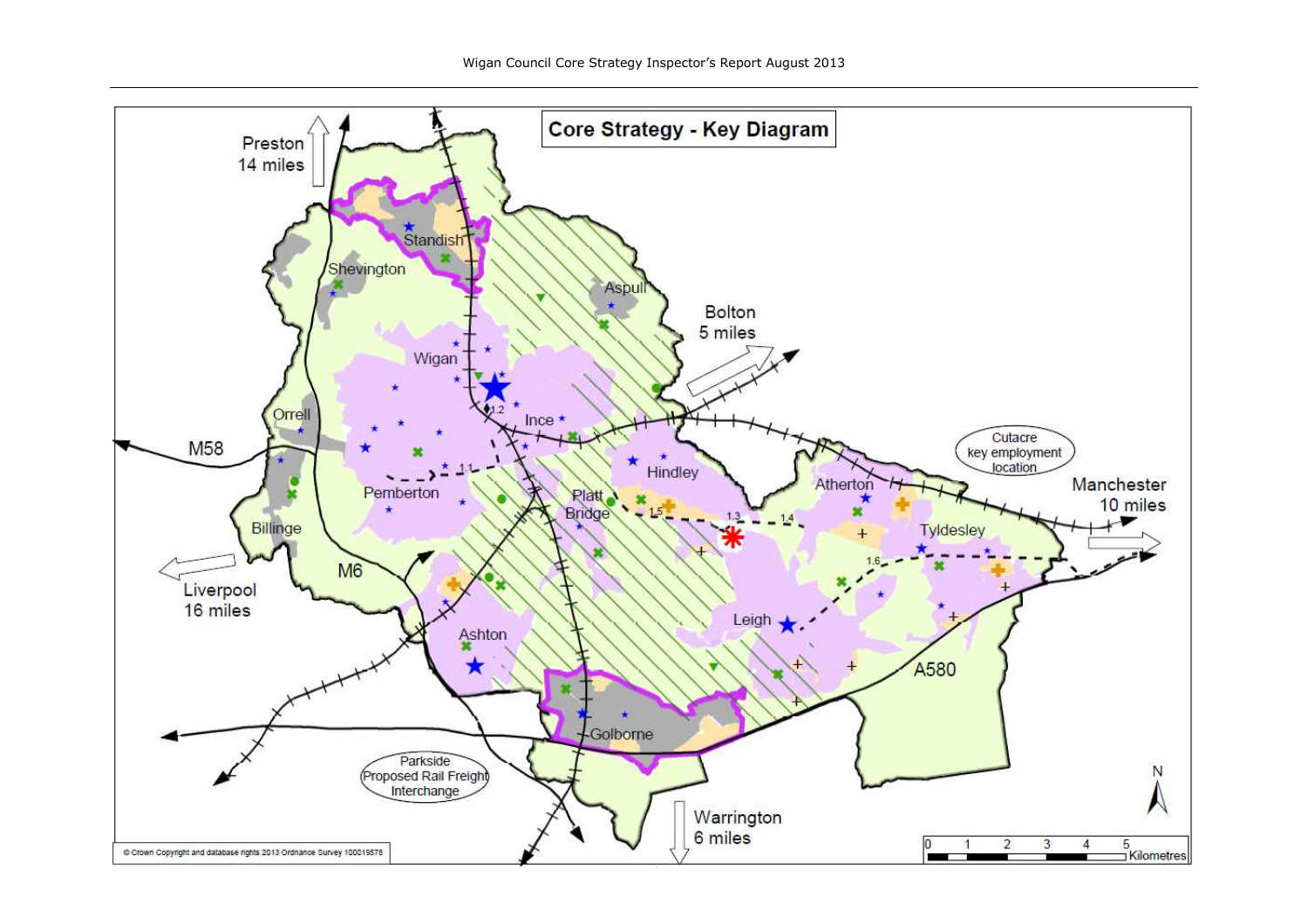## Core Strategy - Key Diagram

Preston 14 miles

Standish

Shevington

Aspull

Bolton 5 miles

Wigan

Orrell

M58

Ince

1.2

1.1

Pemberton

Hindley

Cutacre key employment location

Atherton

Manchester 10 miles

Platt Bridge

1.5

1.3

1.4

Tyldesley

1.6

Billinge

M6

Liverpool 16 miles

Ashton

Leigh

A580

Golborne

Parkside Proposed Rail Freight Interchange

Warrington 6 miles

N

0 1 2 3 4 5 Kilometres

© Crown Copyright and database rights 2013 Ordnance Survey 100019578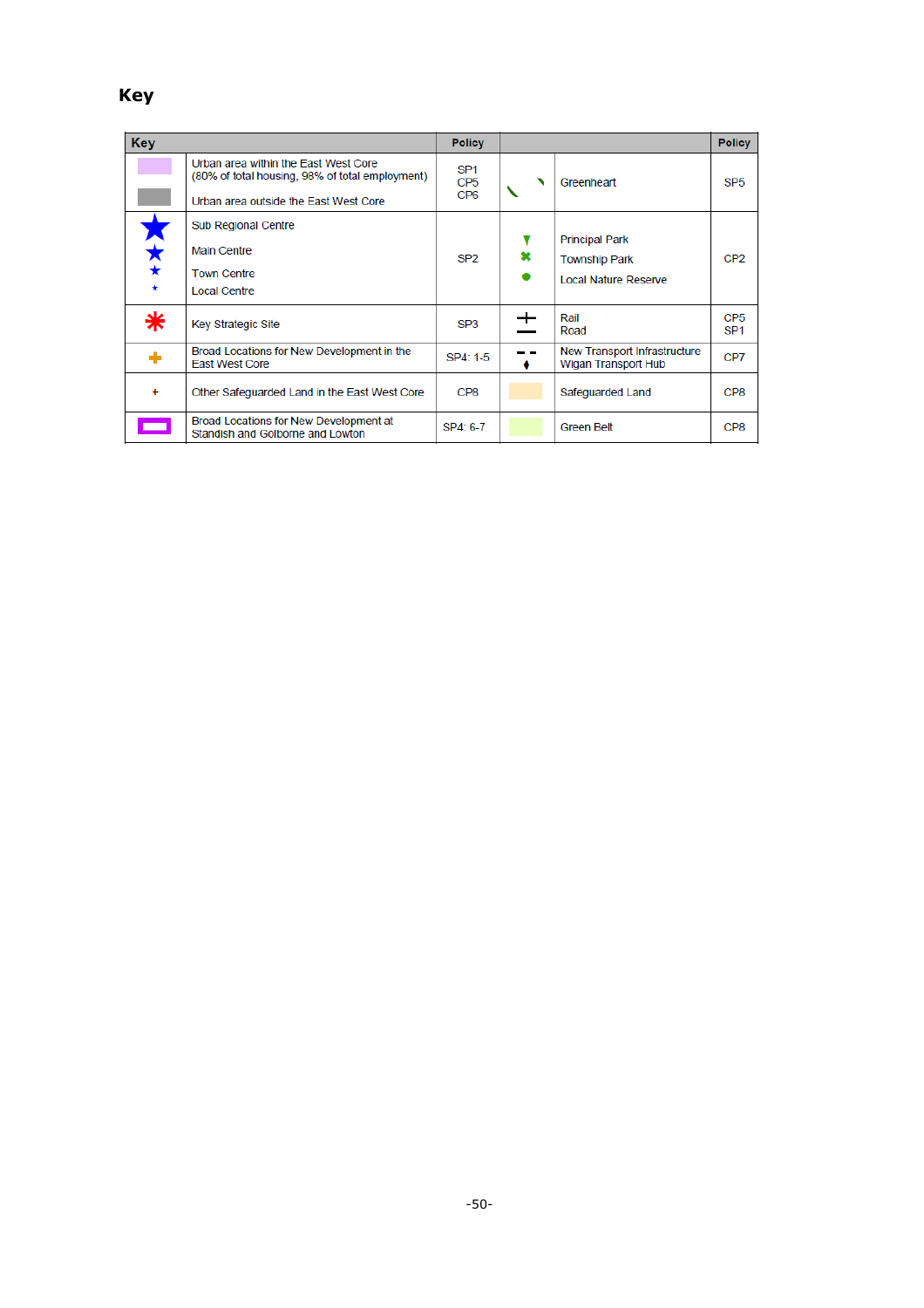## Key

| Key | | Policy | | | Policy |
|---|---|---|---|---|---|
| | Urban area within the East West Core (80% of total housing, 98% of total employment)<br><br>Urban area outside the East West Core | SP1<br>CP5<br>CP6 | | Greenheart | SP5 |
| | Sub Regional Centre<br><br>Main Centre<br><br>Town Centre<br>Local Centre | SP2 | | Principal Park<br>Township Park<br>Local Nature Reserve | CP2 |
| | Key Strategic Site | SP3 | | Rail<br>Road | CP5<br>SP1 |
| | Broad Locations for New Development in the East West Core | SP4: 1-5 | | New Transport Infrastructure<br>Wigan Transport Hub | CP7 |
| + | Other Safeguarded Land in the East West Core | CP8 | | Safeguarded Land | CP8 |
| | Broad Locations for New Development at Standish and Golborne and Lowton | SP4: 6-7 | | Green Belt | CP8 |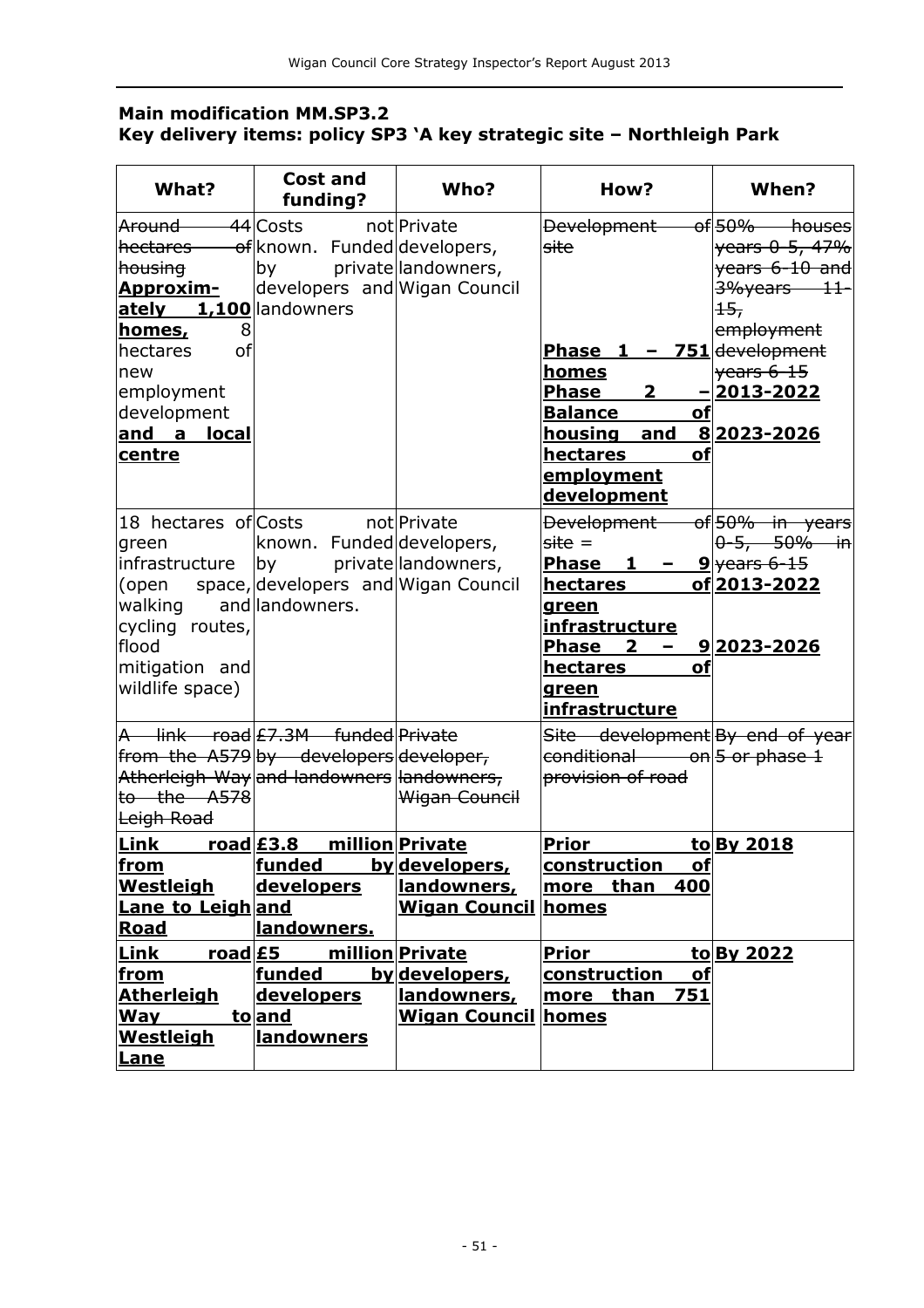**Main modification MM.SP3.2**
**Key delivery items: policy SP3 'A key strategic site – Northleigh Park**

| What? | Cost and funding? | Who? | How? | When? |
|---|---|---|---|---|
| ~~Around 44 hectares of housing~~ **Approximately 1,100 homes,** 8 hectares of new employment development **and a local centre** | Costs not known. Funded by private developers and landowners | Private developers, landowners, Wigan Council | ~~Development of site~~ **Phase 1 – 751 homes** **Phase 2 – Balance of housing and 8 hectares of employment development** | ~~50% houses years 0-5, 47% years 6-10 and 3%years 11-15, employment development years 6-15~~ **2013-2022** **2023-2026** |
| 18 hectares of green infrastructure (open space, walking and cycling routes, flood mitigation and wildlife space) | Costs not known. Funded by private developers and landowners. | Private developers, landowners, Wigan Council | ~~Development of site =~~ **Phase 1 – 9 hectares of green infrastructure** **Phase 2 – 9 hectares of green infrastructure** | ~~50% in years 0-5, 50% in years 6-15~~ **2013-2022** **2023-2026** |
| ~~A link road from the A579 Atherleigh Way to the A578 Leigh Road~~ | ~~£7.3M funded by developers and landowners~~ | ~~Private developer, landowners, Wigan Council~~ | ~~Site development conditional on provision of road~~ | ~~By end of year 5 or phase 1~~ |
| **Link road from Westleigh Lane to Leigh Road** | **£3.8 million funded by developers and landowners.** | **Private developers, landowners, Wigan Council** | **Prior to construction of more than 400 homes** | **By 2018** |
| **Link road from Atherleigh Way to Westleigh Lane** | **£5 million funded by developers and landowners** | **Private developers, landowners, Wigan Council** | **Prior to construction of more than 751 homes** | **By 2022** |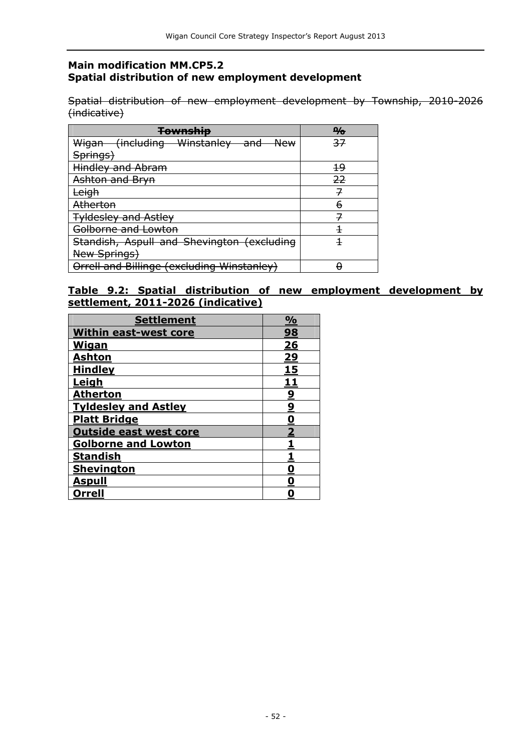### Main modification MM.CP5.2
### Spatial distribution of new employment development

~~Spatial distribution of new employment development by Township, 2010-2026 (indicative)~~

| ~~Township~~ | ~~%~~ |
|---|---|
| ~~Wigan (including Winstanley and New Springs)~~ | ~~37~~ |
| ~~Hindley and Abram~~ | ~~19~~ |
| ~~Ashton and Bryn~~ | ~~22~~ |
| ~~Leigh~~ | ~~7~~ |
| ~~Atherton~~ | ~~6~~ |
| ~~Tyldesley and Astley~~ | ~~7~~ |
| ~~Golborne and Lowton~~ | ~~1~~ |
| ~~Standish, Aspull and Shevington (excluding New Springs)~~ | ~~1~~ |
| ~~Orrell and Billinge (excluding Winstanley)~~ | ~~0~~ |

<u>**Table 9.2: Spatial distribution of new employment development by settlement, 2011-2026 (indicative)**</u>

| <u>**Settlement**</u> | <u>**%**</u> |
|---|---|
| <u>**Within east-west core**</u> | <u>**98**</u> |
| <u>**Wigan**</u> | <u>**26**</u> |
| <u>**Ashton**</u> | <u>**29**</u> |
| <u>**Hindley**</u> | <u>**15**</u> |
| <u>**Leigh**</u> | <u>**11**</u> |
| <u>**Atherton**</u> | <u>**9**</u> |
| <u>**Tyldesley and Astley**</u> | <u>**9**</u> |
| <u>**Platt Bridge**</u> | <u>**0**</u> |
| <u>**Outside east west core**</u> | <u>**2**</u> |
| <u>**Golborne and Lowton**</u> | <u>**1**</u> |
| <u>**Standish**</u> | <u>**1**</u> |
| <u>**Shevington**</u> | <u>**0**</u> |
| <u>**Aspull**</u> | <u>**0**</u> |
| <u>**Orrell**</u> | <u>**0**</u> |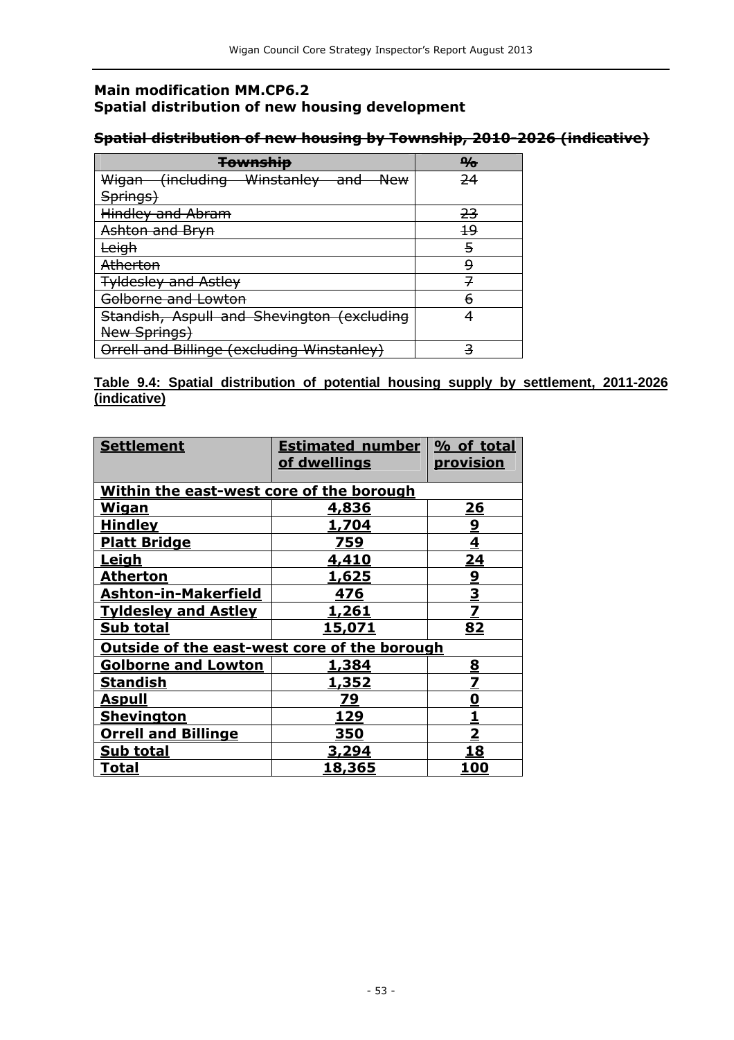**Main modification MM.CP6.2**
**Spatial distribution of new housing development**

~~**Spatial distribution of new housing by Township, 2010-2026 (indicative)**~~

| ~~Township~~ | ~~%~~ |
|---|---|
| ~~Wigan (including Winstanley and New Springs)~~ | ~~24~~ |
| ~~Hindley and Abram~~ | ~~23~~ |
| ~~Ashton and Bryn~~ | ~~19~~ |
| ~~Leigh~~ | ~~5~~ |
| ~~Atherton~~ | ~~9~~ |
| ~~Tyldesley and Astley~~ | ~~7~~ |
| ~~Golborne and Lowton~~ | ~~6~~ |
| ~~Standish, Aspull and Shevington (excluding New Springs)~~ | ~~4~~ |
| ~~Orrell and Billinge (excluding Winstanley)~~ | ~~3~~ |

<u>**Table 9.4: Spatial distribution of potential housing supply by settlement, 2011-2026 (indicative)**</u>

| <u>**Settlement**</u> | <u>**Estimated number of dwellings**</u> | <u>**% of total provision**</u> |
|---|---|---|
| <u>**Within the east-west core of the borough**</u> | | |
| <u>**Wigan**</u> | <u>**4,836**</u> | <u>**26**</u> |
| <u>**Hindley**</u> | <u>**1,704**</u> | <u>**9**</u> |
| <u>**Platt Bridge**</u> | <u>**759**</u> | <u>**4**</u> |
| <u>**Leigh**</u> | <u>**4,410**</u> | <u>**24**</u> |
| <u>**Atherton**</u> | <u>**1,625**</u> | <u>**9**</u> |
| <u>**Ashton-in-Makerfield**</u> | <u>**476**</u> | <u>**3**</u> |
| <u>**Tyldesley and Astley**</u> | <u>**1,261**</u> | <u>**7**</u> |
| <u>**Sub total**</u> | <u>**15,071**</u> | <u>**82**</u> |
| <u>**Outside of the east-west core of the borough**</u> | | |
| <u>**Golborne and Lowton**</u> | <u>**1,384**</u> | <u>**8**</u> |
| <u>**Standish**</u> | <u>**1,352**</u> | <u>**7**</u> |
| <u>**Aspull**</u> | <u>**79**</u> | <u>**0**</u> |
| <u>**Shevington**</u> | <u>**129**</u> | <u>**1**</u> |
| <u>**Orrell and Billinge**</u> | <u>**350**</u> | <u>**2**</u> |
| <u>**Sub total**</u> | <u>**3,294**</u> | <u>**18**</u> |
| <u>**Total**</u> | <u>**18,365**</u> | <u>**100**</u> |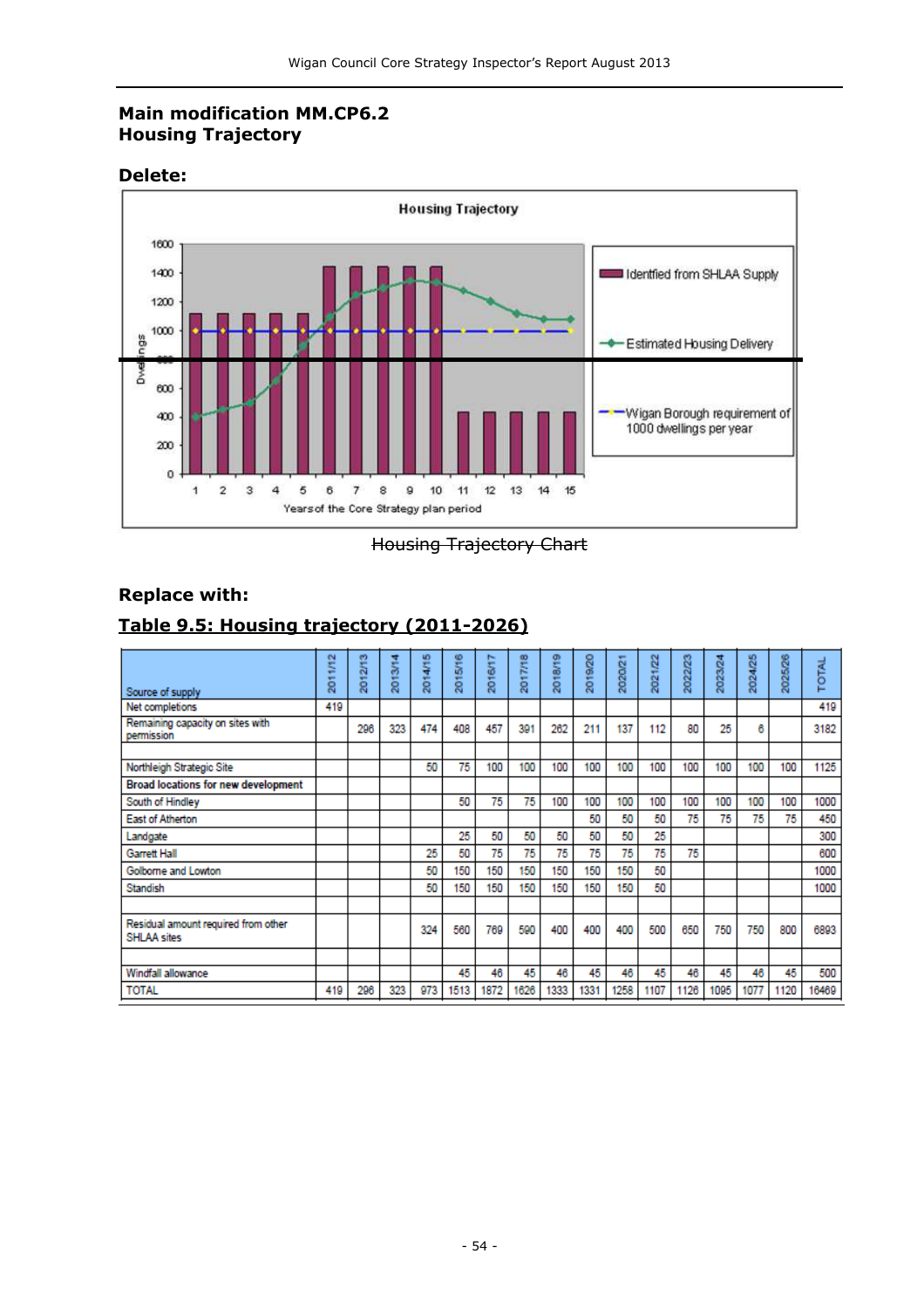## Main modification MM.CP6.2
## Housing Trajectory

**Delete:**

~~Housing Trajectory Chart~~

**Replace with:**

### <u>Table 9.5: Housing trajectory (2011-2026)</u>

| Source of supply | 2011/12 | 2012/13 | 2013/14 | 2014/15 | 2015/16 | 2016/17 | 2017/18 | 2018/19 | 2019/20 | 2020/21 | 2021/22 | 2022/23 | 2023/24 | 2024/25 | 2025/26 | TOTAL |
|---|---|---|---|---|---|---|---|---|---|---|---|---|---|---|---|---|
| Net completions | 419 | | | | | | | | | | | | | | | 419 |
| Remaining capacity on sites with permission | | 296 | 323 | 474 | 408 | 457 | 391 | 262 | 211 | 137 | 112 | 80 | 25 | 6 | | 3182 |
| | | | | | | | | | | | | | | | | |
| Northleigh Strategic Site | | | | 50 | 75 | 100 | 100 | 100 | 100 | 100 | 100 | 100 | 100 | 100 | 100 | 1125 |
| **Broad locations for new development** | | | | | | | | | | | | | | | | |
| South of Hindley | | | | | 50 | 75 | 75 | 100 | 100 | 100 | 100 | 100 | 100 | 100 | 100 | 1000 |
| East of Atherton | | | | | | | | | 50 | 50 | 50 | 75 | 75 | 75 | 75 | 450 |
| Landgate | | | | | 25 | 50 | 50 | 50 | 50 | 50 | 25 | | | | | 300 |
| Garrett Hall | | | | 25 | 50 | 75 | 75 | 75 | 75 | 75 | 75 | 75 | | | | 600 |
| Golborne and Lowton | | | | 50 | 150 | 150 | 150 | 150 | 150 | 150 | 50 | | | | | 1000 |
| Standish | | | | 50 | 150 | 150 | 150 | 150 | 150 | 150 | 50 | | | | | 1000 |
| | | | | | | | | | | | | | | | | |
| Residual amount required from other SHLAA sites | | | | 324 | 560 | 769 | 590 | 400 | 400 | 400 | 500 | 650 | 750 | 750 | 800 | 6893 |
| | | | | | | | | | | | | | | | | |
| Windfall allowance | | | | | 45 | 46 | 45 | 46 | 45 | 46 | 45 | 46 | 45 | 46 | 45 | 500 |
| TOTAL | 419 | 296 | 323 | 973 | 1513 | 1872 | 1626 | 1333 | 1331 | 1258 | 1107 | 1126 | 1095 | 1077 | 1120 | 16469 |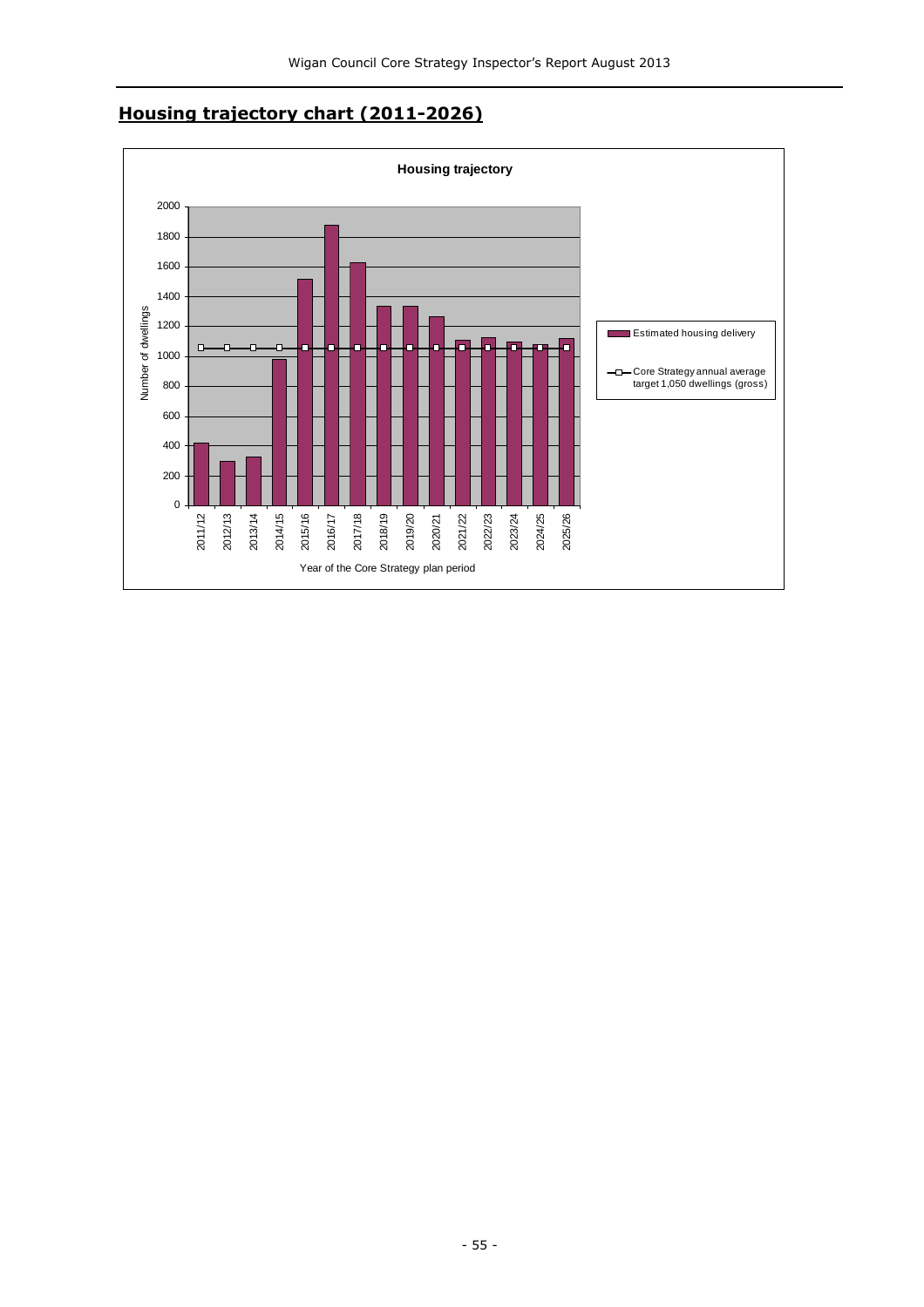## **Housing trajectory chart (2011-2026)**

**Housing trajectory**

Number of dwellings

Year of the Core Strategy plan period

Estimated housing delivery

Core Strategy annual average target 1,050 dwellings (gross)

2011/12, 2012/13, 2013/14, 2014/15, 2015/16, 2016/17, 2017/18, 2018/19, 2019/20, 2020/21, 2021/22, 2022/23, 2023/24, 2024/25, 2025/26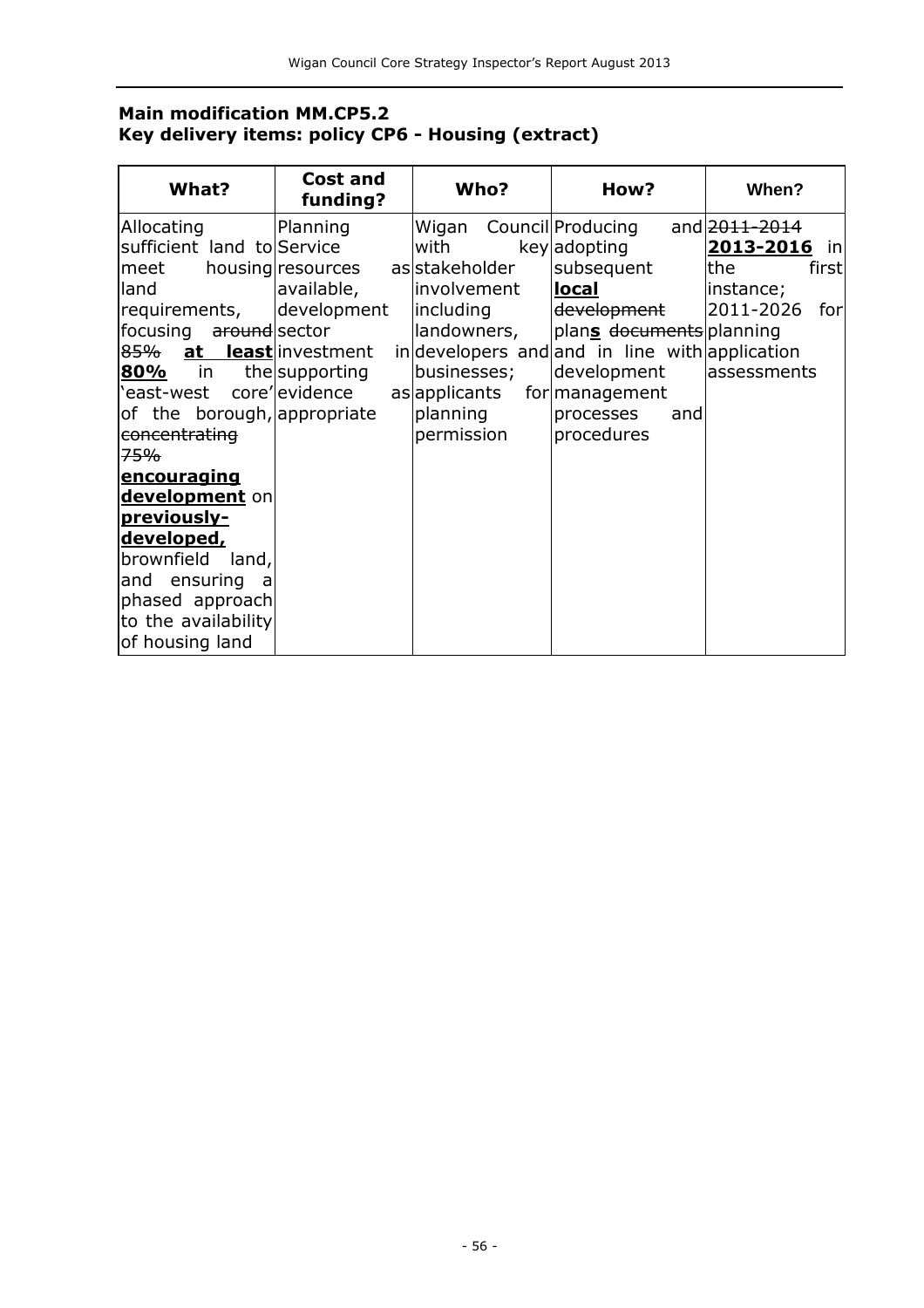**Main modification MM.CP5.2**
**Key delivery items: policy CP6 - Housing (extract)**

| What? | Cost and funding? | Who? | How? | When? |
|---|---|---|---|---|
| Allocating sufficient land to meet housing land requirements, focusing ~~around~~ ~~85%~~ **at least 80%** in the 'east-west core' of the borough, ~~concentrating 75%~~ **encouraging development** on **previously-developed,** brownfield land, and ensuring a phased approach to the availability of housing land | Planning Service resources as available, development sector investment in the supporting evidence as appropriate | Wigan Council with key stakeholder involvement including landowners, developers and businesses; applicants for planning permission | Producing and adopting subsequent **local** ~~development~~ plan**s** ~~documents~~ and in line with development management processes and procedures | ~~2011-2014~~ **2013-2016** in the first instance; 2011-2026 for planning application assessments |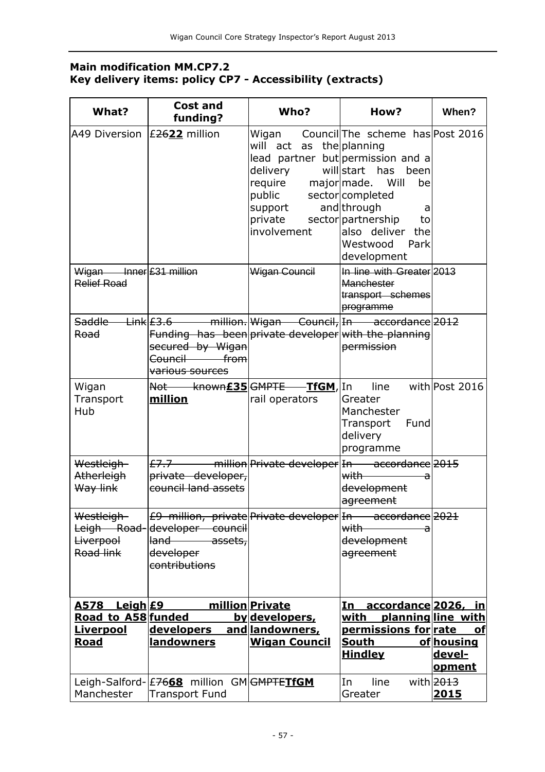## Main modification MM.CP7.2
## Key delivery items: policy CP7 - Accessibility (extracts)

| What? | Cost and funding? | Who? | How? | When? |
|---|---|---|---|---|
| A49 Diversion | ~~£26~~**22** million | Wigan Council will act as the lead partner but delivery will require major public sector support and private sector involvement | The scheme has planning permission and a start has been made. Will be completed through a partnership to also deliver the Westwood Park development | Post 2016 |
| ~~Wigan Inner Relief Road~~ | ~~£31 million~~ | ~~Wigan Council~~ | ~~In line with Greater Manchester transport schemes programme~~ | ~~2013~~ |
| ~~Saddle Link Road~~ | ~~£3.6 million. Funding has been secured by Wigan Council from various sources~~ | ~~Wigan Council, private developer~~ | ~~In accordance with the planning permission~~ | ~~2012~~ |
| Wigan Transport Hub | ~~Not known~~**£35 million** | ~~GMPTE~~ **TfGM**, rail operators | In line with Greater Manchester Transport Fund delivery programme | Post 2016 |
| ~~Westleigh-Atherleigh Way link~~ | ~~£7.7 million private developer, council land assets~~ | ~~Private developer~~ | ~~In accordance with a development agreement~~ | ~~2015~~ |
| ~~Westleigh-Leigh Road-Liverpool Road link~~ | ~~£9 million, private developer council land assets, developer contributions~~ | ~~Private developer~~ | ~~In accordance with a development agreement~~ | ~~2021~~ |
| **A578 Leigh Road to A58 Liverpool Road** | **£9 million funded by developers and landowners** | **Private developers, landowners, Wigan Council** | **In accordance with planning permissions for South Hindley** | **2026, in line with rate of housing devel-opment** |
| Leigh-Salford-Manchester | ~~£76~~**68** million GM Transport Fund | ~~GMPTE~~**TfGM** | In line with Greater | ~~2013~~ **2015** |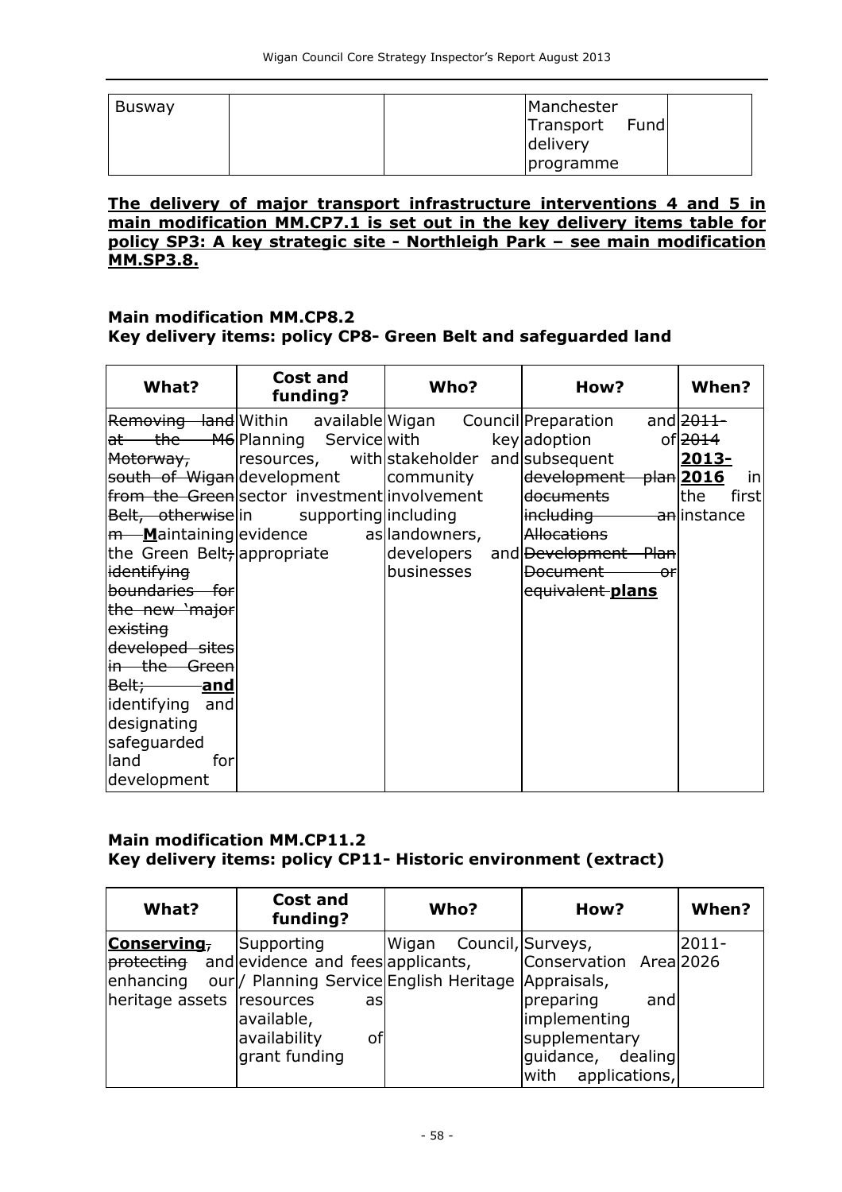| Busway | | | Manchester Transport Fund delivery programme | |
|---|---|---|---|---|

**The delivery of major transport infrastructure interventions 4 and 5 in main modification MM.CP7.1 is set out in the key delivery items table for policy SP3: A key strategic site - Northleigh Park – see main modification MM.SP3.8.**

### Main modification MM.CP8.2
### Key delivery items: policy CP8- Green Belt and safeguarded land

| What? | Cost and funding? | Who? | How? | When? |
|---|---|---|---|---|
| ~~Removing land at the M6 Motorway, south of Wigan from the Green Belt, otherwise m~~ **M**aintaining the Green Belt~~; identifying boundaries for the new 'major existing developed sites in the Green Belt;~~ **and** identifying and designating safeguarded land for development | Within available Planning Service resources, with development sector investment in supporting evidence as appropriate | Wigan Council with key stakeholder and community involvement including landowners, developers and businesses | Preparation and adoption of subsequent ~~development plan documents including an Allocations Development Plan Document or equivalent~~ **plans** | ~~2011-2014~~ **2013-2016** in the first instance |

### Main modification MM.CP11.2
### Key delivery items: policy CP11- Historic environment (extract)

| What? | Cost and funding? | Who? | How? | When? |
|---|---|---|---|---|
| **Conserving**~~, protecting~~ and enhancing our heritage assets | Supporting evidence and fees / Planning Service resources as available, availability of grant funding | Wigan Council, applicants, English Heritage | Surveys, Conservation Area Appraisals, preparing and implementing supplementary guidance, dealing with applications, | 2011-2026 |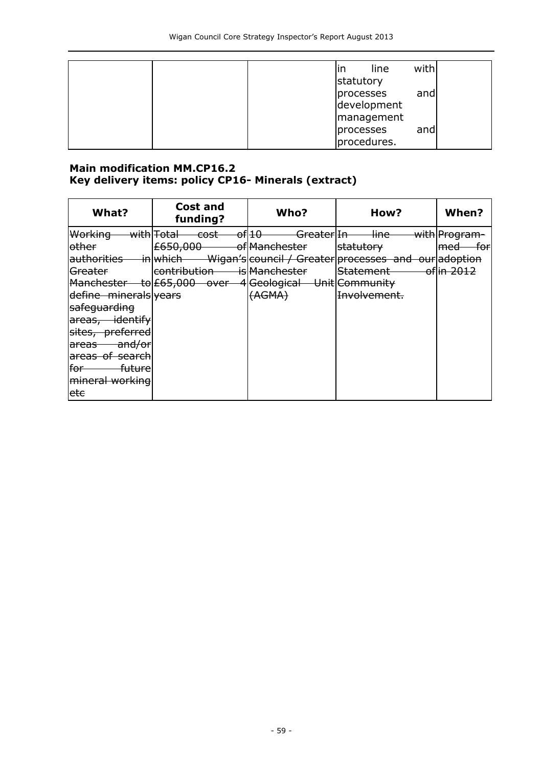|  |  |  | in line with statutory processes and development management processes and procedures. |  |
|---|---|---|---|---|

**Main modification MM.CP16.2**
**Key delivery items: policy CP16- Minerals (extract)**

| What? | Cost and funding? | Who? | How? | When? |
|---|---|---|---|---|
| ~~Working with other authorities in Greater Manchester to define minerals safeguarding areas, identify sites, preferred areas and/or areas of search for future mineral working etc~~ | ~~Total cost of £650,000 of which Wigan's contribution is £65,000 over 4 years~~ | ~~10 Greater Manchester council / Greater Manchester Geological Unit (AGMA)~~ | ~~In line with statutory processes and our Statement of Community Involvement.~~ | ~~Program-med for adoption in 2012~~ |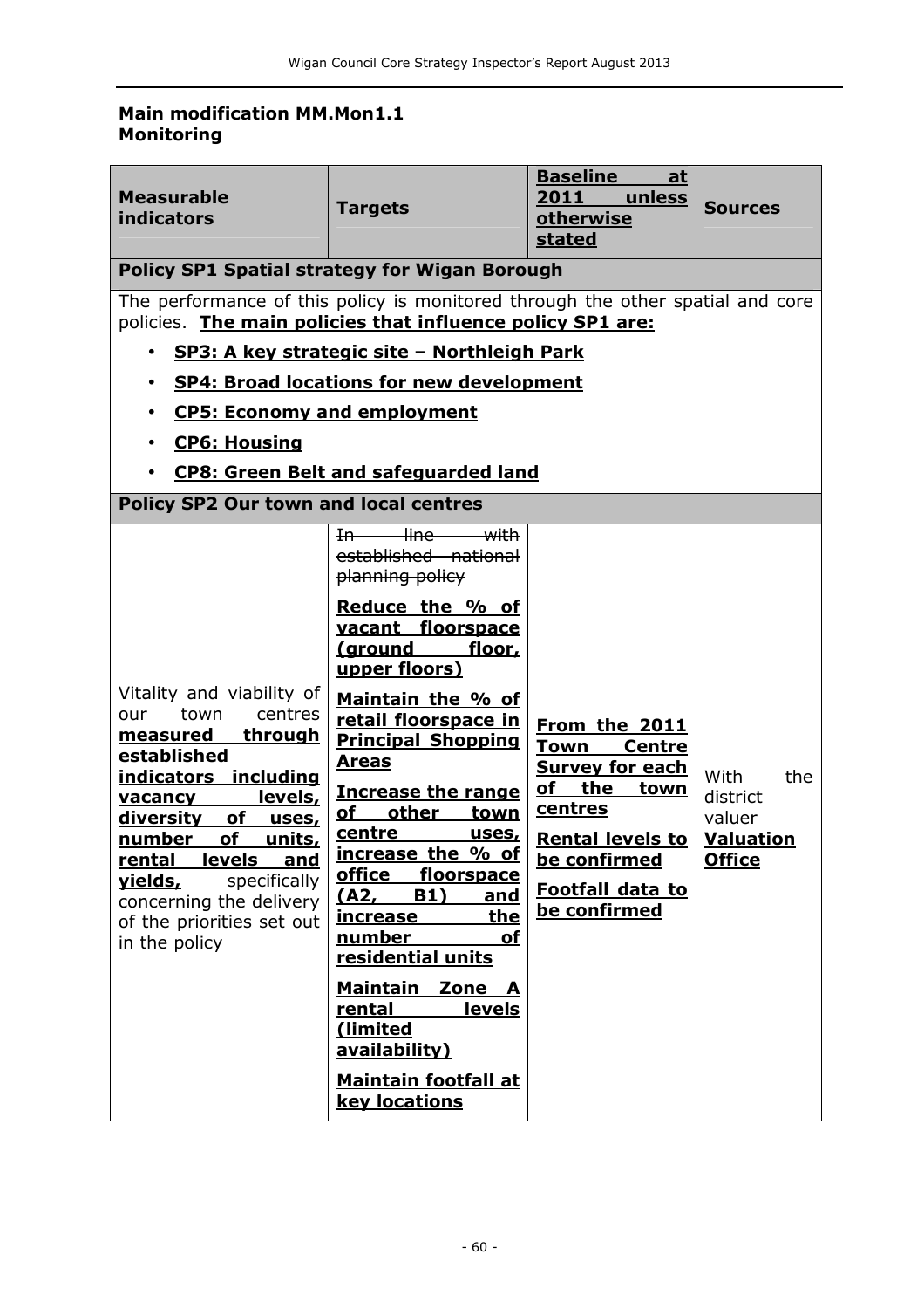**Main modification MM.Mon1.1**
**Monitoring**

| Measurable indicators | Targets | Baseline at 2011 unless otherwise stated | Sources |
|---|---|---|---|
| **Policy SP1 Spatial strategy for Wigan Borough** | | | |
| The performance of this policy is monitored through the other spatial and core policies. **The main policies that influence policy SP1 are:** <br>• **SP3: A key strategic site – Northleigh Park** <br>• **SP4: Broad locations for new development** <br>• **CP5: Economy and employment** <br>• **CP6: Housing** <br>• **CP8: Green Belt and safeguarded land** | | | |
| **Policy SP2 Our town and local centres** | | | |
| Vitality and viability of our town centres **measured through established indicators including vacancy levels, diversity of uses, number of units, rental levels and yields,** specifically concerning the delivery of the priorities set out in the policy | ~~In line with established national planning policy~~ <br>**Reduce the % of vacant floorspace (ground floor, upper floors)** <br>**Maintain the % of retail floorspace in Principal Shopping Areas** <br>**Increase the range of other town centre uses, increase the % of office floorspace (A2, B1) and increase the number of residential units** <br>**Maintain Zone A rental levels (limited availability)** <br>**Maintain footfall at key locations** | **From the 2011 Town Centre Survey for each of the town centres** <br>**Rental levels to be confirmed** <br>**Footfall data to be confirmed** | With the ~~district valuer~~ **Valuation Office** |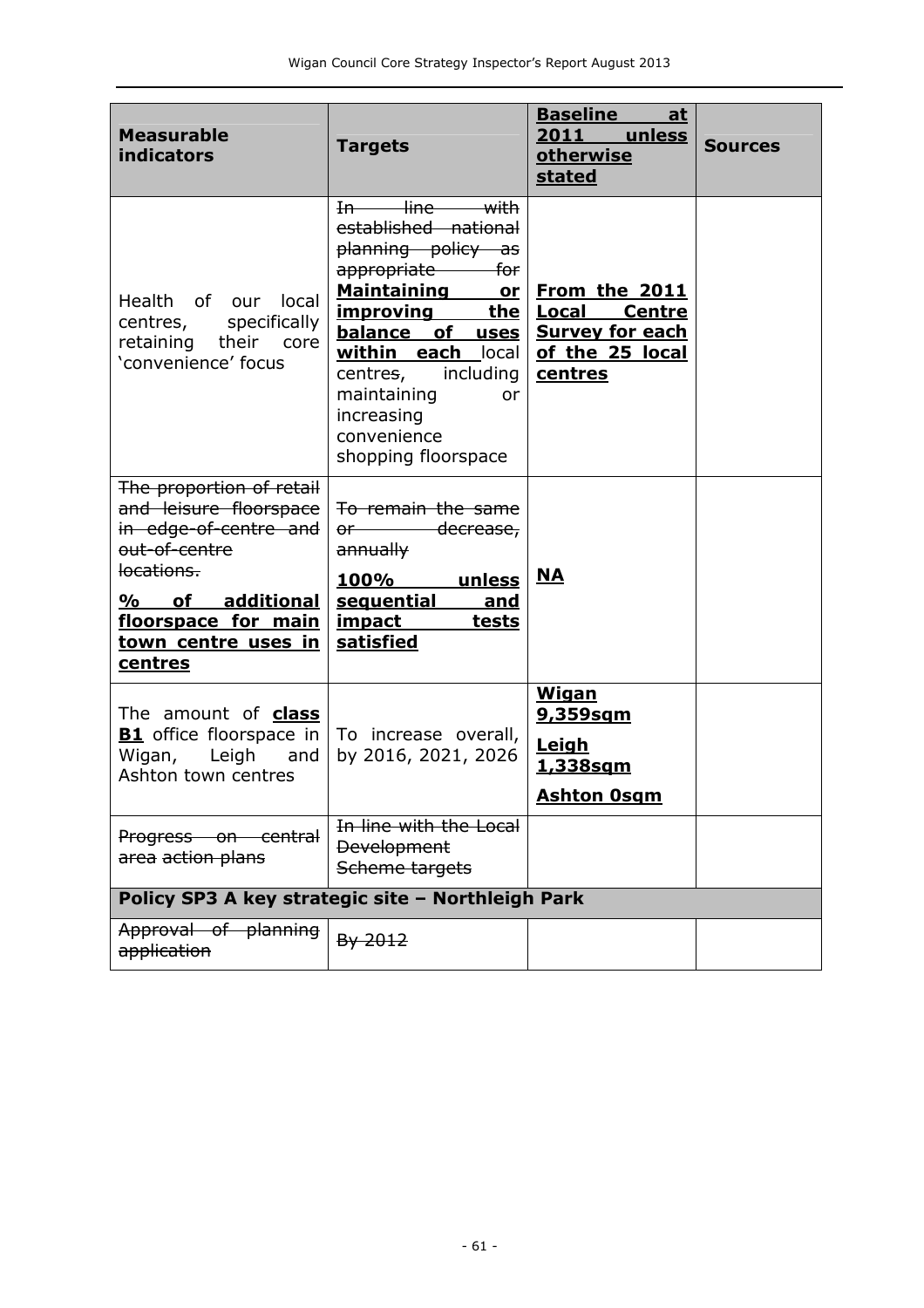| **Measurable indicators** | **Targets** | **Baseline at 2011 unless otherwise stated** | **Sources** |
|---|---|---|---|
| Health of our local centres, specifically retaining their core 'convenience' focus | ~~In line with established national planning policy as appropriate for~~ **Maintaining or improving the balance of uses within each** local centres~~,~~ including maintaining or increasing convenience shopping floorspace | **From the 2011 Local Centre Survey for each of the 25 local centres** | |
| ~~The proportion of retail and leisure floorspace in edge-of-centre and out-of-centre locations.~~ **% of additional floorspace for main town centre uses in centres** | ~~To remain the same or decrease, annually~~ **100% unless sequential and impact tests satisfied** | **NA** | |
| The amount of **class B1** office floorspace in Wigan, Leigh and Ashton town centres | To increase overall, by 2016, 2021, 2026 | **Wigan 9,359sqm** **Leigh 1,338sqm** **Ashton 0sqm** | |
| ~~Progress on central area action plans~~ | ~~In line with the Local Development Scheme targets~~ | | |
| **Policy SP3 A key strategic site – Northleigh Park** | | | |
| ~~Approval of planning application~~ | ~~By 2012~~ | | |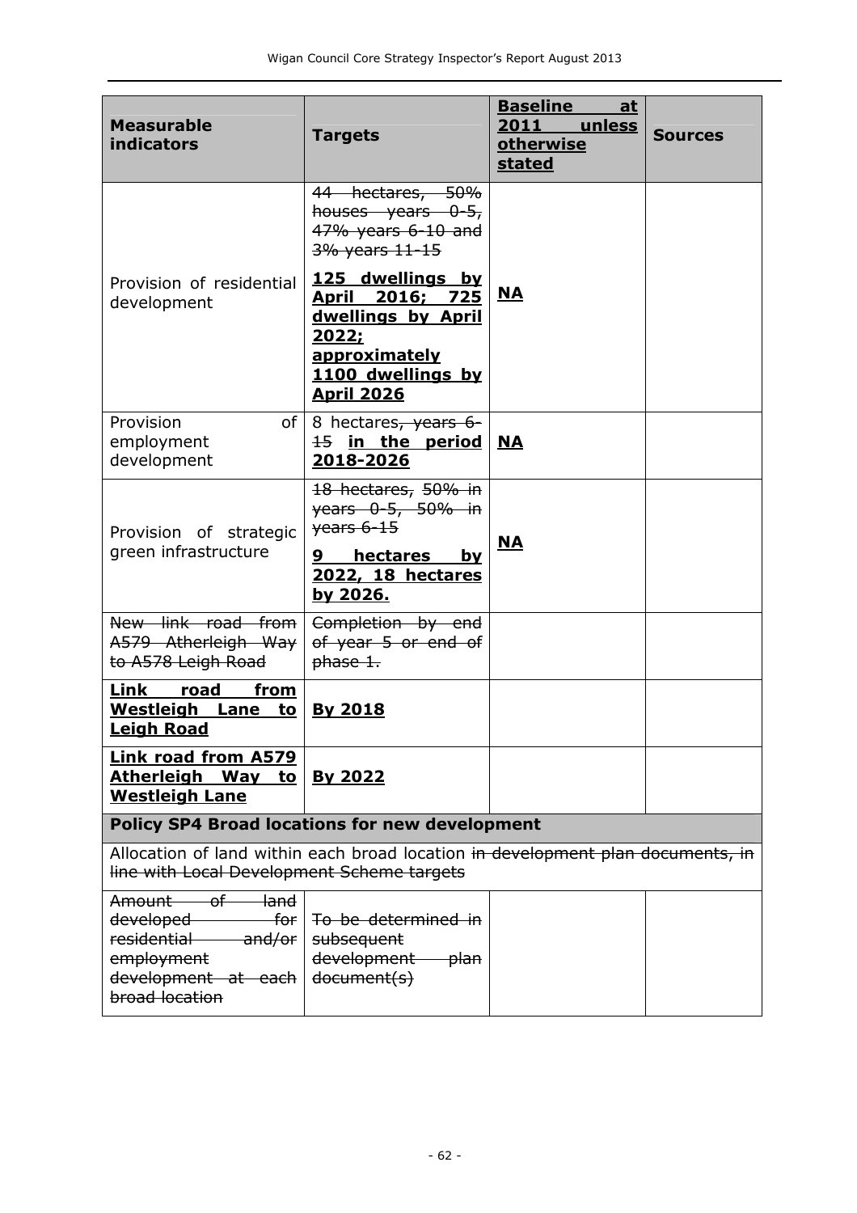| **Measurable indicators** | **Targets** | **Baseline at 2011 unless otherwise stated** | **Sources** |
|---|---|---|---|
| Provision of residential development | ~~44 hectares, 50% houses years 0-5, 47% years 6-10 and 3% years 11-15~~ **125 dwellings by April 2016; 725 dwellings by April 2022; approximately 1100 dwellings by April 2026** | **NA** | |
| Provision of employment development | 8 hectares~~, years 6-15~~ **in the period 2018-2026** | **NA** | |
| Provision of strategic green infrastructure | ~~18 hectares, 50% in years 0-5, 50% in years 6-15~~ **9 hectares by 2022, 18 hectares by 2026.** | **NA** | |
| ~~New link road from A579 Atherleigh Way to A578 Leigh Road~~ | ~~Completion by end of year 5 or end of phase 1.~~ | | |
| **Link road from Westleigh Lane to Leigh Road** | **By 2018** | | |
| **Link road from A579 Atherleigh Way to Westleigh Lane** | **By 2022** | | |
| **Policy SP4 Broad locations for new development** | | | |
| Allocation of land within each broad location ~~in development plan documents, in line with Local Development Scheme targets~~ | | | |
| ~~Amount of land developed for residential and/or employment development at each broad location~~ | ~~To be determined in subsequent development plan document(s)~~ | | |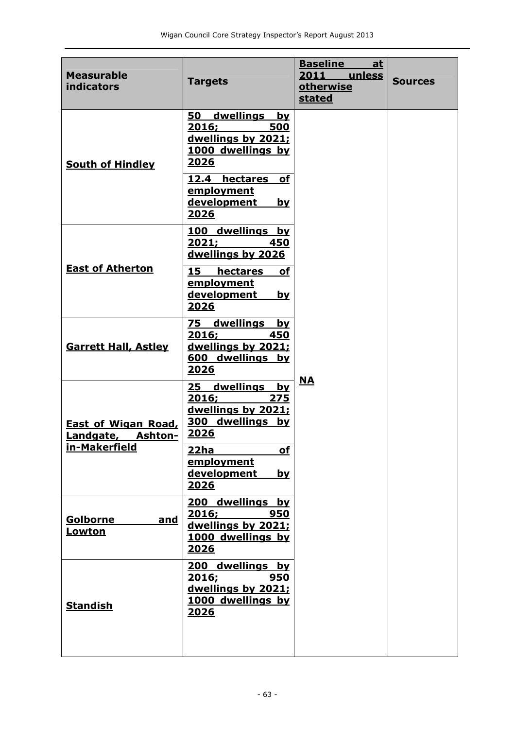| Measurable indicators | Targets | Baseline at 2011 unless otherwise stated | Sources |
|---|---|---|---|
| South of Hindley | 50 dwellings by 2016; 500 dwellings by 2021; 1000 dwellings by 2026 | NA | |
| | 12.4 hectares of employment development by 2026 | | |
| East of Atherton | 100 dwellings by 2021; 450 dwellings by 2026 | | |
| | 15 hectares of employment development by 2026 | | |
| Garrett Hall, Astley | 75 dwellings by 2016; 450 dwellings by 2021; 600 dwellings by 2026 | | |
| East of Wigan Road, Landgate, Ashton-in-Makerfield | 25 dwellings by 2016; 275 dwellings by 2021; 300 dwellings by 2026 | | |
| | 22ha of employment development by 2026 | | |
| Golborne and Lowton | 200 dwellings by 2016; 950 dwellings by 2021; 1000 dwellings by 2026 | | |
| Standish | 200 dwellings by 2016; 950 dwellings by 2021; 1000 dwellings by 2026 | | |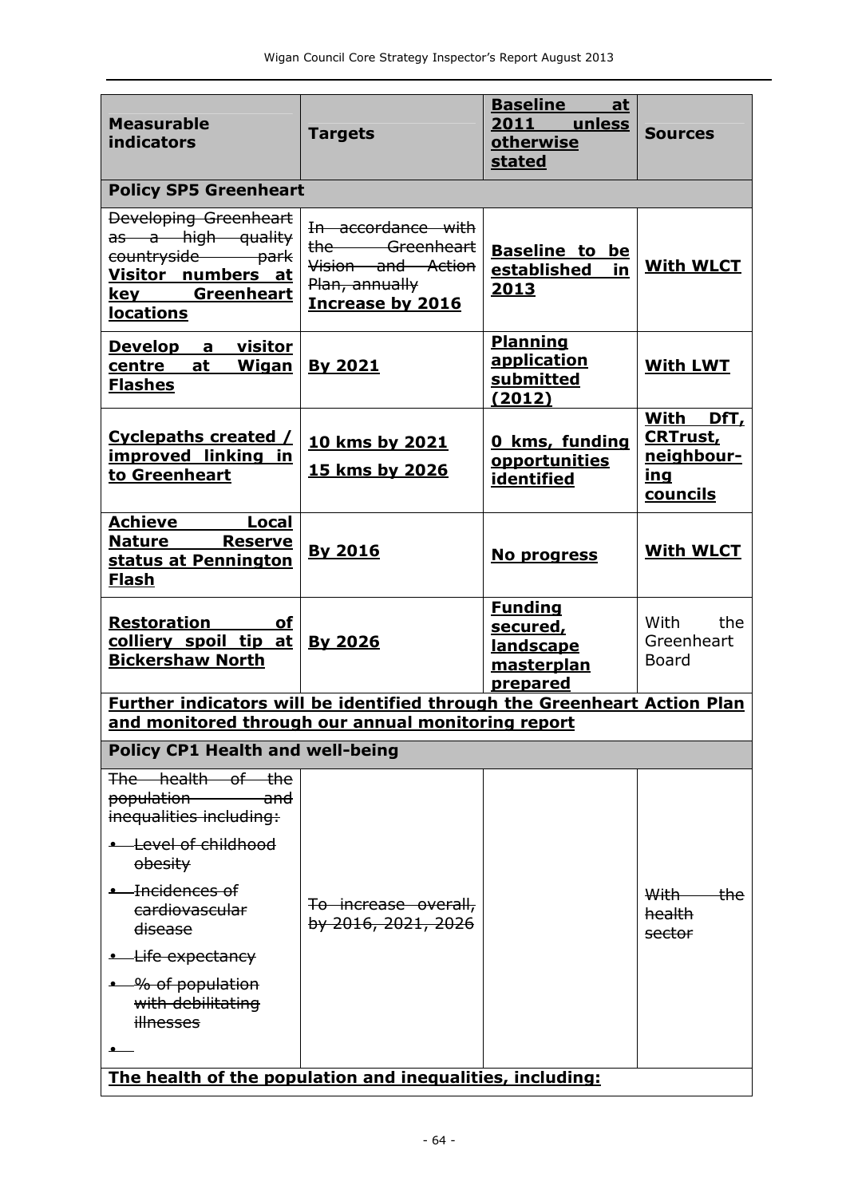| Measurable indicators | Targets | Baseline at 2011 unless otherwise stated | Sources |
|---|---|---|---|
| **Policy SP5 Greenheart** | | | |
| ~~Developing Greenheart as a high quality countryside park~~ **Visitor numbers at key Greenheart locations** | ~~In accordance with the Greenheart Vision and Action Plan, annually~~ **Increase by 2016** | **Baseline to be established in 2013** | **With WLCT** |
| **Develop a visitor centre at Wigan Flashes** | **By 2021** | **Planning application submitted (2012)** | **With LWT** |
| **Cyclepaths created / improved linking in to Greenheart** | **10 kms by 2021**<br>**15 kms by 2026** | **0 kms, funding opportunities identified** | **With DfT, CRTrust, neighbour-ing councils** |
| **Achieve Local Nature Reserve status at Pennington Flash** | **By 2016** | **No progress** | **With WLCT** |
| **Restoration of colliery spoil tip at Bickershaw North** | **By 2026** | **Funding secured, landscape masterplan prepared** | With the Greenheart Board |
| **Further indicators will be identified through the Greenheart Action Plan and monitored through our annual monitoring report** | | | |
| **Policy CP1 Health and well-being** | | | |
| ~~The health of the population and inequalities including:~~<br>~~• Level of childhood obesity~~<br>~~• Incidences of cardiovascular disease~~<br>~~• Life expectancy~~<br>~~• % of population with debilitating illnesses~~<br>• | ~~To increase overall, by 2016, 2021, 2026~~ | | ~~With the health sector~~ |
| **The health of the population and inequalities, including:** | | | |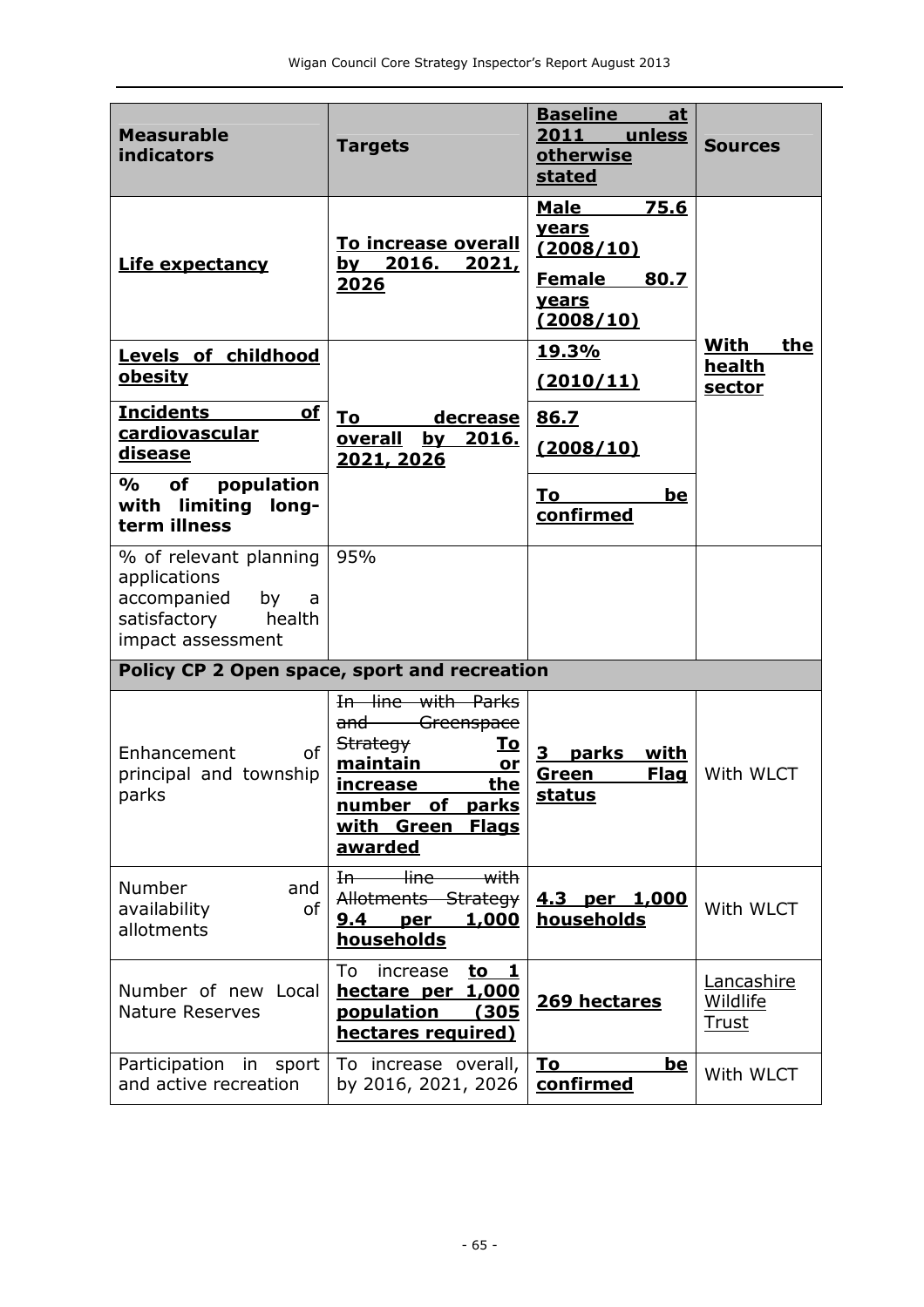| Measurable indicators | Targets | Baseline at 2011 unless otherwise stated | Sources |
|---|---|---|---|
| **Life expectancy** | **To increase overall by 2016. 2021, 2026** | **Male 75.6 years (2008/10)**<br>**Female 80.7 years (2008/10)** | **With the health sector** |
| **Levels of childhood obesity** | **To decrease overall by 2016. 2021, 2026** | **19.3% (2010/11)** | |
| **Incidents of cardiovascular disease** | | **86.7 (2008/10)** | |
| **% of population with limiting long-term illness** | | **To be confirmed** | |
| % of relevant planning applications accompanied by a satisfactory health impact assessment | 95% | | |
| **Policy CP 2 Open space, sport and recreation** | | | |
| Enhancement of principal and township parks | ~~In line with Parks and Greenspace Strategy~~ **To maintain or increase the number of parks with Green Flags awarded** | **3 parks with Green Flag status** | With WLCT |
| Number and availability of allotments | ~~In line with Allotments Strategy~~ **9.4 per 1,000 households** | **4.3 per 1,000 households** | With WLCT |
| Number of new Local Nature Reserves | To increase **to 1 hectare per 1,000 population (305 hectares required)** | **269 hectares** | Lancashire Wildlife Trust |
| Participation in sport and active recreation | To increase overall, by 2016, 2021, 2026 | **To be confirmed** | With WLCT |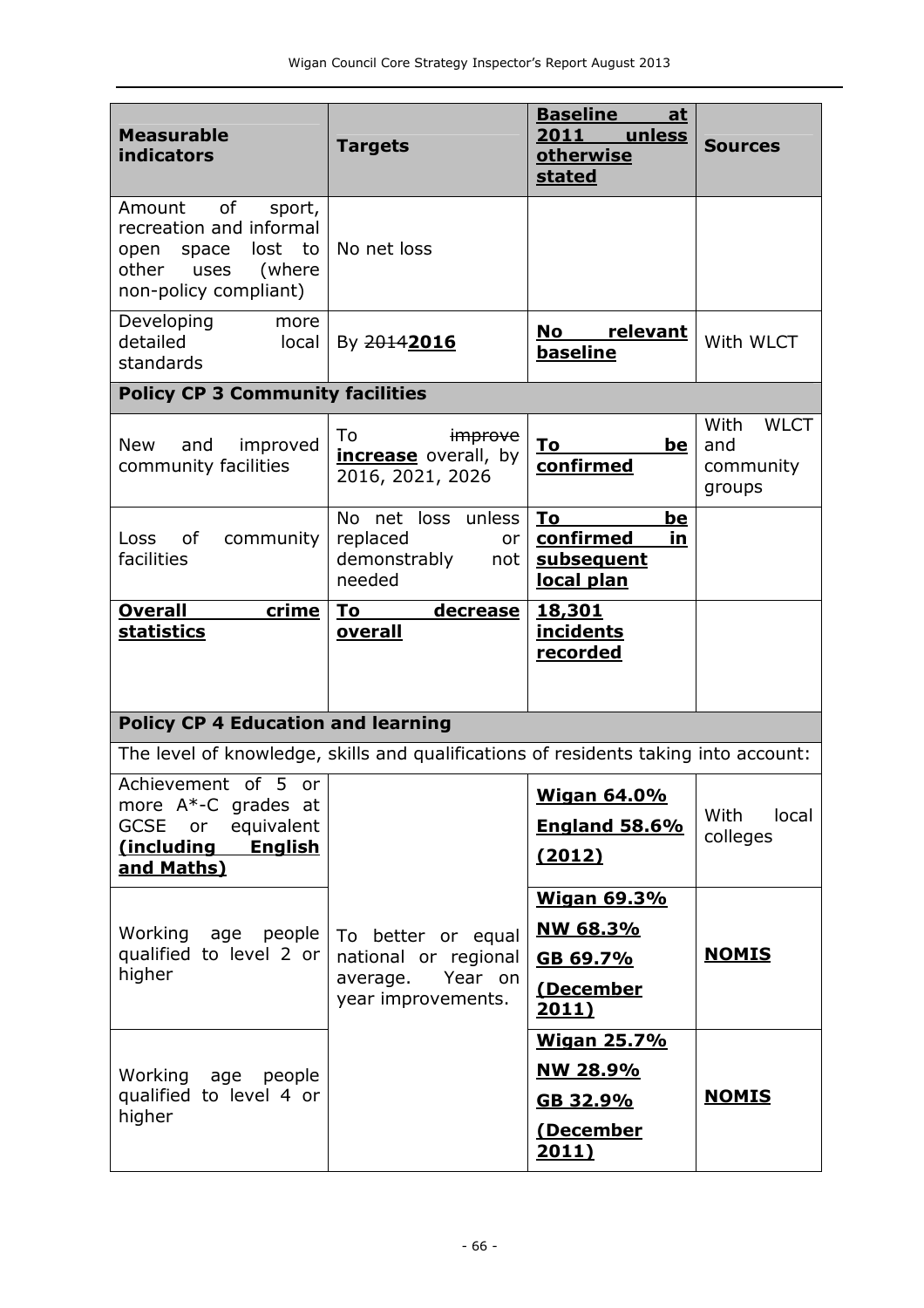| Measurable indicators | Targets | **Baseline at 2011 unless otherwise stated** | Sources |
|---|---|---|---|
| Amount of sport, recreation and informal open space lost to other uses (where non-policy compliant) | No net loss | | |
| Developing more detailed local standards | By ~~2014~~**2016** | **No relevant baseline** | With WLCT |
| **Policy CP 3 Community facilities** | | | |
| New and improved community facilities | To ~~improve~~ **increase** overall, by 2016, 2021, 2026 | **To be confirmed** | With WLCT and community groups |
| Loss of community facilities | No net loss unless replaced or demonstrably not needed | **To be confirmed in subsequent local plan** | |
| **Overall crime statistics** | **To decrease overall** | **18,301 incidents recorded** | |
| **Policy CP 4 Education and learning** | | | |
| The level of knowledge, skills and qualifications of residents taking into account: | | | |
| Achievement of 5 or more A*-C grades at GCSE or equivalent **(including English and Maths)** | To better or equal national or regional average. Year on year improvements. | **Wigan 64.0%** **England 58.6%** **(2012)** | With local colleges |
| Working age people qualified to level 2 or higher | | **Wigan 69.3%** **NW 68.3%** **GB 69.7%** **(December 2011)** | **NOMIS** |
| Working age people qualified to level 4 or higher | | **Wigan 25.7%** **NW 28.9%** **GB 32.9%** **(December 2011)** | **NOMIS** |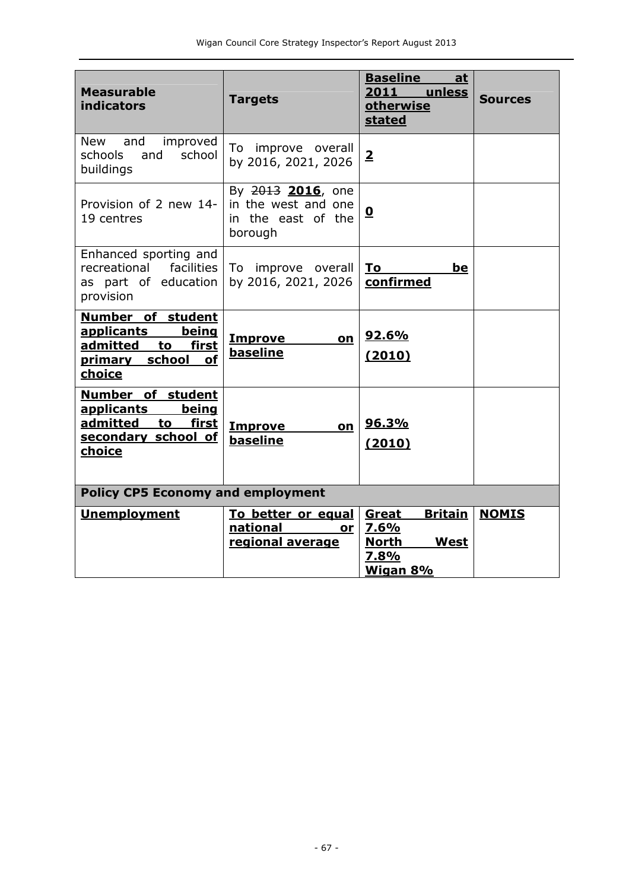| Measurable indicators | Targets | **Baseline at 2011 unless otherwise stated** | Sources |
|---|---|---|---|
| New and improved schools and school buildings | To improve overall by 2016, 2021, 2026 | **2** | |
| Provision of 2 new 14-19 centres | By ~~2013~~ **2016**, one in the west and one in the east of the borough | **0** | |
| Enhanced sporting and recreational facilities as part of education provision | To improve overall by 2016, 2021, 2026 | **To be confirmed** | |
| **Number of student applicants being admitted to first primary school of choice** | **Improve on baseline** | **92.6% (2010)** | |
| **Number of student applicants being admitted to first secondary school of choice** | **Improve on baseline** | **96.3% (2010)** | |
| **Policy CP5 Economy and employment** | | | |
| **Unemployment** | **To better or equal national or regional average** | **Great Britain 7.6%**<br>**North West 7.8%**<br>**Wigan 8%** | **NOMIS** |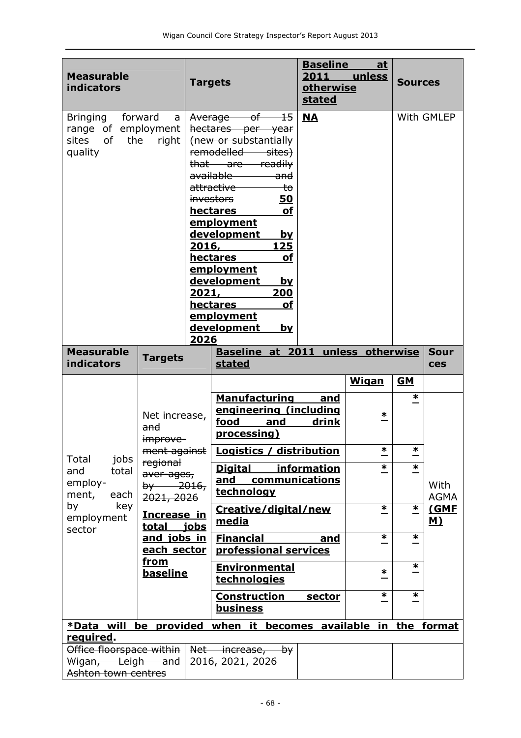| **Measurable indicators** | **Targets** | **Baseline at 2011 unless otherwise stated** | **Sources** |
|---|---|---|---|
| Bringing forward a range of employment sites of the right quality | ~~Average of 15 hectares per year (new or substantially remodelled sites) that are readily available and attractive to investors~~ **50 hectares of employment development by 2016, 125 hectares of employment development by 2021, 200 hectares of employment development by 2026** | **NA** | With GMLEP |

| **Measurable indicators** | **Targets** | **Baseline at 2011 unless otherwise stated** | | | **Sources** |
|---|---|---|---|---|---|
| | | | **Wigan** | **GM** | |
| Total jobs and total employ-ment, each by key employment sector | ~~Net increase, and improve-ment against regional aver-ages, by 2016, 2021, 2026~~ **Increase in total jobs and jobs in each sector from baseline** | **Manufacturing and engineering (including food and drink processing)** | **\*** | **\*** | With AGMA **(GMFM)** |
| | | **Logistics / distribution** | **\*** | **\*** | |
| | | **Digital information and communications technology** | **\*** | **\*** | |
| | | **Creative/digital/new media** | **\*** | **\*** | |
| | | **Financial and professional services** | **\*** | **\*** | |
| | | **Environmental technologies** | **\*** | **\*** | |
| | | **Construction sector business** | **\*** | **\*** | |

**\*Data will be provided when it becomes available in the format required.**

| | | | |
|---|---|---|---|
| ~~Office floorspace within Wigan, Leigh and Ashton town centres~~ | ~~Net increase, by 2016, 2021, 2026~~ | | |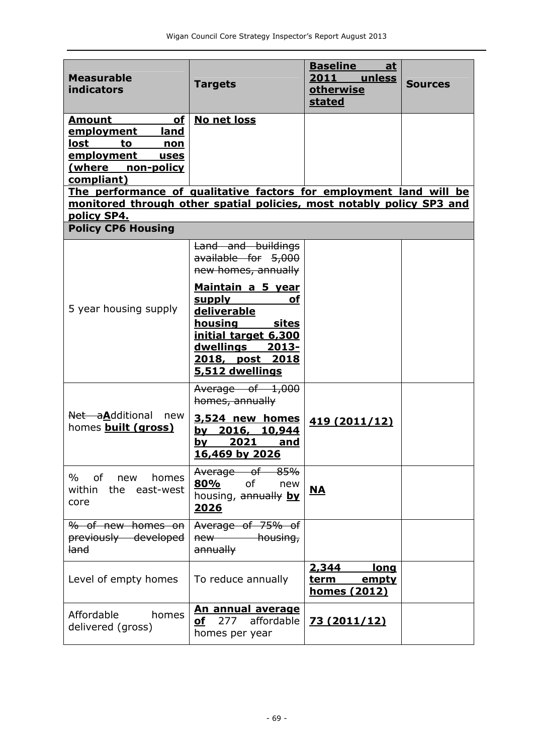| Measurable indicators | Targets | Baseline at 2011 unless otherwise stated | Sources |
|---|---|---|---|
| **Amount of employment land lost to non employment uses (where non-policy compliant)** | **No net loss** | | |
| **The performance of qualitative factors for employment land will be monitored through other spatial policies, most notably policy SP3 and policy SP4.** | | | |
| **Policy CP6 Housing** | | | |
| 5 year housing supply | ~~Land and buildings available for 5,000 new homes, annually~~ **Maintain a 5 year supply of deliverable housing sites initial target 6,300 dwellings 2013-2018, post 2018 5,512 dwellings** | | |
| ~~Net a~~**A**dditional new homes **built (gross)** | ~~Average of 1,000 homes, annually~~ **3,524 new homes by 2016, 10,944 by 2021 and 16,469 by 2026** | **419 (2011/12)** | |
| % of new homes within the east-west core | ~~Average of 85%~~ **80%** of new housing, ~~annually~~ **by 2026** | **NA** | |
| ~~% of new homes on previously developed land~~ | ~~Average of 75% of new housing, annually~~ | | |
| Level of empty homes | To reduce annually | **2,344 long term empty homes (2012)** | |
| Affordable homes delivered (gross) | **An annual average of** 277 affordable homes per year | **73 (2011/12)** | |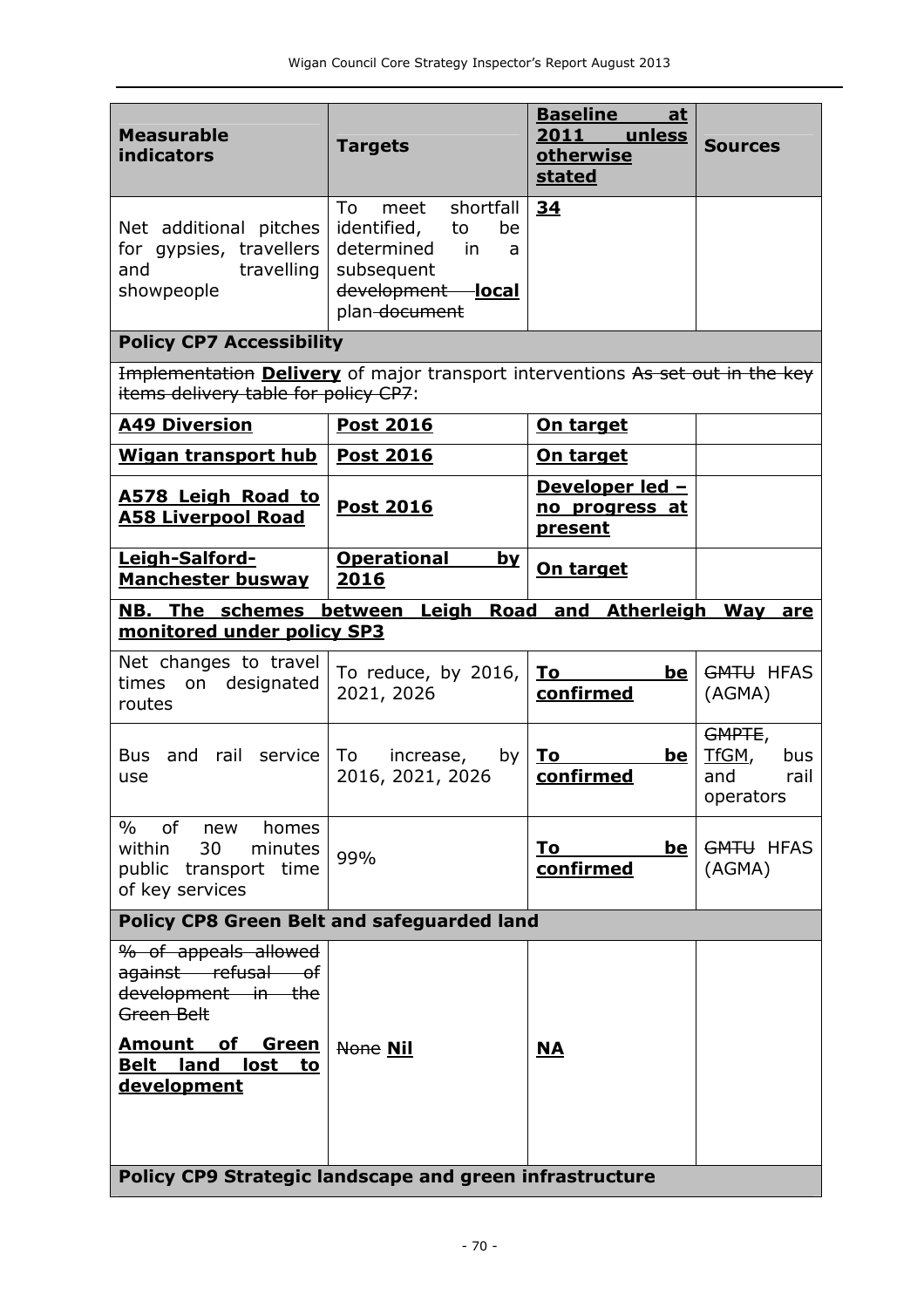| Measurable indicators | Targets | **Baseline at 2011 unless otherwise stated** | Sources |
|---|---|---|---|
| Net additional pitches for gypsies, travellers and travelling showpeople | To meet shortfall identified, to be determined in a subsequent ~~development~~ **local** plan ~~document~~ | **34** | |
| **Policy CP7 Accessibility** | | | |
| ~~Implementation~~ **Delivery** of major transport interventions ~~As set out in the key items delivery table for policy CP7~~: | | | |
| **A49 Diversion** | **Post 2016** | **On target** | |
| **Wigan transport hub** | **Post 2016** | **On target** | |
| **A578 Leigh Road to A58 Liverpool Road** | **Post 2016** | **Developer led – no progress at present** | |
| **Leigh-Salford-Manchester busway** | **Operational by 2016** | **On target** | |
| **NB. The schemes between Leigh Road and Atherleigh Way are monitored under policy SP3** | | | |
| Net changes to travel times on designated routes | To reduce, by 2016, 2021, 2026 | **To be confirmed** | ~~GMTU~~ HFAS (AGMA) |
| Bus and rail service use | To increase, by 2016, 2021, 2026 | **To be confirmed** | ~~GMPTE~~, TfGM, bus and rail operators |
| % of new homes within 30 minutes public transport time of key services | 99% | **To be confirmed** | ~~GMTU~~ HFAS (AGMA) |
| **Policy CP8 Green Belt and safeguarded land** | | | |
| ~~% of appeals allowed against refusal of development in the Green Belt~~ **Amount of Green Belt land lost to development** | ~~None~~ **Nil** | **NA** | |
| **Policy CP9 Strategic landscape and green infrastructure** | | | |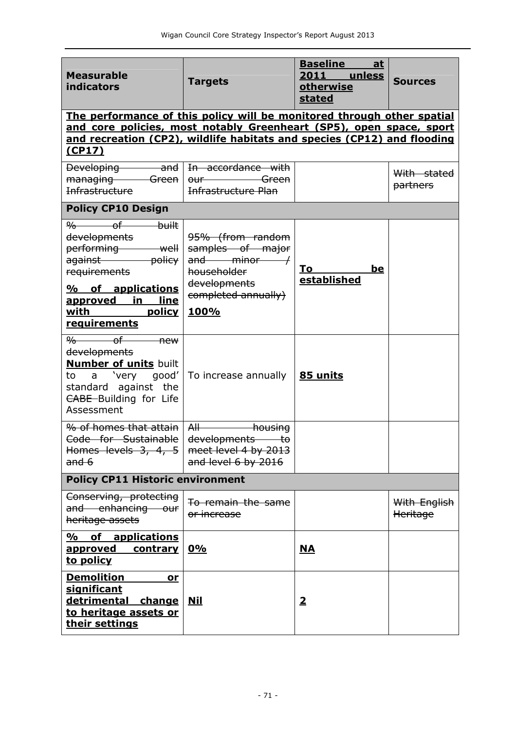| Measurable indicators | Targets | Baseline at 2011 unless otherwise stated | Sources |
|---|---|---|---|
| **The performance of this policy will be monitored through other spatial and core policies, most notably Greenheart (SP5), open space, sport and recreation (CP2), wildlife habitats and species (CP12) and flooding (CP17)** | | | |
| ~~Developing and managing Green Infrastructure~~ | ~~In accordance with our Green Infrastructure Plan~~ | | ~~With stated partners~~ |
| **Policy CP10 Design** | | | |
| ~~% of built developments performing well against policy requirements~~ **% of applications approved in line with policy requirements** | ~~95% (from random samples of major and minor / householder developments completed annually)~~ **100%** | **To be established** | |
| ~~% of new developments~~ **Number of units** built to a 'very good' standard against the ~~CABE~~ Building for Life Assessment | To increase annually | **85 units** | |
| ~~% of homes that attain Code for Sustainable Homes levels 3, 4, 5 and 6~~ | ~~All housing developments to meet level 4 by 2013 and level 6 by 2016~~ | | |
| **Policy CP11 Historic environment** | | | |
| ~~Conserving, protecting and enhancing our heritage assets~~ | ~~To remain the same or increase~~ | | ~~With English Heritage~~ |
| **% of applications approved contrary to policy** | **0%** | **NA** | |
| **Demolition or significant detrimental change to heritage assets or their settings** | **Nil** | **2** | |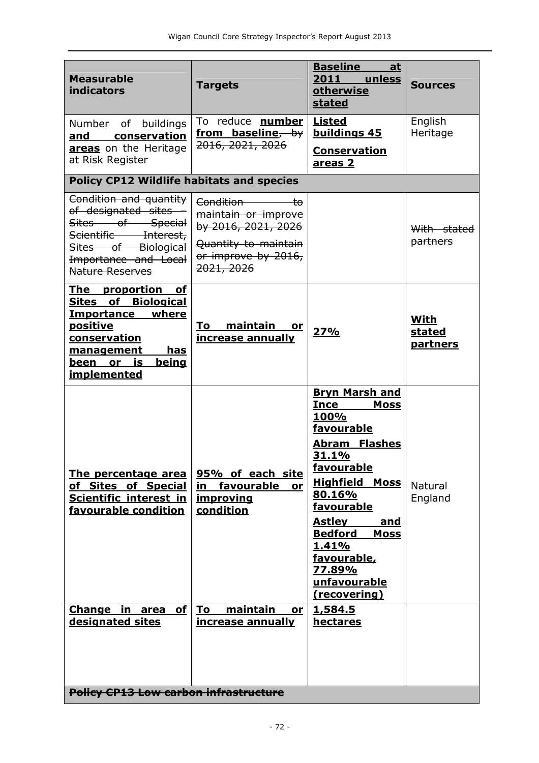| Measurable indicators | Targets | Baseline at 2011 unless otherwise stated | Sources |
|---|---|---|---|
| Number of buildings **<u>and conservation areas</u>** on the Heritage at Risk Register | To reduce **<u>number from baseline</u>**~~, by 2016, 2021, 2026~~ | **<u>Listed buildings 45</u>**<br>**<u>Conservation areas 2</u>** | English Heritage |
| **Policy CP12 Wildlife habitats and species** | | | |
| ~~Condition and quantity of designated sites – Sites of Special Scientific Interest, Sites of Biological Importance and Local Nature Reserves~~ | ~~Condition to maintain or improve by 2016, 2021, 2026~~<br>~~Quantity to maintain or improve by 2016, 2021, 2026~~ | | ~~With stated partners~~ |
| **<u>The proportion of Sites of Biological Importance where positive conservation management has been or is being implemented</u>** | **<u>To maintain or increase annually</u>** | **<u>27%</u>** | **<u>With stated partners</u>** |
| **<u>The percentage area of Sites of Special Scientific interest in favourable condition</u>** | **<u>95% of each site in favourable or improving condition</u>** | **<u>Bryn Marsh and Ince Moss 100% favourable</u>**<br>**<u>Abram Flashes 31.1% favourable</u>**<br>**<u>Highfield Moss 80.16% favourable</u>**<br>**<u>Astley and Bedford Moss 1.41% favourable, 77.89% unfavourable (recovering)</u>** | Natural England |
| **<u>Change in area of designated sites</u>** | **<u>To maintain or increase annually</u>** | **<u>1,584.5 hectares</u>** | |
| ~~**Policy CP13 Low carbon infrastructure**~~ | | | |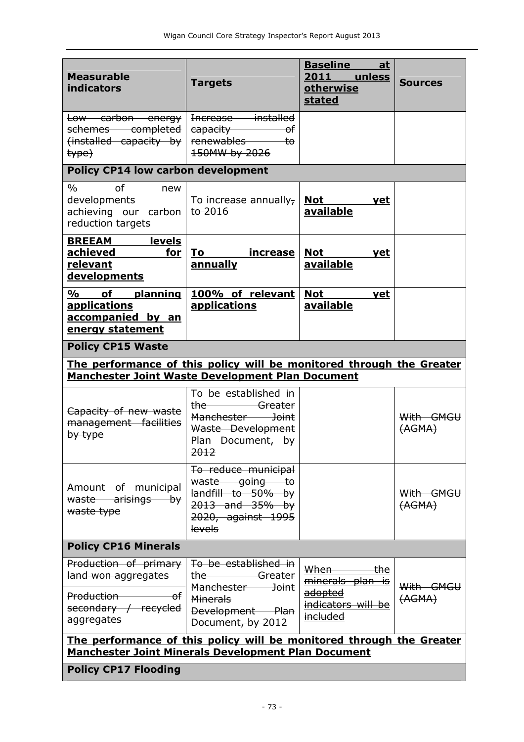| Measurable indicators | Targets | <u>Baseline at 2011 unless otherwise stated</u> | Sources |
|---|---|---|---|
| ~~Low carbon energy schemes completed (installed capacity by type)~~ | ~~Increase installed capacity of renewables to 150MW by 2026~~ | | |
| **Policy CP14 low carbon development** | | | |
| % of new developments achieving our carbon reduction targets | To increase annually~~, to 2016~~ | **<u>Not yet available</u>** | |
| **<u>BREEAM levels achieved for relevant developments</u>** | **<u>To increase annually</u>** | **<u>Not yet available</u>** | |
| **<u>% of planning applications accompanied by an energy statement</u>** | **<u>100% of relevant applications</u>** | **<u>Not yet available</u>** | |
| **Policy CP15 Waste** | | | |
| **<u>The performance of this policy will be monitored through the Greater Manchester Joint Waste Development Plan Document</u>** | | | |
| ~~Capacity of new waste management facilities by type~~ | ~~To be established in the Greater Manchester Joint Waste Development Plan Document, by 2012~~ | | ~~With GMGU (AGMA)~~ |
| ~~Amount of municipal waste arisings by waste type~~ | ~~To reduce municipal waste going to landfill to 50% by 2013 and 35% by 2020, against 1995 levels~~ | | ~~With GMGU (AGMA)~~ |
| **Policy CP16 Minerals** | | | |
| ~~Production of primary land won aggregates~~ | ~~To be established in the Greater Manchester Joint Minerals Development Plan Document, by 2012~~ | ~~<u>When the minerals plan is adopted indicators will be included</u>~~ | ~~With GMGU (AGMA)~~ |
| ~~Production of secondary / recycled aggregates~~ | | | |
| **<u>The performance of this policy will be monitored through the Greater Manchester Joint Minerals Development Plan Document</u>** | | | |
| **Policy CP17 Flooding** | | | |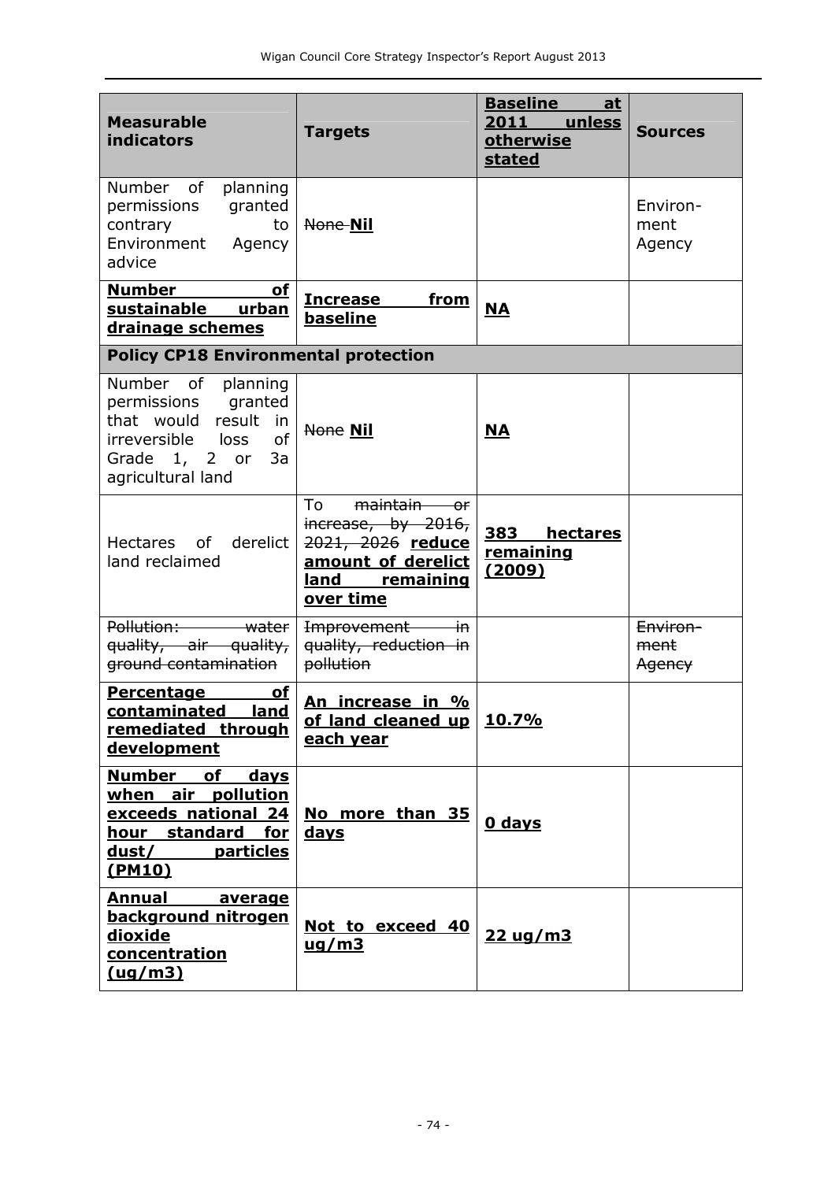| Measurable indicators | Targets | Baseline at 2011 unless otherwise stated | Sources |
|---|---|---|---|
| Number of planning permissions granted contrary to Environment Agency advice | ~~None~~ **Nil** | | Environ-ment Agency |
| **Number of sustainable urban drainage schemes** | **Increase from baseline** | **NA** | |
| **Policy CP18 Environmental protection** | | | |
| Number of planning permissions granted that would result in irreversible loss of Grade 1, 2 or 3a agricultural land | ~~None~~ **Nil** | **NA** | |
| Hectares of derelict land reclaimed | To ~~maintain or increase, by 2016, 2021, 2026~~ **reduce amount of derelict land remaining over time** | **383 hectares remaining (2009)** | |
| ~~Pollution: water quality, air quality, ground contamination~~ | ~~Improvement in quality, reduction in pollution~~ | | ~~Environ-ment Agency~~ |
| **Percentage of contaminated land remediated through development** | **An increase in % of land cleaned up each year** | **10.7%** | |
| **Number of days when air pollution exceeds national 24 hour standard for dust/ particles (PM10)** | **No more than 35 days** | **0 days** | |
| **Annual average background nitrogen dioxide concentration (ug/m3)** | **Not to exceed 40 ug/m3** | **22 ug/m3** | |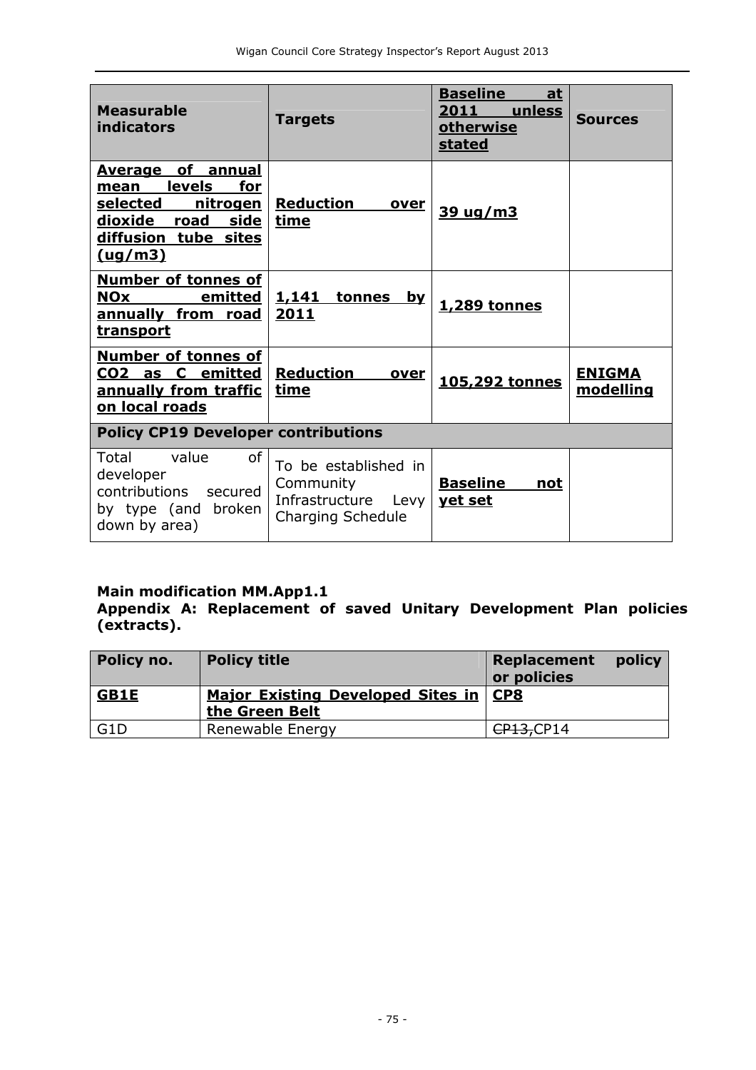| Measurable indicators | Targets | Baseline at 2011 unless otherwise stated | Sources |
|---|---|---|---|
| Average of annual mean levels for selected nitrogen dioxide road side diffusion tube sites (ug/m3) | Reduction over time | 39 ug/m3 | |
| Number of tonnes of NOx emitted annually from road transport | 1,141 tonnes by 2011 | 1,289 tonnes | |
| Number of tonnes of $CO_2$ as C emitted annually from traffic on local roads | Reduction over time | 105,292 tonnes | ENIGMA modelling |
| **Policy CP19 Developer contributions** | | | |
| Total value of developer contributions secured by type (and broken down by area) | To be established in Community Infrastructure Levy Charging Schedule | Baseline not yet set | |

**Main modification MM.App1.1**

**Appendix A: Replacement of saved Unitary Development Plan policies (extracts).**

| Policy no. | Policy title | Replacement policy or policies |
|---|---|---|
| GB1E | Major Existing Developed Sites in the Green Belt | CP8 |
| G1D | Renewable Energy | ~~CP13,~~CP14 |